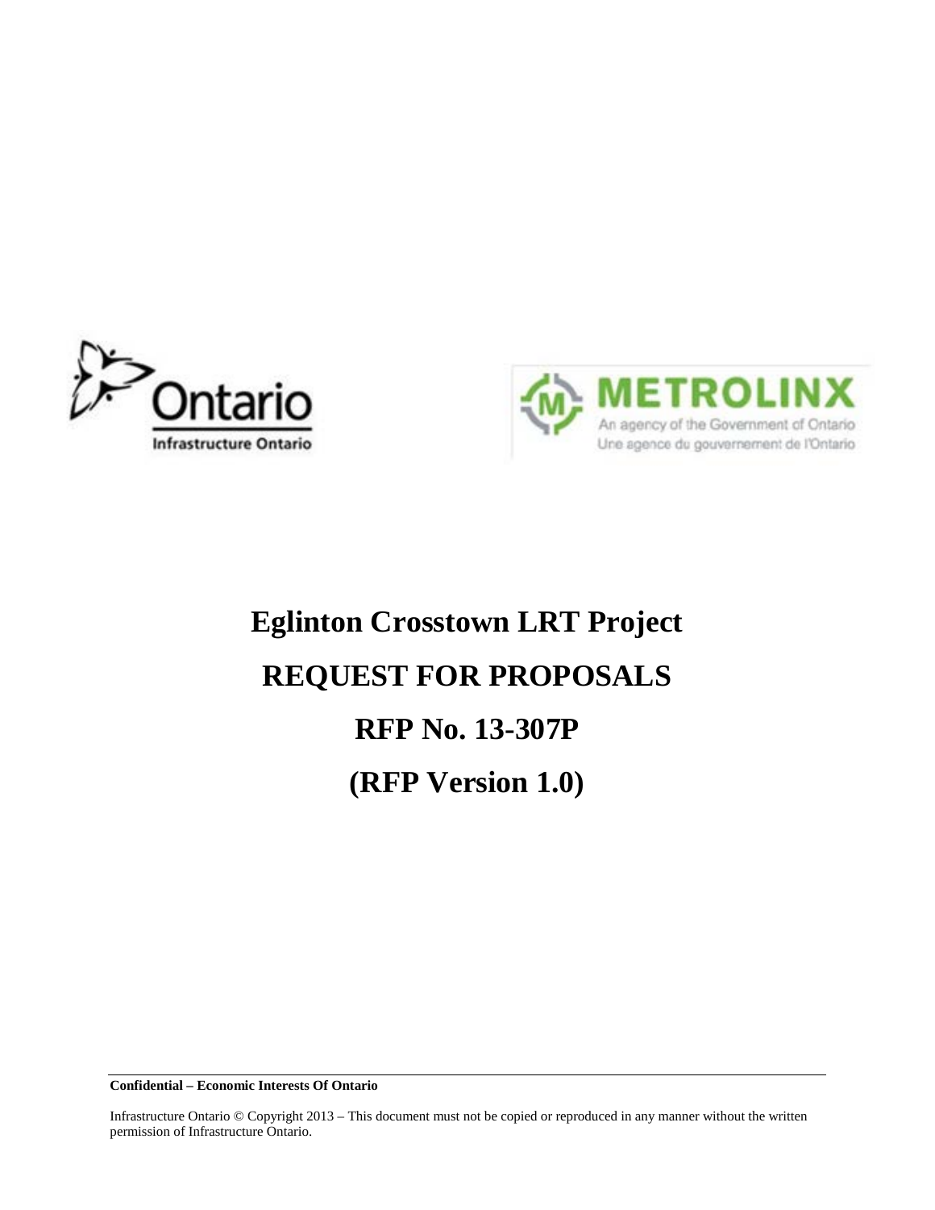Ontario

Infrastructure Ontario

METROLINX

An agency of the Government of Ontario

Une agence du gouvernement de l'Ontario

# Eglinton Crosstown LRT Project

# REQUEST FOR PROPOSALS

# RFP No. 13-307P

# (RFP Version 1.0)

**Confidential – Economic Interests Of Ontario**

Infrastructure Ontario © Copyright 2013 – This document must not be copied or reproduced in any manner without the written permission of Infrastructure Ontario.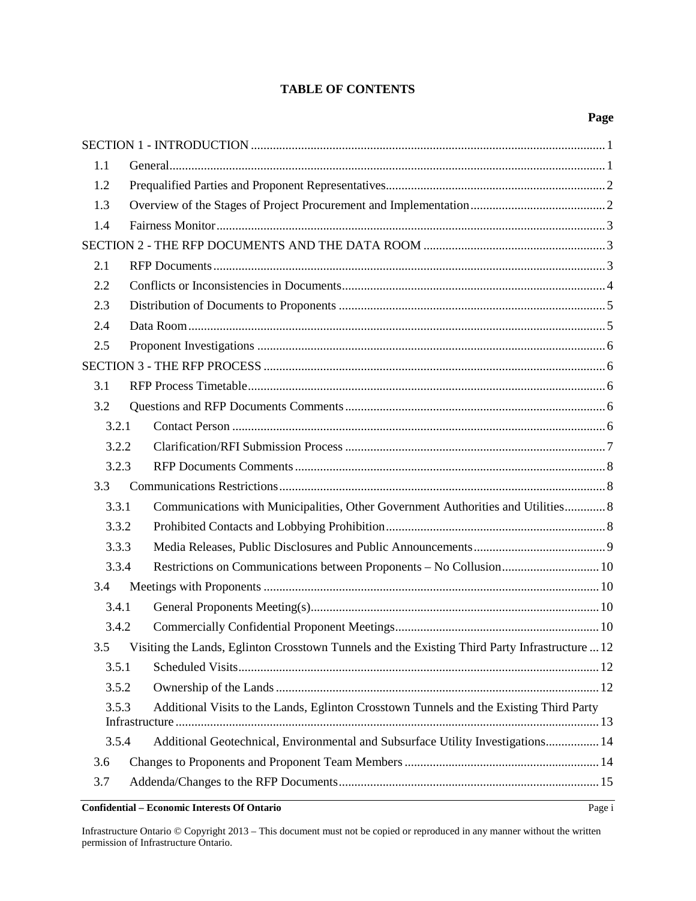**TABLE OF CONTENTS**

| | | Page |
|---|---|---|
| SECTION 1 - INTRODUCTION | | 1 |
| 1.1 | General | 1 |
| 1.2 | Prequalified Parties and Proponent Representatives | 2 |
| 1.3 | Overview of the Stages of Project Procurement and Implementation | 2 |
| 1.4 | Fairness Monitor | 3 |
| SECTION 2 - THE RFP DOCUMENTS AND THE DATA ROOM | | 3 |
| 2.1 | RFP Documents | 3 |
| 2.2 | Conflicts or Inconsistencies in Documents | 4 |
| 2.3 | Distribution of Documents to Proponents | 5 |
| 2.4 | Data Room | 5 |
| 2.5 | Proponent Investigations | 6 |
| SECTION 3 - THE RFP PROCESS | | 6 |
| 3.1 | RFP Process Timetable | 6 |
| 3.2 | Questions and RFP Documents Comments | 6 |
| 3.2.1 | Contact Person | 6 |
| 3.2.2 | Clarification/RFI Submission Process | 7 |
| 3.2.3 | RFP Documents Comments | 8 |
| 3.3 | Communications Restrictions | 8 |
| 3.3.1 | Communications with Municipalities, Other Government Authorities and Utilities | 8 |
| 3.3.2 | Prohibited Contacts and Lobbying Prohibition | 8 |
| 3.3.3 | Media Releases, Public Disclosures and Public Announcements | 9 |
| 3.3.4 | Restrictions on Communications between Proponents – No Collusion | 10 |
| 3.4 | Meetings with Proponents | 10 |
| 3.4.1 | General Proponents Meeting(s) | 10 |
| 3.4.2 | Commercially Confidential Proponent Meetings | 10 |
| 3.5 | Visiting the Lands, Eglinton Crosstown Tunnels and the Existing Third Party Infrastructure | 12 |
| 3.5.1 | Scheduled Visits | 12 |
| 3.5.2 | Ownership of the Lands | 12 |
| 3.5.3 | Additional Visits to the Lands, Eglinton Crosstown Tunnels and the Existing Third Party Infrastructure | 13 |
| 3.5.4 | Additional Geotechnical, Environmental and Subsurface Utility Investigations | 14 |
| 3.6 | Changes to Proponents and Proponent Team Members | 14 |
| 3.7 | Addenda/Changes to the RFP Documents | 15 |

**Confidential – Economic Interests Of Ontario**

Infrastructure Ontario © Copyright 2013 – This document must not be copied or reproduced in any manner without the written permission of Infrastructure Ontario.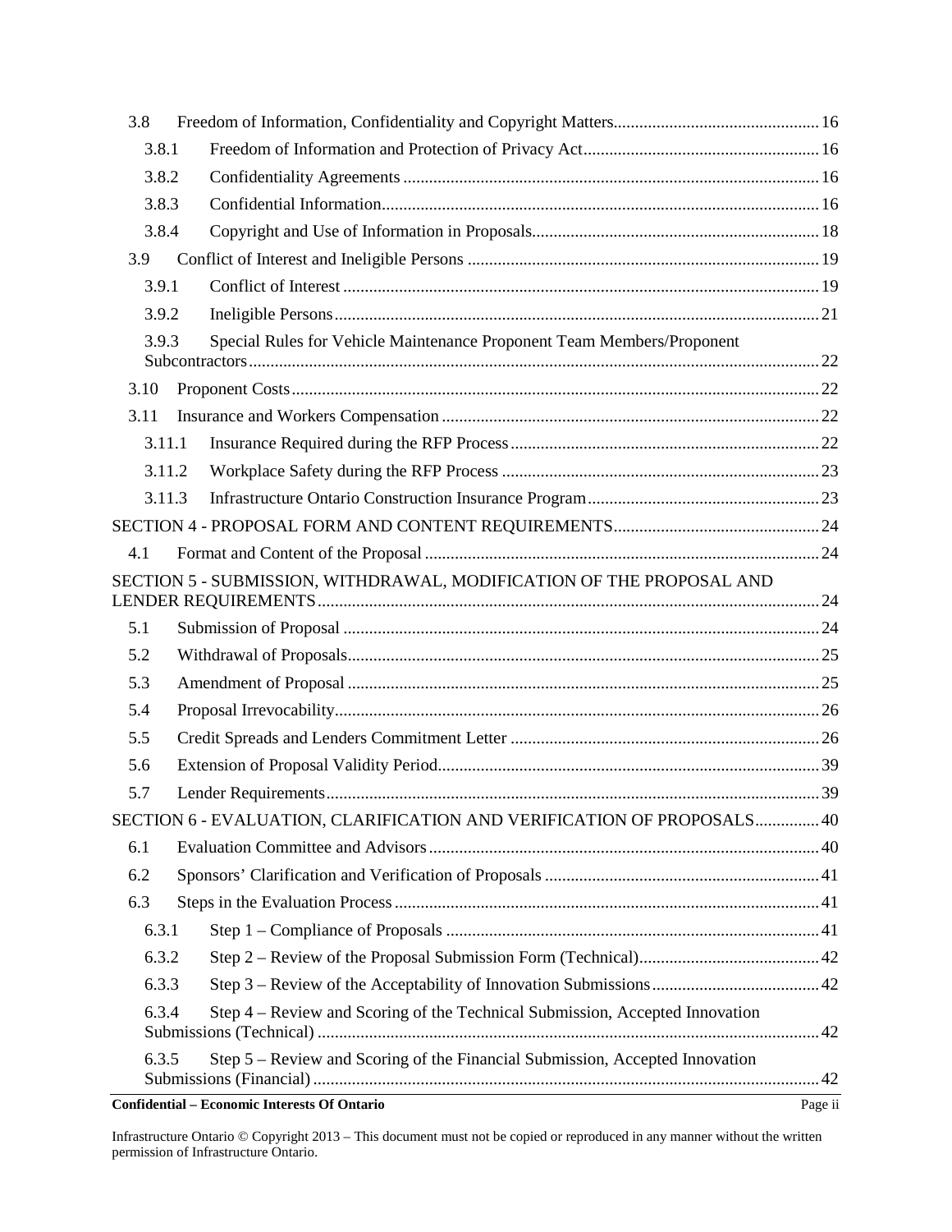3.8 Freedom of Information, Confidentiality and Copyright Matters ... 16

3.8.1 Freedom of Information and Protection of Privacy Act ... 16

3.8.2 Confidentiality Agreements ... 16

3.8.3 Confidential Information ... 16

3.8.4 Copyright and Use of Information in Proposals ... 18

3.9 Conflict of Interest and Ineligible Persons ... 19

3.9.1 Conflict of Interest ... 19

3.9.2 Ineligible Persons ... 21

3.9.3 Special Rules for Vehicle Maintenance Proponent Team Members/Proponent Subcontractors ... 22

3.10 Proponent Costs ... 22

3.11 Insurance and Workers Compensation ... 22

3.11.1 Insurance Required during the RFP Process ... 22

3.11.2 Workplace Safety during the RFP Process ... 23

3.11.3 Infrastructure Ontario Construction Insurance Program ... 23

SECTION 4 - PROPOSAL FORM AND CONTENT REQUIREMENTS ... 24

4.1 Format and Content of the Proposal ... 24

SECTION 5 - SUBMISSION, WITHDRAWAL, MODIFICATION OF THE PROPOSAL AND LENDER REQUIREMENTS ... 24

5.1 Submission of Proposal ... 24

5.2 Withdrawal of Proposals ... 25

5.3 Amendment of Proposal ... 25

5.4 Proposal Irrevocability ... 26

5.5 Credit Spreads and Lenders Commitment Letter ... 26

5.6 Extension of Proposal Validity Period ... 39

5.7 Lender Requirements ... 39

SECTION 6 - EVALUATION, CLARIFICATION AND VERIFICATION OF PROPOSALS ... 40

6.1 Evaluation Committee and Advisors ... 40

6.2 Sponsors' Clarification and Verification of Proposals ... 41

6.3 Steps in the Evaluation Process ... 41

6.3.1 Step 1 – Compliance of Proposals ... 41

6.3.2 Step 2 – Review of the Proposal Submission Form (Technical) ... 42

6.3.3 Step 3 – Review of the Acceptability of Innovation Submissions ... 42

6.3.4 Step 4 – Review and Scoring of the Technical Submission, Accepted Innovation Submissions (Technical) ... 42

6.3.5 Step 5 – Review and Scoring of the Financial Submission, Accepted Innovation Submissions (Financial) ... 42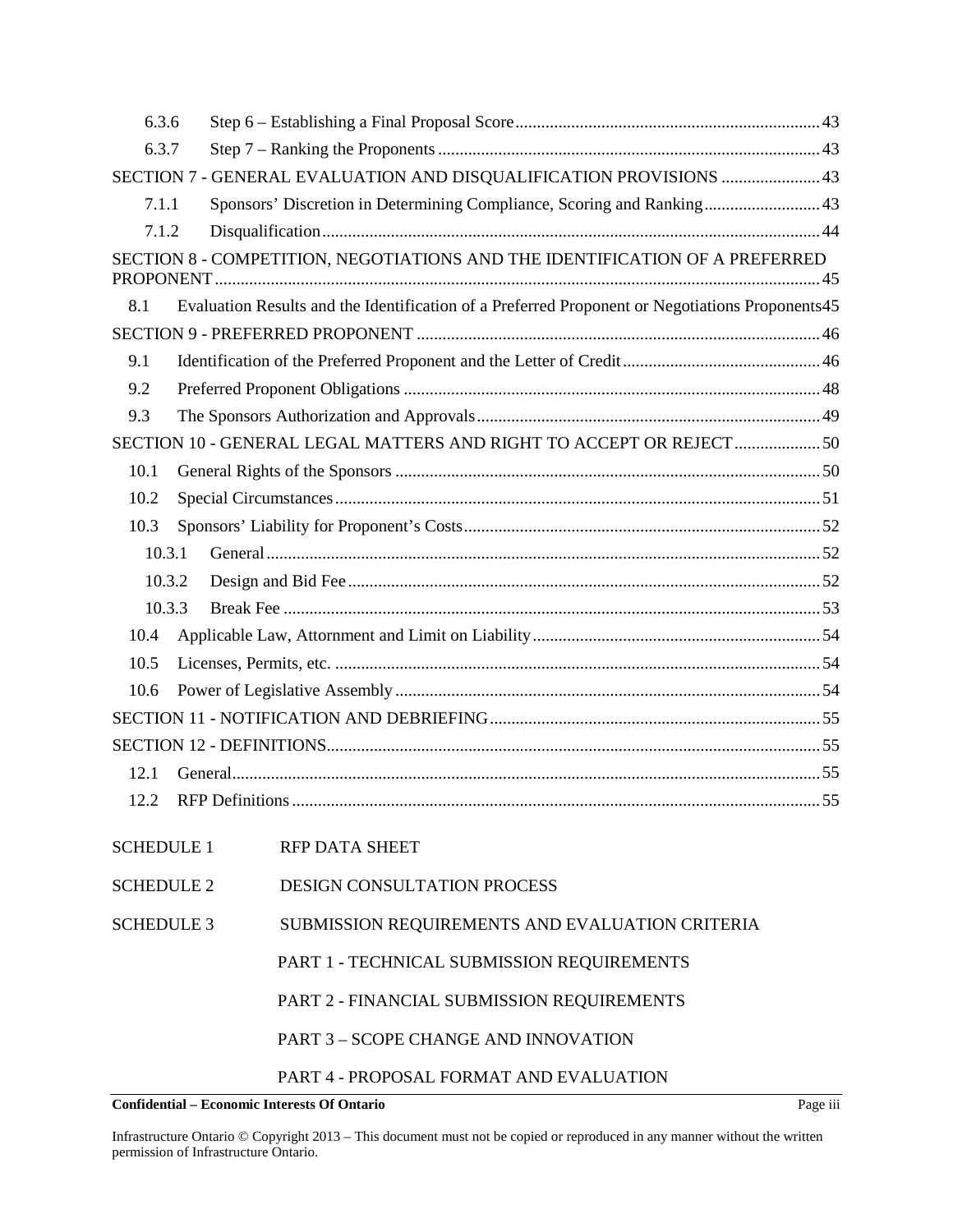6.3.6 Step 6 – Establishing a Final Proposal Score ..... 43

6.3.7 Step 7 – Ranking the Proponents ..... 43

SECTION 7 - GENERAL EVALUATION AND DISQUALIFICATION PROVISIONS ..... 43

7.1.1 Sponsors' Discretion in Determining Compliance, Scoring and Ranking ..... 43

7.1.2 Disqualification ..... 44

SECTION 8 - COMPETITION, NEGOTIATIONS AND THE IDENTIFICATION OF A PREFERRED PROPONENT ..... 45

8.1 Evaluation Results and the Identification of a Preferred Proponent or Negotiations Proponents ..... 45

SECTION 9 - PREFERRED PROPONENT ..... 46

9.1 Identification of the Preferred Proponent and the Letter of Credit ..... 46

9.2 Preferred Proponent Obligations ..... 48

9.3 The Sponsors Authorization and Approvals ..... 49

SECTION 10 - GENERAL LEGAL MATTERS AND RIGHT TO ACCEPT OR REJECT ..... 50

10.1 General Rights of the Sponsors ..... 50

10.2 Special Circumstances ..... 51

10.3 Sponsors' Liability for Proponent's Costs ..... 52

10.3.1 General ..... 52

10.3.2 Design and Bid Fee ..... 52

10.3.3 Break Fee ..... 53

10.4 Applicable Law, Attornment and Limit on Liability ..... 54

10.5 Licenses, Permits, etc. ..... 54

10.6 Power of Legislative Assembly ..... 54

SECTION 11 - NOTIFICATION AND DEBRIEFING ..... 55

SECTION 12 - DEFINITIONS ..... 55

12.1 General ..... 55

12.2 RFP Definitions ..... 55

SCHEDULE 1 RFP DATA SHEET

SCHEDULE 2 DESIGN CONSULTATION PROCESS

SCHEDULE 3 SUBMISSION REQUIREMENTS AND EVALUATION CRITERIA

PART 1 - TECHNICAL SUBMISSION REQUIREMENTS

PART 2 - FINANCIAL SUBMISSION REQUIREMENTS

PART 3 – SCOPE CHANGE AND INNOVATION

PART 4 - PROPOSAL FORMAT AND EVALUATION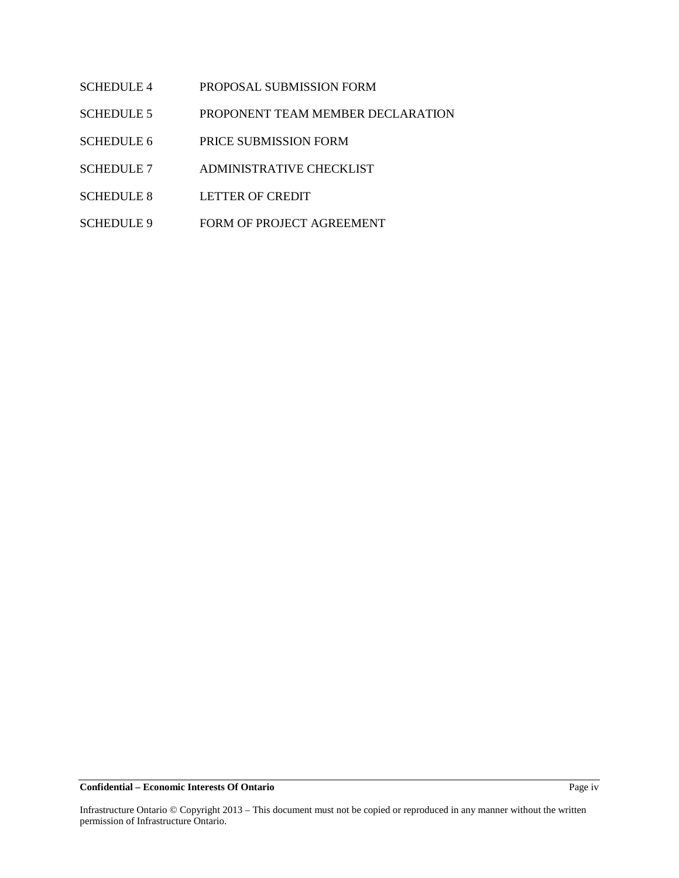SCHEDULE 4 PROPOSAL SUBMISSION FORM

SCHEDULE 5 PROPONENT TEAM MEMBER DECLARATION

SCHEDULE 6 PRICE SUBMISSION FORM

SCHEDULE 7 ADMINISTRATIVE CHECKLIST

SCHEDULE 8 LETTER OF CREDIT

SCHEDULE 9 FORM OF PROJECT AGREEMENT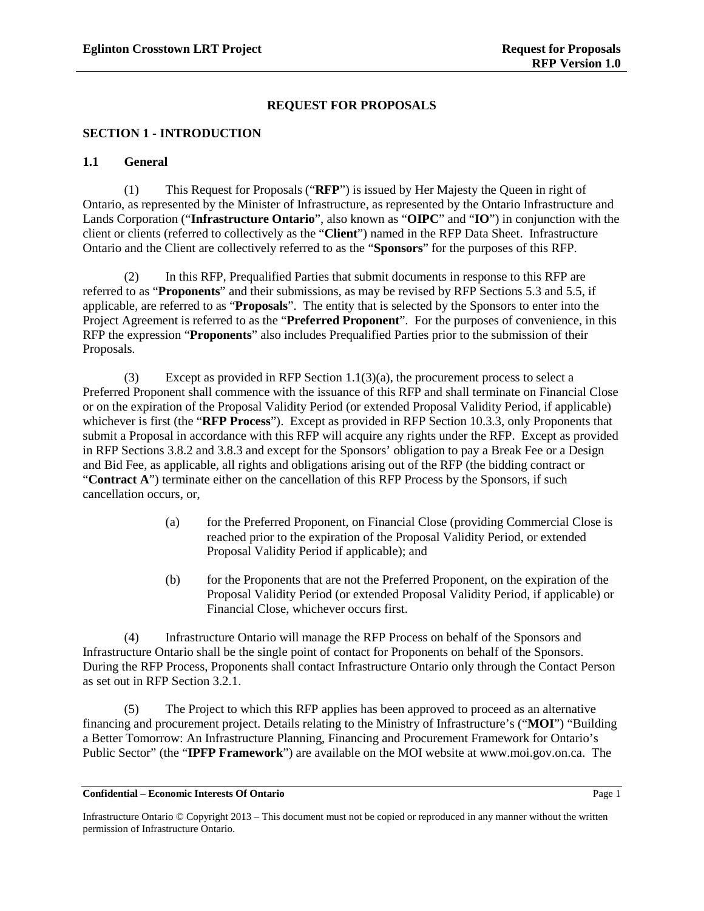## REQUEST FOR PROPOSALS

## SECTION 1 - INTRODUCTION

### 1.1 General

(1) This Request for Proposals ("**RFP**") is issued by Her Majesty the Queen in right of Ontario, as represented by the Minister of Infrastructure, as represented by the Ontario Infrastructure and Lands Corporation ("**Infrastructure Ontario**", also known as "**OIPC**" and "**IO**") in conjunction with the client or clients (referred to collectively as the "**Client**") named in the RFP Data Sheet. Infrastructure Ontario and the Client are collectively referred to as the "**Sponsors**" for the purposes of this RFP.

(2) In this RFP, Prequalified Parties that submit documents in response to this RFP are referred to as "**Proponents**" and their submissions, as may be revised by RFP Sections 5.3 and 5.5, if applicable, are referred to as "**Proposals**". The entity that is selected by the Sponsors to enter into the Project Agreement is referred to as the "**Preferred Proponent**". For the purposes of convenience, in this RFP the expression "**Proponents**" also includes Prequalified Parties prior to the submission of their Proposals.

(3) Except as provided in RFP Section 1.1(3)(a), the procurement process to select a Preferred Proponent shall commence with the issuance of this RFP and shall terminate on Financial Close or on the expiration of the Proposal Validity Period (or extended Proposal Validity Period, if applicable) whichever is first (the "**RFP Process**"). Except as provided in RFP Section 10.3.3, only Proponents that submit a Proposal in accordance with this RFP will acquire any rights under the RFP. Except as provided in RFP Sections 3.8.2 and 3.8.3 and except for the Sponsors' obligation to pay a Break Fee or a Design and Bid Fee, as applicable, all rights and obligations arising out of the RFP (the bidding contract or "**Contract A**") terminate either on the cancellation of this RFP Process by the Sponsors, if such cancellation occurs, or,

(a) for the Preferred Proponent, on Financial Close (providing Commercial Close is reached prior to the expiration of the Proposal Validity Period, or extended Proposal Validity Period if applicable); and

(b) for the Proponents that are not the Preferred Proponent, on the expiration of the Proposal Validity Period (or extended Proposal Validity Period, if applicable) or Financial Close, whichever occurs first.

(4) Infrastructure Ontario will manage the RFP Process on behalf of the Sponsors and Infrastructure Ontario shall be the single point of contact for Proponents on behalf of the Sponsors. During the RFP Process, Proponents shall contact Infrastructure Ontario only through the Contact Person as set out in RFP Section 3.2.1.

(5) The Project to which this RFP applies has been approved to proceed as an alternative financing and procurement project. Details relating to the Ministry of Infrastructure's ("**MOI**") "Building a Better Tomorrow: An Infrastructure Planning, Financing and Procurement Framework for Ontario's Public Sector" (the "**IPFP Framework**") are available on the MOI website at www.moi.gov.on.ca. The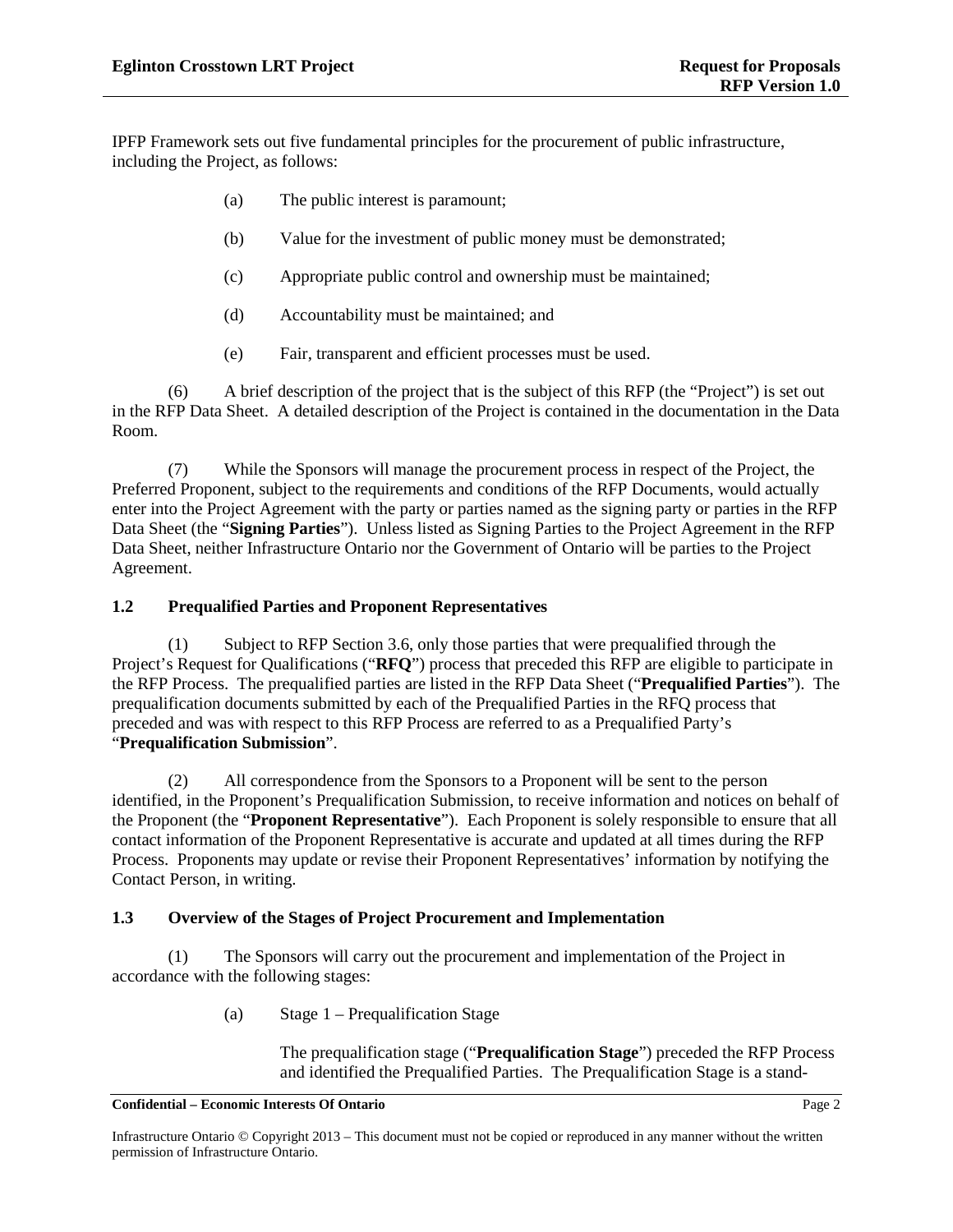IPFP Framework sets out five fundamental principles for the procurement of public infrastructure, including the Project, as follows:

(a) The public interest is paramount;

(b) Value for the investment of public money must be demonstrated;

(c) Appropriate public control and ownership must be maintained;

(d) Accountability must be maintained; and

(e) Fair, transparent and efficient processes must be used.

(6) A brief description of the project that is the subject of this RFP (the "Project") is set out in the RFP Data Sheet. A detailed description of the Project is contained in the documentation in the Data Room.

(7) While the Sponsors will manage the procurement process in respect of the Project, the Preferred Proponent, subject to the requirements and conditions of the RFP Documents, would actually enter into the Project Agreement with the party or parties named as the signing party or parties in the RFP Data Sheet (the "**Signing Parties**"). Unless listed as Signing Parties to the Project Agreement in the RFP Data Sheet, neither Infrastructure Ontario nor the Government of Ontario will be parties to the Project Agreement.

### 1.2 Prequalified Parties and Proponent Representatives

(1) Subject to RFP Section 3.6, only those parties that were prequalified through the Project's Request for Qualifications ("**RFQ**") process that preceded this RFP are eligible to participate in the RFP Process. The prequalified parties are listed in the RFP Data Sheet ("**Prequalified Parties**"). The prequalification documents submitted by each of the Prequalified Parties in the RFQ process that preceded and was with respect to this RFP Process are referred to as a Prequalified Party's "**Prequalification Submission**".

(2) All correspondence from the Sponsors to a Proponent will be sent to the person identified, in the Proponent's Prequalification Submission, to receive information and notices on behalf of the Proponent (the "**Proponent Representative**"). Each Proponent is solely responsible to ensure that all contact information of the Proponent Representative is accurate and updated at all times during the RFP Process. Proponents may update or revise their Proponent Representatives' information by notifying the Contact Person, in writing.

### 1.3 Overview of the Stages of Project Procurement and Implementation

(1) The Sponsors will carry out the procurement and implementation of the Project in accordance with the following stages:

(a) Stage 1 – Prequalification Stage

The prequalification stage ("**Prequalification Stage**") preceded the RFP Process and identified the Prequalified Parties. The Prequalification Stage is a stand-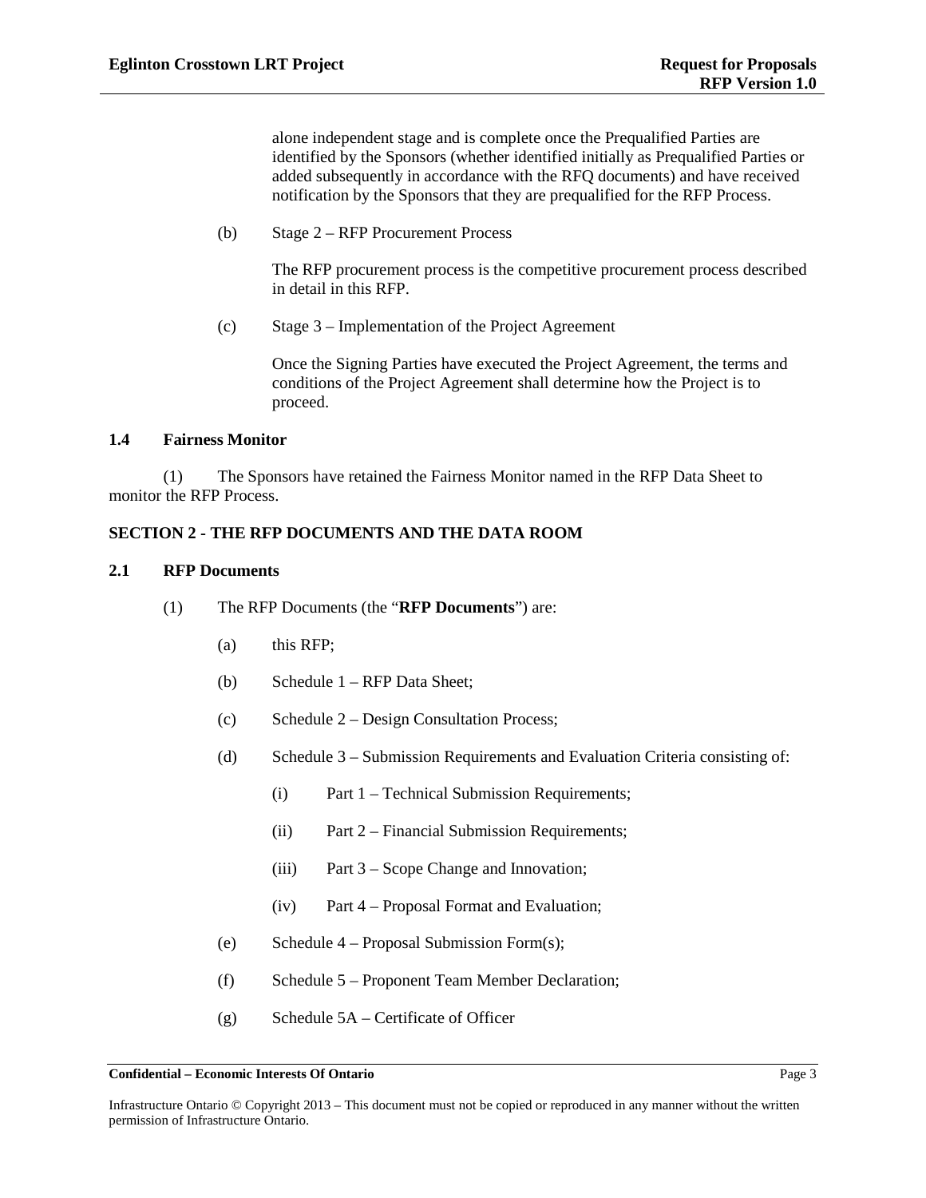alone independent stage and is complete once the Prequalified Parties are identified by the Sponsors (whether identified initially as Prequalified Parties or added subsequently in accordance with the RFQ documents) and have received notification by the Sponsors that they are prequalified for the RFP Process.

(b) Stage 2 – RFP Procurement Process

The RFP procurement process is the competitive procurement process described in detail in this RFP.

(c) Stage 3 – Implementation of the Project Agreement

Once the Signing Parties have executed the Project Agreement, the terms and conditions of the Project Agreement shall determine how the Project is to proceed.

### 1.4 Fairness Monitor

(1) The Sponsors have retained the Fairness Monitor named in the RFP Data Sheet to monitor the RFP Process.

## SECTION 2 - THE RFP DOCUMENTS AND THE DATA ROOM

### 2.1 RFP Documents

(1) The RFP Documents (the "**RFP Documents**") are:

(a) this RFP;

(b) Schedule 1 – RFP Data Sheet;

(c) Schedule 2 – Design Consultation Process;

(d) Schedule 3 – Submission Requirements and Evaluation Criteria consisting of:

(i) Part 1 – Technical Submission Requirements;

(ii) Part 2 – Financial Submission Requirements;

(iii) Part 3 – Scope Change and Innovation;

(iv) Part 4 – Proposal Format and Evaluation;

(e) Schedule 4 – Proposal Submission Form(s);

(f) Schedule 5 – Proponent Team Member Declaration;

(g) Schedule 5A – Certificate of Officer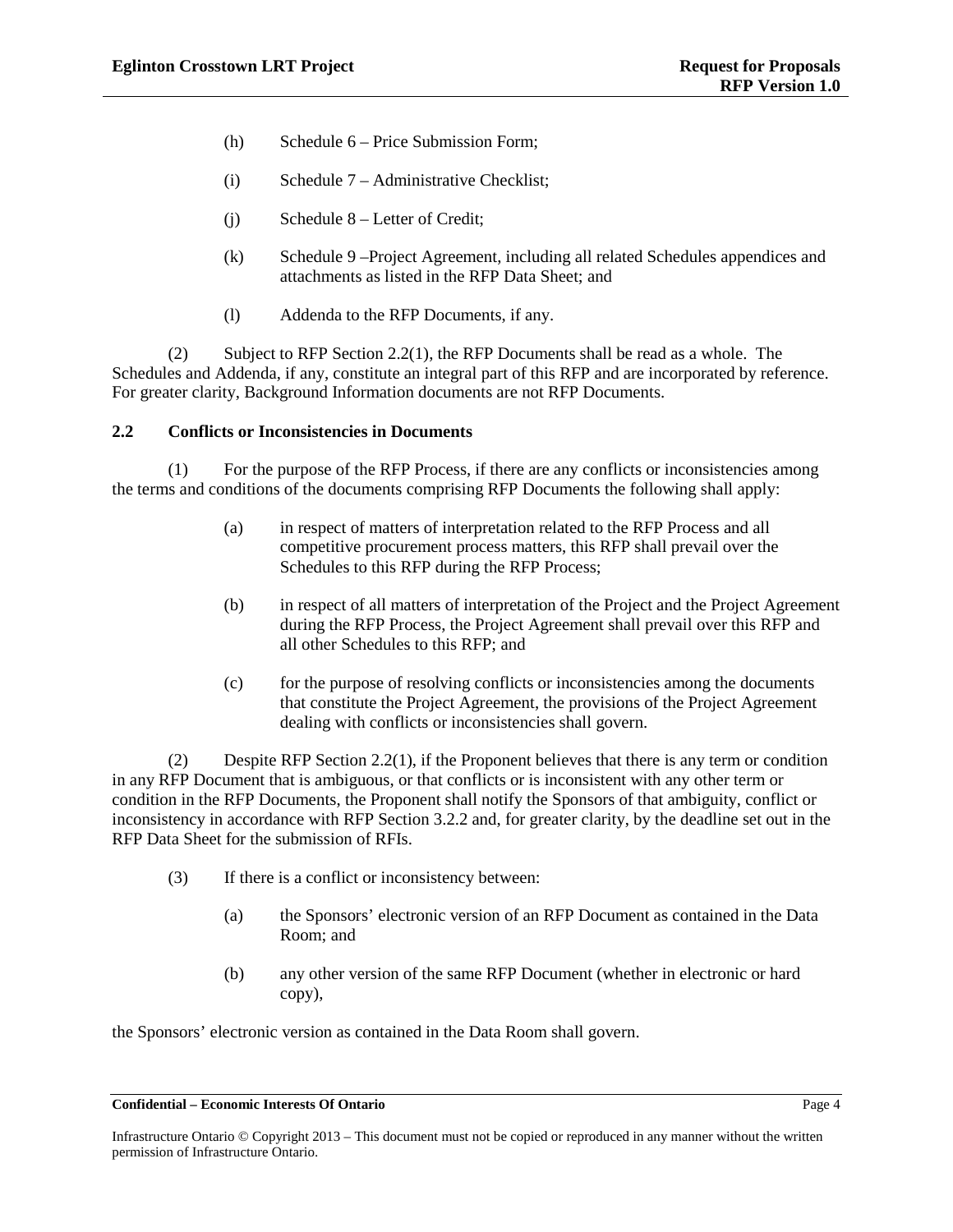(h) Schedule 6 – Price Submission Form;

(i) Schedule 7 – Administrative Checklist;

(j) Schedule 8 – Letter of Credit;

(k) Schedule 9 –Project Agreement, including all related Schedules appendices and attachments as listed in the RFP Data Sheet; and

(l) Addenda to the RFP Documents, if any.

(2) Subject to RFP Section 2.2(1), the RFP Documents shall be read as a whole. The Schedules and Addenda, if any, constitute an integral part of this RFP and are incorporated by reference. For greater clarity, Background Information documents are not RFP Documents.

### 2.2 Conflicts or Inconsistencies in Documents

(1) For the purpose of the RFP Process, if there are any conflicts or inconsistencies among the terms and conditions of the documents comprising RFP Documents the following shall apply:

(a) in respect of matters of interpretation related to the RFP Process and all competitive procurement process matters, this RFP shall prevail over the Schedules to this RFP during the RFP Process;

(b) in respect of all matters of interpretation of the Project and the Project Agreement during the RFP Process, the Project Agreement shall prevail over this RFP and all other Schedules to this RFP; and

(c) for the purpose of resolving conflicts or inconsistencies among the documents that constitute the Project Agreement, the provisions of the Project Agreement dealing with conflicts or inconsistencies shall govern.

(2) Despite RFP Section 2.2(1), if the Proponent believes that there is any term or condition in any RFP Document that is ambiguous, or that conflicts or is inconsistent with any other term or condition in the RFP Documents, the Proponent shall notify the Sponsors of that ambiguity, conflict or inconsistency in accordance with RFP Section 3.2.2 and, for greater clarity, by the deadline set out in the RFP Data Sheet for the submission of RFIs.

(3) If there is a conflict or inconsistency between:

(a) the Sponsors' electronic version of an RFP Document as contained in the Data Room; and

(b) any other version of the same RFP Document (whether in electronic or hard copy),

the Sponsors' electronic version as contained in the Data Room shall govern.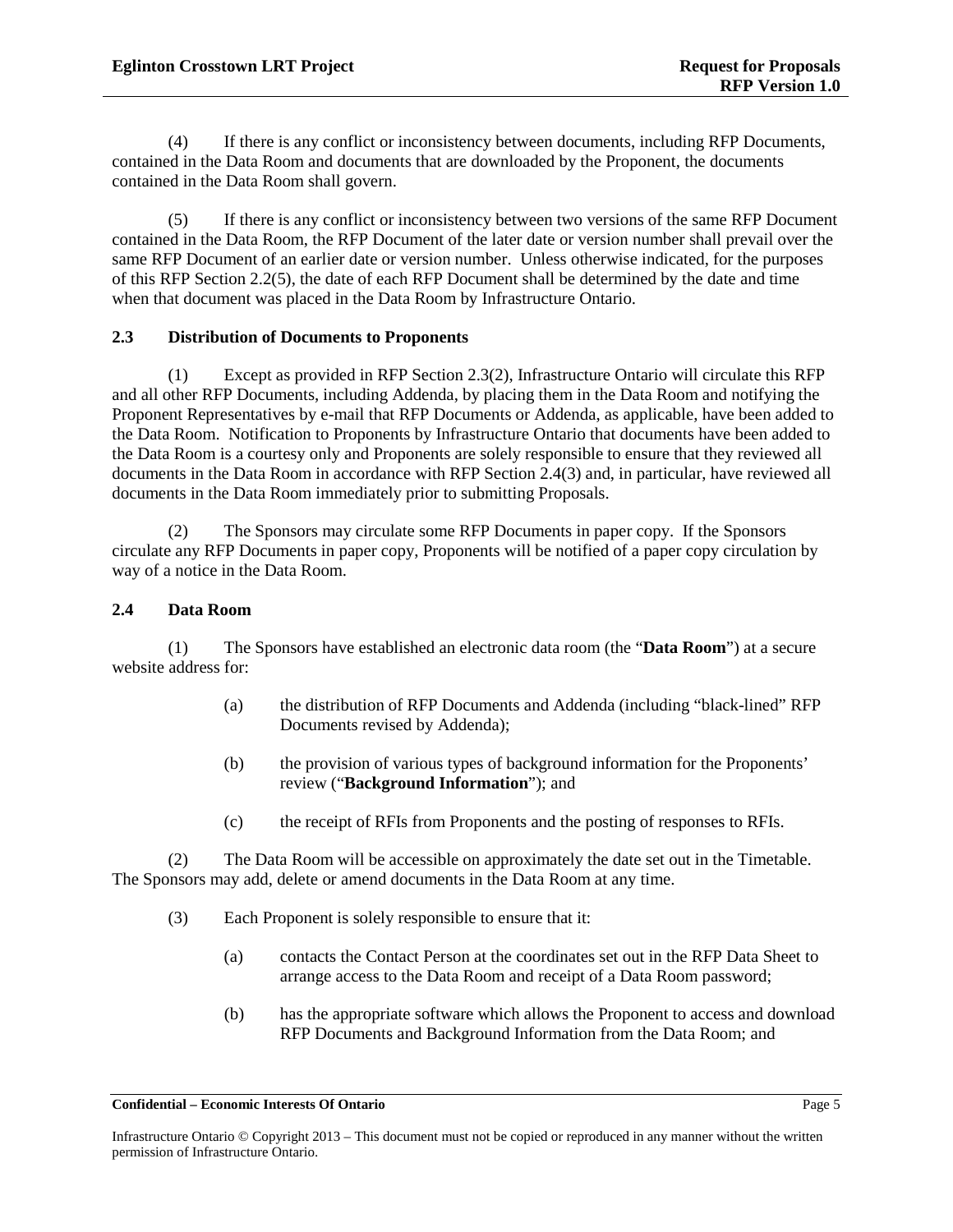(4) If there is any conflict or inconsistency between documents, including RFP Documents, contained in the Data Room and documents that are downloaded by the Proponent, the documents contained in the Data Room shall govern.

(5) If there is any conflict or inconsistency between two versions of the same RFP Document contained in the Data Room, the RFP Document of the later date or version number shall prevail over the same RFP Document of an earlier date or version number. Unless otherwise indicated, for the purposes of this RFP Section 2.2(5), the date of each RFP Document shall be determined by the date and time when that document was placed in the Data Room by Infrastructure Ontario.

### 2.3 Distribution of Documents to Proponents

(1) Except as provided in RFP Section 2.3(2), Infrastructure Ontario will circulate this RFP and all other RFP Documents, including Addenda, by placing them in the Data Room and notifying the Proponent Representatives by e-mail that RFP Documents or Addenda, as applicable, have been added to the Data Room. Notification to Proponents by Infrastructure Ontario that documents have been added to the Data Room is a courtesy only and Proponents are solely responsible to ensure that they reviewed all documents in the Data Room in accordance with RFP Section 2.4(3) and, in particular, have reviewed all documents in the Data Room immediately prior to submitting Proposals.

(2) The Sponsors may circulate some RFP Documents in paper copy. If the Sponsors circulate any RFP Documents in paper copy, Proponents will be notified of a paper copy circulation by way of a notice in the Data Room.

### 2.4 Data Room

(1) The Sponsors have established an electronic data room (the "**Data Room**") at a secure website address for:

- (a) the distribution of RFP Documents and Addenda (including "black-lined" RFP Documents revised by Addenda);
- (b) the provision of various types of background information for the Proponents' review ("**Background Information**"); and
- (c) the receipt of RFIs from Proponents and the posting of responses to RFIs.

(2) The Data Room will be accessible on approximately the date set out in the Timetable. The Sponsors may add, delete or amend documents in the Data Room at any time.

(3) Each Proponent is solely responsible to ensure that it:

- (a) contacts the Contact Person at the coordinates set out in the RFP Data Sheet to arrange access to the Data Room and receipt of a Data Room password;
- (b) has the appropriate software which allows the Proponent to access and download RFP Documents and Background Information from the Data Room; and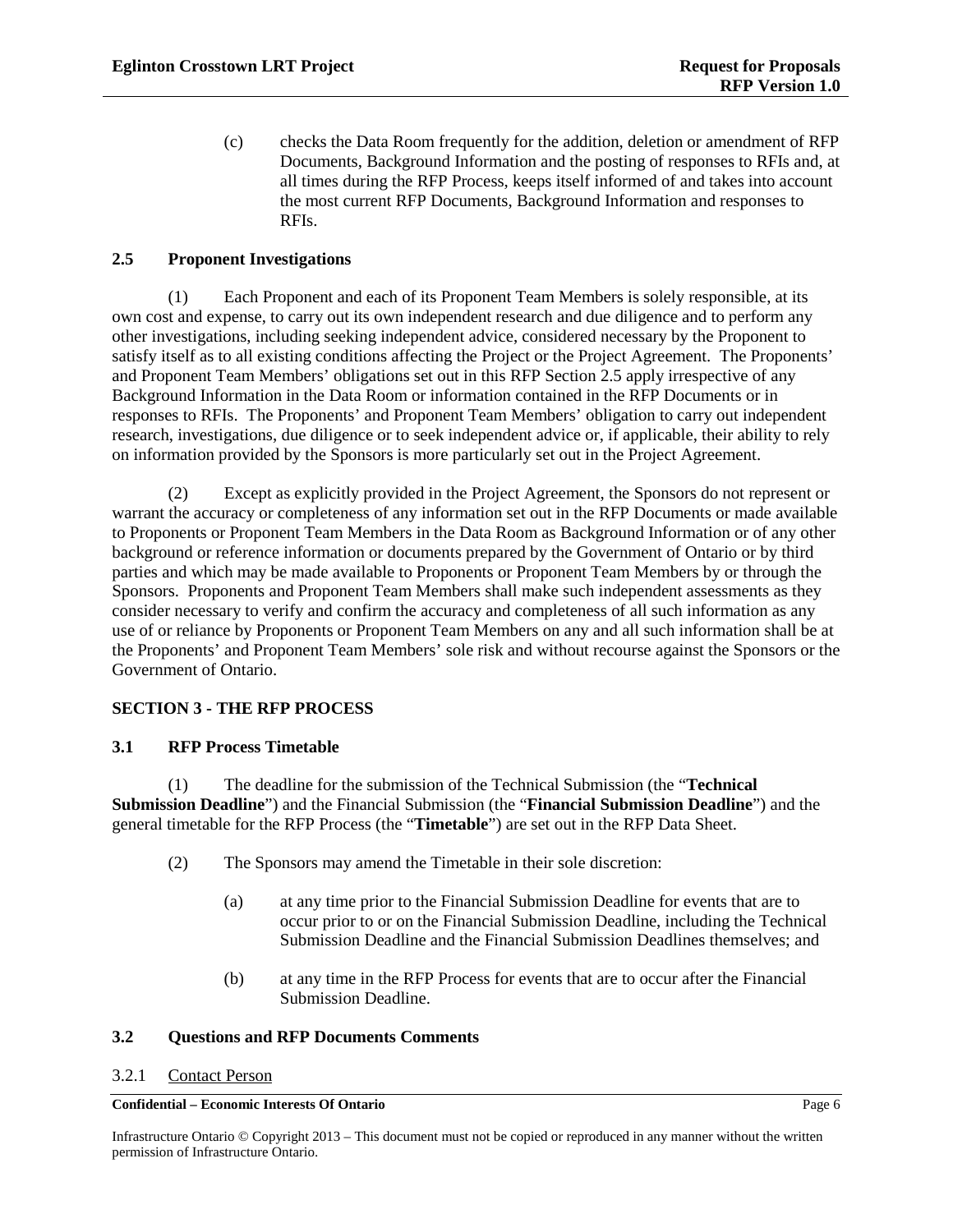(c) checks the Data Room frequently for the addition, deletion or amendment of RFP Documents, Background Information and the posting of responses to RFIs and, at all times during the RFP Process, keeps itself informed of and takes into account the most current RFP Documents, Background Information and responses to RFIs.

### 2.5 Proponent Investigations

(1) Each Proponent and each of its Proponent Team Members is solely responsible, at its own cost and expense, to carry out its own independent research and due diligence and to perform any other investigations, including seeking independent advice, considered necessary by the Proponent to satisfy itself as to all existing conditions affecting the Project or the Project Agreement. The Proponents' and Proponent Team Members' obligations set out in this RFP Section 2.5 apply irrespective of any Background Information in the Data Room or information contained in the RFP Documents or in responses to RFIs. The Proponents' and Proponent Team Members' obligation to carry out independent research, investigations, due diligence or to seek independent advice or, if applicable, their ability to rely on information provided by the Sponsors is more particularly set out in the Project Agreement.

(2) Except as explicitly provided in the Project Agreement, the Sponsors do not represent or warrant the accuracy or completeness of any information set out in the RFP Documents or made available to Proponents or Proponent Team Members in the Data Room as Background Information or of any other background or reference information or documents prepared by the Government of Ontario or by third parties and which may be made available to Proponents or Proponent Team Members by or through the Sponsors. Proponents and Proponent Team Members shall make such independent assessments as they consider necessary to verify and confirm the accuracy and completeness of all such information as any use of or reliance by Proponents or Proponent Team Members on any and all such information shall be at the Proponents' and Proponent Team Members' sole risk and without recourse against the Sponsors or the Government of Ontario.

## SECTION 3 - THE RFP PROCESS

### 3.1 RFP Process Timetable

(1) The deadline for the submission of the Technical Submission (the "**Technical Submission Deadline**") and the Financial Submission (the "**Financial Submission Deadline**") and the general timetable for the RFP Process (the "**Timetable**") are set out in the RFP Data Sheet.

(2) The Sponsors may amend the Timetable in their sole discretion:

(a) at any time prior to the Financial Submission Deadline for events that are to occur prior to or on the Financial Submission Deadline, including the Technical Submission Deadline and the Financial Submission Deadlines themselves; and

(b) at any time in the RFP Process for events that are to occur after the Financial Submission Deadline.

### 3.2 Questions and RFP Documents Comments

3.2.1 Contact Person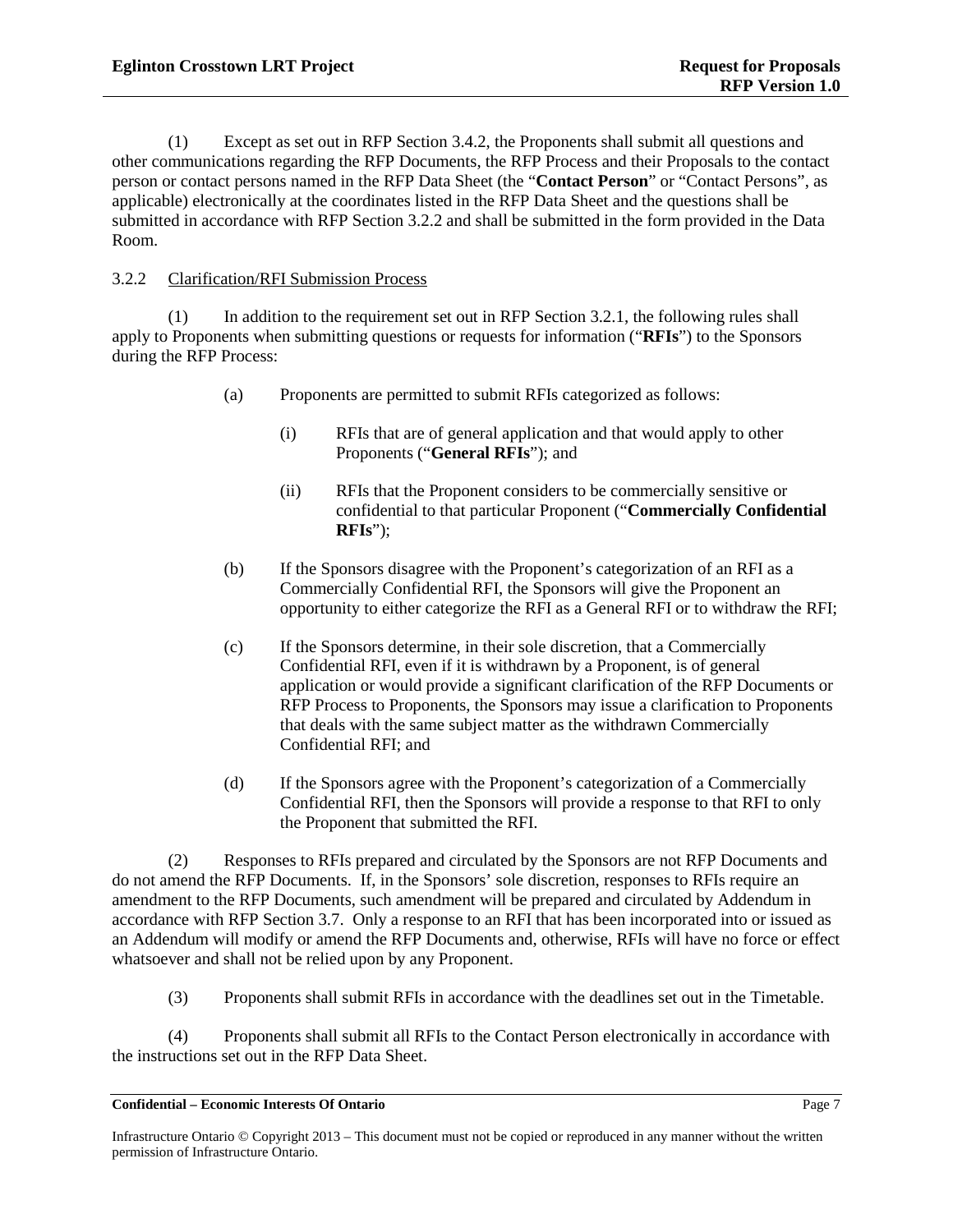(1) Except as set out in RFP Section 3.4.2, the Proponents shall submit all questions and other communications regarding the RFP Documents, the RFP Process and their Proposals to the contact person or contact persons named in the RFP Data Sheet (the "**Contact Person**" or "Contact Persons", as applicable) electronically at the coordinates listed in the RFP Data Sheet and the questions shall be submitted in accordance with RFP Section 3.2.2 and shall be submitted in the form provided in the Data Room.

3.2.2 Clarification/RFI Submission Process

(1) In addition to the requirement set out in RFP Section 3.2.1, the following rules shall apply to Proponents when submitting questions or requests for information ("**RFIs**") to the Sponsors during the RFP Process:

(a) Proponents are permitted to submit RFIs categorized as follows:

(i) RFIs that are of general application and that would apply to other Proponents ("**General RFIs**"); and

(ii) RFIs that the Proponent considers to be commercially sensitive or confidential to that particular Proponent ("**Commercially Confidential RFIs**");

(b) If the Sponsors disagree with the Proponent's categorization of an RFI as a Commercially Confidential RFI, the Sponsors will give the Proponent an opportunity to either categorize the RFI as a General RFI or to withdraw the RFI;

(c) If the Sponsors determine, in their sole discretion, that a Commercially Confidential RFI, even if it is withdrawn by a Proponent, is of general application or would provide a significant clarification of the RFP Documents or RFP Process to Proponents, the Sponsors may issue a clarification to Proponents that deals with the same subject matter as the withdrawn Commercially Confidential RFI; and

(d) If the Sponsors agree with the Proponent's categorization of a Commercially Confidential RFI, then the Sponsors will provide a response to that RFI to only the Proponent that submitted the RFI.

(2) Responses to RFIs prepared and circulated by the Sponsors are not RFP Documents and do not amend the RFP Documents. If, in the Sponsors' sole discretion, responses to RFIs require an amendment to the RFP Documents, such amendment will be prepared and circulated by Addendum in accordance with RFP Section 3.7. Only a response to an RFI that has been incorporated into or issued as an Addendum will modify or amend the RFP Documents and, otherwise, RFIs will have no force or effect whatsoever and shall not be relied upon by any Proponent.

(3) Proponents shall submit RFIs in accordance with the deadlines set out in the Timetable.

(4) Proponents shall submit all RFIs to the Contact Person electronically in accordance with the instructions set out in the RFP Data Sheet.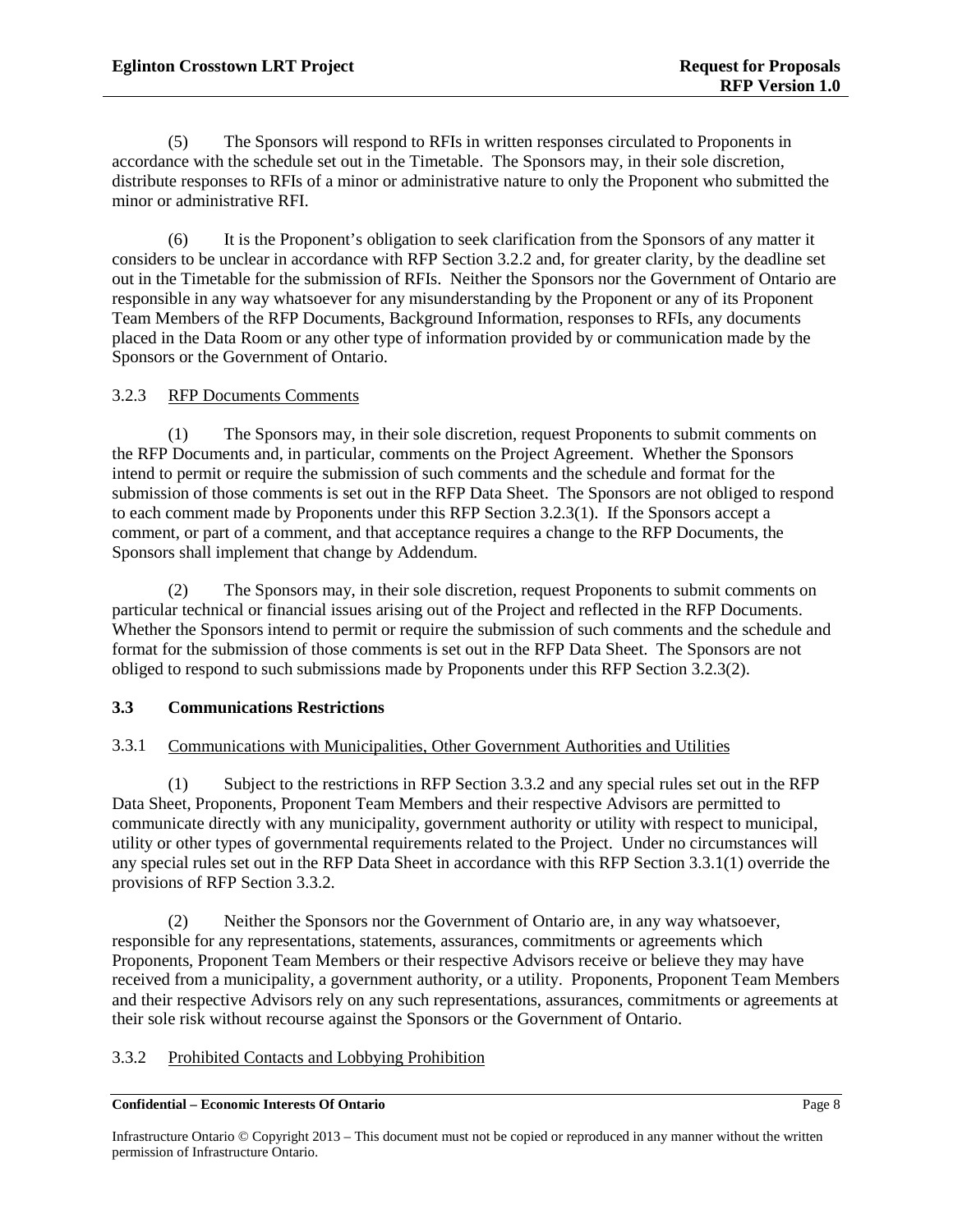(5) The Sponsors will respond to RFIs in written responses circulated to Proponents in accordance with the schedule set out in the Timetable. The Sponsors may, in their sole discretion, distribute responses to RFIs of a minor or administrative nature to only the Proponent who submitted the minor or administrative RFI.

(6) It is the Proponent's obligation to seek clarification from the Sponsors of any matter it considers to be unclear in accordance with RFP Section 3.2.2 and, for greater clarity, by the deadline set out in the Timetable for the submission of RFIs. Neither the Sponsors nor the Government of Ontario are responsible in any way whatsoever for any misunderstanding by the Proponent or any of its Proponent Team Members of the RFP Documents, Background Information, responses to RFIs, any documents placed in the Data Room or any other type of information provided by or communication made by the Sponsors or the Government of Ontario.

#### 3.2.3 RFP Documents Comments

(1) The Sponsors may, in their sole discretion, request Proponents to submit comments on the RFP Documents and, in particular, comments on the Project Agreement. Whether the Sponsors intend to permit or require the submission of such comments and the schedule and format for the submission of those comments is set out in the RFP Data Sheet. The Sponsors are not obliged to respond to each comment made by Proponents under this RFP Section 3.2.3(1). If the Sponsors accept a comment, or part of a comment, and that acceptance requires a change to the RFP Documents, the Sponsors shall implement that change by Addendum.

(2) The Sponsors may, in their sole discretion, request Proponents to submit comments on particular technical or financial issues arising out of the Project and reflected in the RFP Documents. Whether the Sponsors intend to permit or require the submission of such comments and the schedule and format for the submission of those comments is set out in the RFP Data Sheet. The Sponsors are not obliged to respond to such submissions made by Proponents under this RFP Section 3.2.3(2).

### 3.3 Communications Restrictions

#### 3.3.1 Communications with Municipalities, Other Government Authorities and Utilities

(1) Subject to the restrictions in RFP Section 3.3.2 and any special rules set out in the RFP Data Sheet, Proponents, Proponent Team Members and their respective Advisors are permitted to communicate directly with any municipality, government authority or utility with respect to municipal, utility or other types of governmental requirements related to the Project. Under no circumstances will any special rules set out in the RFP Data Sheet in accordance with this RFP Section 3.3.1(1) override the provisions of RFP Section 3.3.2.

(2) Neither the Sponsors nor the Government of Ontario are, in any way whatsoever, responsible for any representations, statements, assurances, commitments or agreements which Proponents, Proponent Team Members or their respective Advisors receive or believe they may have received from a municipality, a government authority, or a utility. Proponents, Proponent Team Members and their respective Advisors rely on any such representations, assurances, commitments or agreements at their sole risk without recourse against the Sponsors or the Government of Ontario.

#### 3.3.2 Prohibited Contacts and Lobbying Prohibition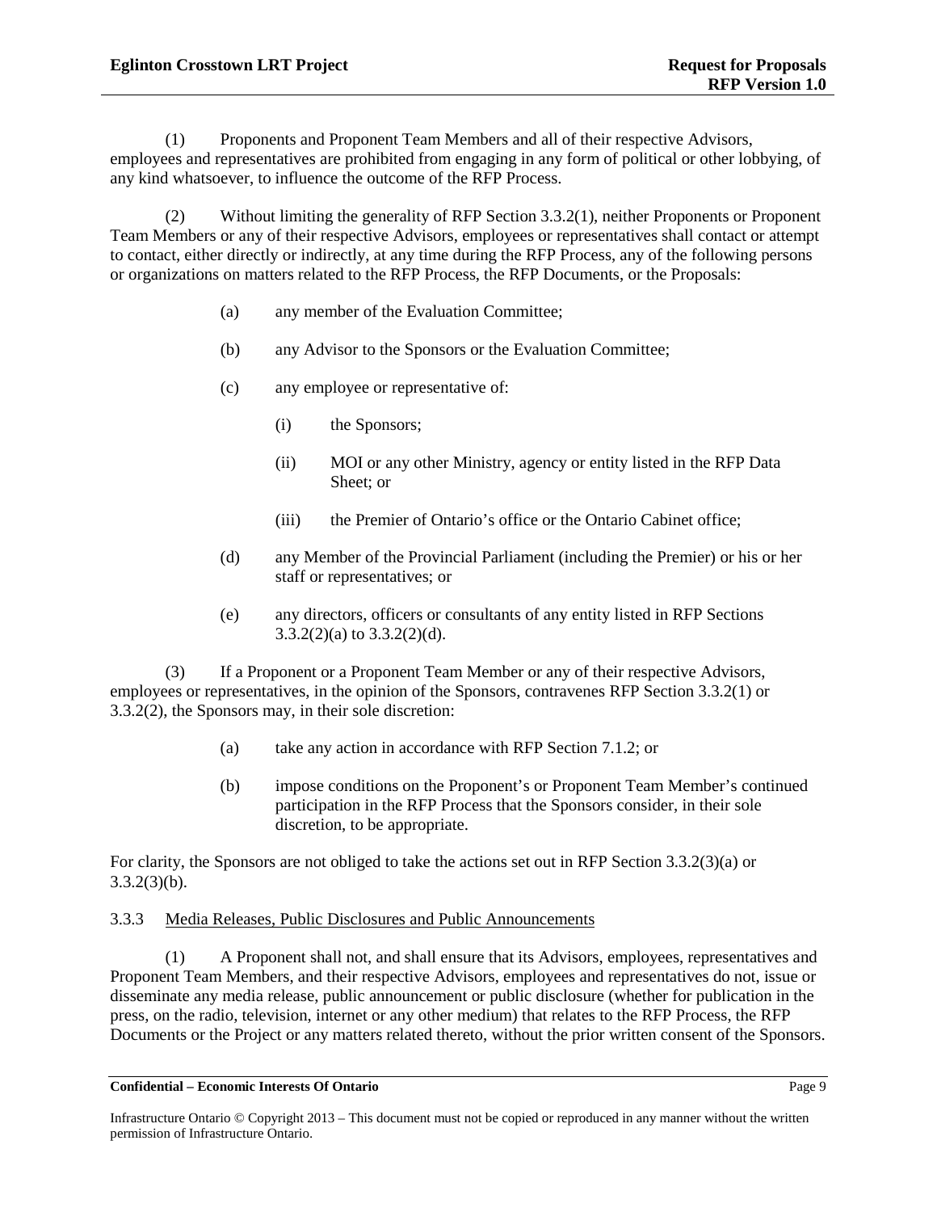(1) Proponents and Proponent Team Members and all of their respective Advisors, employees and representatives are prohibited from engaging in any form of political or other lobbying, of any kind whatsoever, to influence the outcome of the RFP Process.

(2) Without limiting the generality of RFP Section 3.3.2(1), neither Proponents or Proponent Team Members or any of their respective Advisors, employees or representatives shall contact or attempt to contact, either directly or indirectly, at any time during the RFP Process, any of the following persons or organizations on matters related to the RFP Process, the RFP Documents, or the Proposals:

(a) any member of the Evaluation Committee;

(b) any Advisor to the Sponsors or the Evaluation Committee;

(c) any employee or representative of:

(i) the Sponsors;

(ii) MOI or any other Ministry, agency or entity listed in the RFP Data Sheet; or

(iii) the Premier of Ontario's office or the Ontario Cabinet office;

(d) any Member of the Provincial Parliament (including the Premier) or his or her staff or representatives; or

(e) any directors, officers or consultants of any entity listed in RFP Sections 3.3.2(2)(a) to 3.3.2(2)(d).

(3) If a Proponent or a Proponent Team Member or any of their respective Advisors, employees or representatives, in the opinion of the Sponsors, contravenes RFP Section 3.3.2(1) or 3.3.2(2), the Sponsors may, in their sole discretion:

(a) take any action in accordance with RFP Section 7.1.2; or

(b) impose conditions on the Proponent's or Proponent Team Member's continued participation in the RFP Process that the Sponsors consider, in their sole discretion, to be appropriate.

For clarity, the Sponsors are not obliged to take the actions set out in RFP Section 3.3.2(3)(a) or 3.3.2(3)(b).

3.3.3 Media Releases, Public Disclosures and Public Announcements

(1) A Proponent shall not, and shall ensure that its Advisors, employees, representatives and Proponent Team Members, and their respective Advisors, employees and representatives do not, issue or disseminate any media release, public announcement or public disclosure (whether for publication in the press, on the radio, television, internet or any other medium) that relates to the RFP Process, the RFP Documents or the Project or any matters related thereto, without the prior written consent of the Sponsors.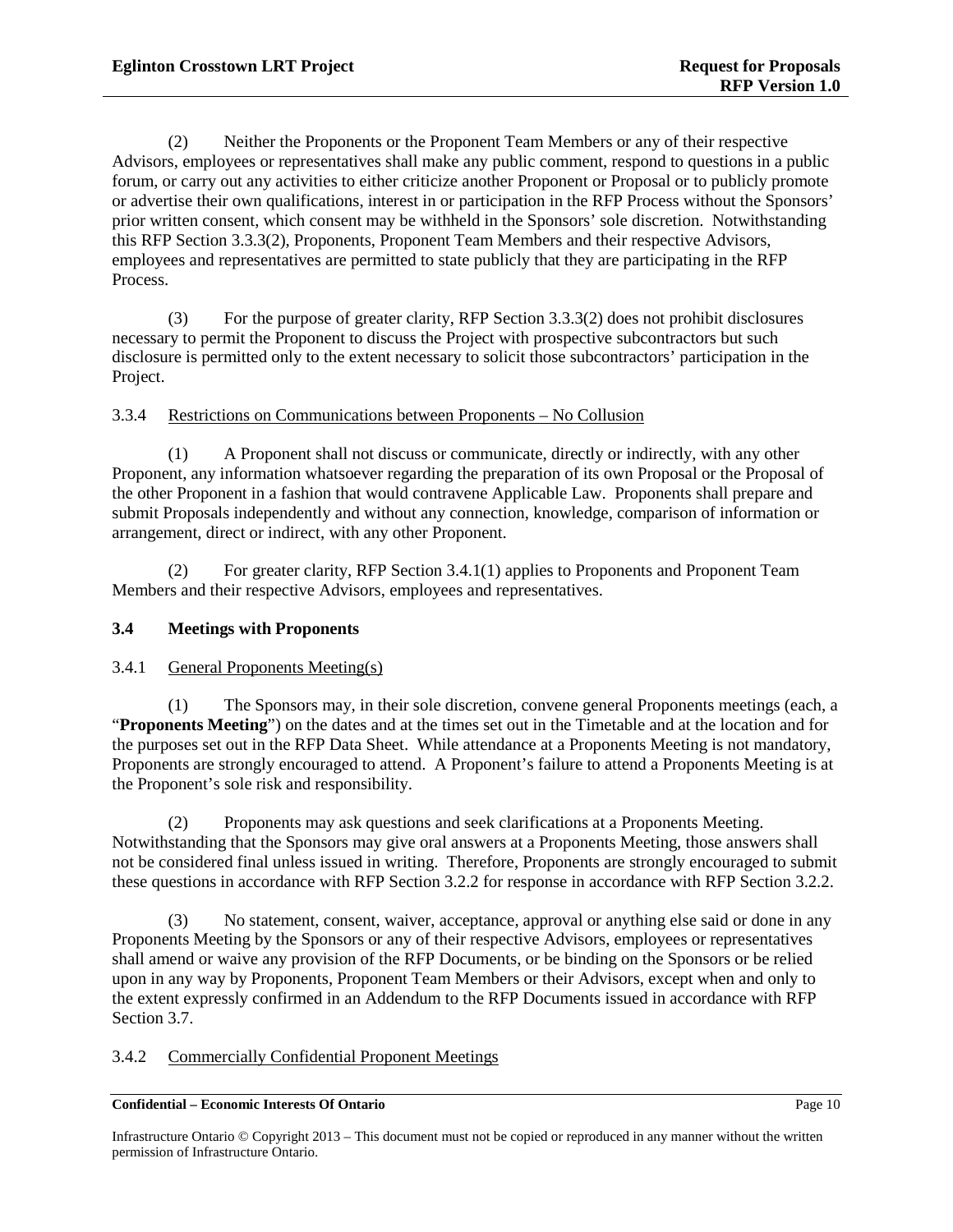(2) Neither the Proponents or the Proponent Team Members or any of their respective Advisors, employees or representatives shall make any public comment, respond to questions in a public forum, or carry out any activities to either criticize another Proponent or Proposal or to publicly promote or advertise their own qualifications, interest in or participation in the RFP Process without the Sponsors' prior written consent, which consent may be withheld in the Sponsors' sole discretion. Notwithstanding this RFP Section 3.3.3(2), Proponents, Proponent Team Members and their respective Advisors, employees and representatives are permitted to state publicly that they are participating in the RFP Process.

(3) For the purpose of greater clarity, RFP Section 3.3.3(2) does not prohibit disclosures necessary to permit the Proponent to discuss the Project with prospective subcontractors but such disclosure is permitted only to the extent necessary to solicit those subcontractors' participation in the Project.

3.3.4 Restrictions on Communications between Proponents – No Collusion

(1) A Proponent shall not discuss or communicate, directly or indirectly, with any other Proponent, any information whatsoever regarding the preparation of its own Proposal or the Proposal of the other Proponent in a fashion that would contravene Applicable Law. Proponents shall prepare and submit Proposals independently and without any connection, knowledge, comparison of information or arrangement, direct or indirect, with any other Proponent.

(2) For greater clarity, RFP Section 3.4.1(1) applies to Proponents and Proponent Team Members and their respective Advisors, employees and representatives.

### 3.4 Meetings with Proponents

3.4.1 General Proponents Meeting(s)

(1) The Sponsors may, in their sole discretion, convene general Proponents meetings (each, a "**Proponents Meeting**") on the dates and at the times set out in the Timetable and at the location and for the purposes set out in the RFP Data Sheet. While attendance at a Proponents Meeting is not mandatory, Proponents are strongly encouraged to attend. A Proponent's failure to attend a Proponents Meeting is at the Proponent's sole risk and responsibility.

(2) Proponents may ask questions and seek clarifications at a Proponents Meeting. Notwithstanding that the Sponsors may give oral answers at a Proponents Meeting, those answers shall not be considered final unless issued in writing. Therefore, Proponents are strongly encouraged to submit these questions in accordance with RFP Section 3.2.2 for response in accordance with RFP Section 3.2.2.

(3) No statement, consent, waiver, acceptance, approval or anything else said or done in any Proponents Meeting by the Sponsors or any of their respective Advisors, employees or representatives shall amend or waive any provision of the RFP Documents, or be binding on the Sponsors or be relied upon in any way by Proponents, Proponent Team Members or their Advisors, except when and only to the extent expressly confirmed in an Addendum to the RFP Documents issued in accordance with RFP Section 3.7.

3.4.2 Commercially Confidential Proponent Meetings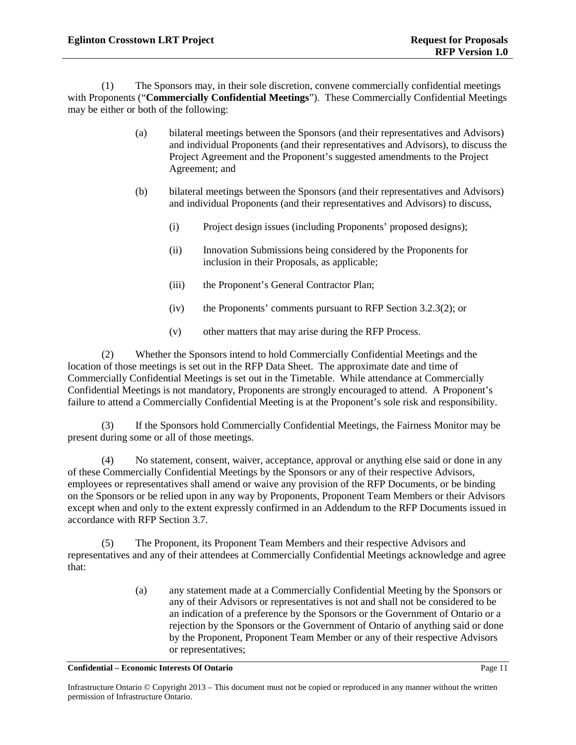(1) The Sponsors may, in their sole discretion, convene commercially confidential meetings with Proponents ("**Commercially Confidential Meetings**"). These Commercially Confidential Meetings may be either or both of the following:

(a) bilateral meetings between the Sponsors (and their representatives and Advisors) and individual Proponents (and their representatives and Advisors), to discuss the Project Agreement and the Proponent's suggested amendments to the Project Agreement; and

(b) bilateral meetings between the Sponsors (and their representatives and Advisors) and individual Proponents (and their representatives and Advisors) to discuss,

(i) Project design issues (including Proponents' proposed designs);

(ii) Innovation Submissions being considered by the Proponents for inclusion in their Proposals, as applicable;

(iii) the Proponent's General Contractor Plan;

(iv) the Proponents' comments pursuant to RFP Section 3.2.3(2); or

(v) other matters that may arise during the RFP Process.

(2) Whether the Sponsors intend to hold Commercially Confidential Meetings and the location of those meetings is set out in the RFP Data Sheet. The approximate date and time of Commercially Confidential Meetings is set out in the Timetable. While attendance at Commercially Confidential Meetings is not mandatory, Proponents are strongly encouraged to attend. A Proponent's failure to attend a Commercially Confidential Meeting is at the Proponent's sole risk and responsibility.

(3) If the Sponsors hold Commercially Confidential Meetings, the Fairness Monitor may be present during some or all of those meetings.

(4) No statement, consent, waiver, acceptance, approval or anything else said or done in any of these Commercially Confidential Meetings by the Sponsors or any of their respective Advisors, employees or representatives shall amend or waive any provision of the RFP Documents, or be binding on the Sponsors or be relied upon in any way by Proponents, Proponent Team Members or their Advisors except when and only to the extent expressly confirmed in an Addendum to the RFP Documents issued in accordance with RFP Section 3.7.

(5) The Proponent, its Proponent Team Members and their respective Advisors and representatives and any of their attendees at Commercially Confidential Meetings acknowledge and agree that:

(a) any statement made at a Commercially Confidential Meeting by the Sponsors or any of their Advisors or representatives is not and shall not be considered to be an indication of a preference by the Sponsors or the Government of Ontario or a rejection by the Sponsors or the Government of Ontario of anything said or done by the Proponent, Proponent Team Member or any of their respective Advisors or representatives;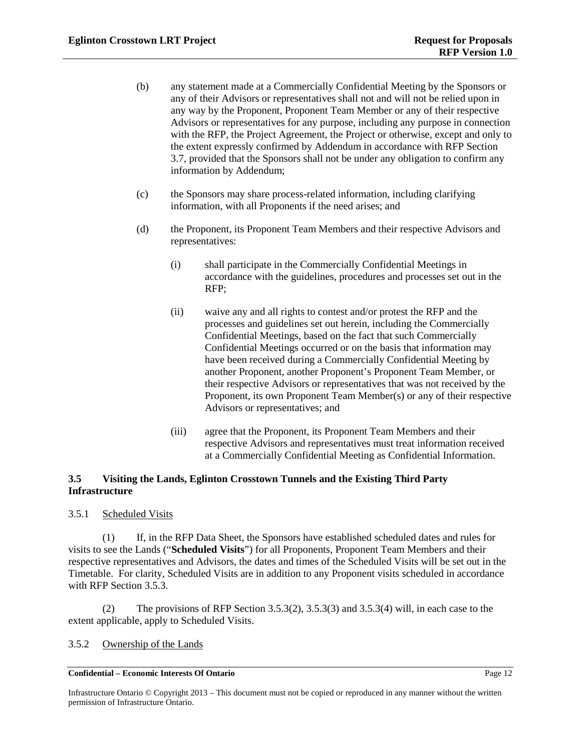(b) any statement made at a Commercially Confidential Meeting by the Sponsors or any of their Advisors or representatives shall not and will not be relied upon in any way by the Proponent, Proponent Team Member or any of their respective Advisors or representatives for any purpose, including any purpose in connection with the RFP, the Project Agreement, the Project or otherwise, except and only to the extent expressly confirmed by Addendum in accordance with RFP Section 3.7, provided that the Sponsors shall not be under any obligation to confirm any information by Addendum;

(c) the Sponsors may share process-related information, including clarifying information, with all Proponents if the need arises; and

(d) the Proponent, its Proponent Team Members and their respective Advisors and representatives:

(i) shall participate in the Commercially Confidential Meetings in accordance with the guidelines, procedures and processes set out in the RFP;

(ii) waive any and all rights to contest and/or protest the RFP and the processes and guidelines set out herein, including the Commercially Confidential Meetings, based on the fact that such Commercially Confidential Meetings occurred or on the basis that information may have been received during a Commercially Confidential Meeting by another Proponent, another Proponent's Proponent Team Member, or their respective Advisors or representatives that was not received by the Proponent, its own Proponent Team Member(s) or any of their respective Advisors or representatives; and

(iii) agree that the Proponent, its Proponent Team Members and their respective Advisors and representatives must treat information received at a Commercially Confidential Meeting as Confidential Information.

### 3.5 Visiting the Lands, Eglinton Crosstown Tunnels and the Existing Third Party Infrastructure

3.5.1 Scheduled Visits

(1) If, in the RFP Data Sheet, the Sponsors have established scheduled dates and rules for visits to see the Lands ("**Scheduled Visits**") for all Proponents, Proponent Team Members and their respective representatives and Advisors, the dates and times of the Scheduled Visits will be set out in the Timetable. For clarity, Scheduled Visits are in addition to any Proponent visits scheduled in accordance with RFP Section 3.5.3.

(2) The provisions of RFP Section 3.5.3(2), 3.5.3(3) and 3.5.3(4) will, in each case to the extent applicable, apply to Scheduled Visits.

3.5.2 Ownership of the Lands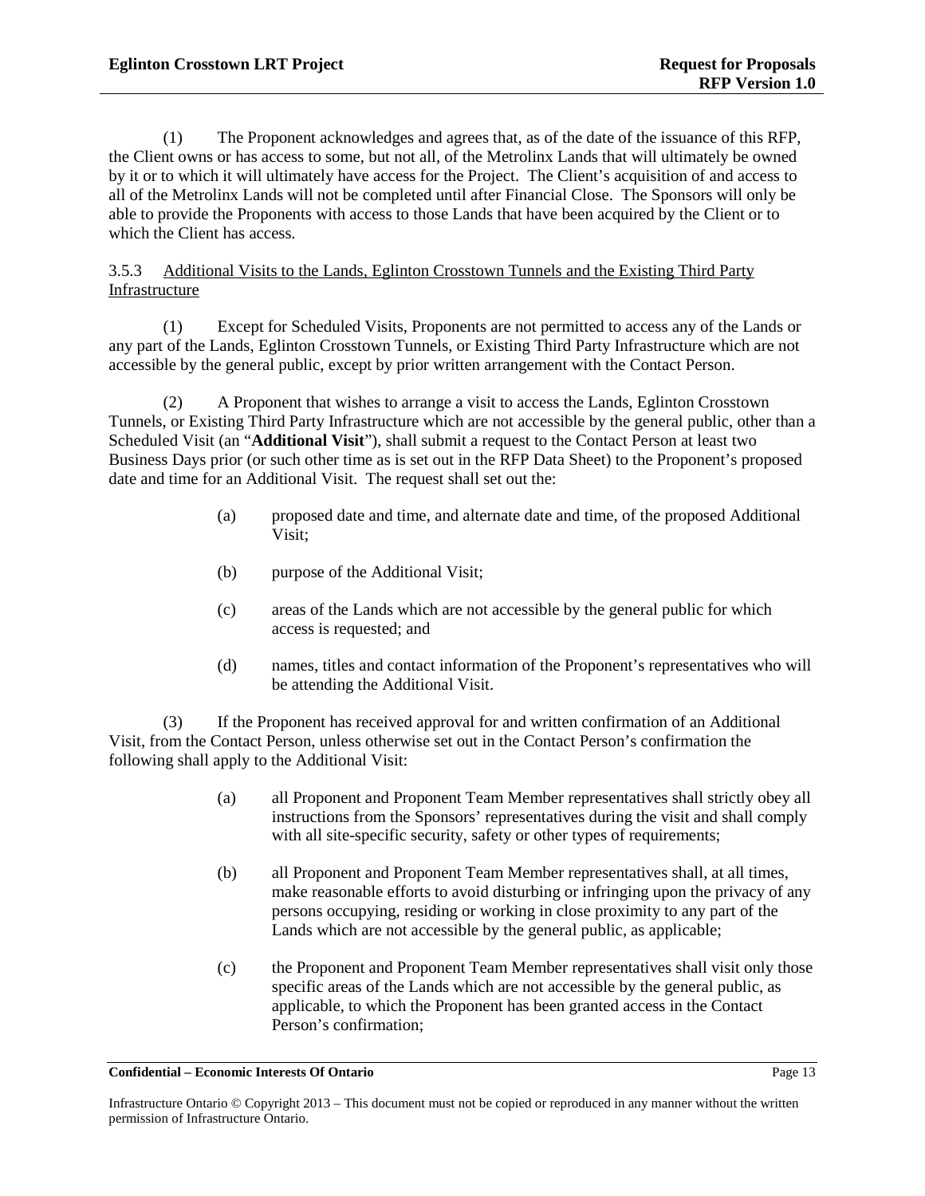(1) The Proponent acknowledges and agrees that, as of the date of the issuance of this RFP, the Client owns or has access to some, but not all, of the Metrolinx Lands that will ultimately be owned by it or to which it will ultimately have access for the Project. The Client's acquisition of and access to all of the Metrolinx Lands will not be completed until after Financial Close. The Sponsors will only be able to provide the Proponents with access to those Lands that have been acquired by the Client or to which the Client has access.

### 3.5.3 Additional Visits to the Lands, Eglinton Crosstown Tunnels and the Existing Third Party Infrastructure

(1) Except for Scheduled Visits, Proponents are not permitted to access any of the Lands or any part of the Lands, Eglinton Crosstown Tunnels, or Existing Third Party Infrastructure which are not accessible by the general public, except by prior written arrangement with the Contact Person.

(2) A Proponent that wishes to arrange a visit to access the Lands, Eglinton Crosstown Tunnels, or Existing Third Party Infrastructure which are not accessible by the general public, other than a Scheduled Visit (an "**Additional Visit**"), shall submit a request to the Contact Person at least two Business Days prior (or such other time as is set out in the RFP Data Sheet) to the Proponent's proposed date and time for an Additional Visit. The request shall set out the:

(a) proposed date and time, and alternate date and time, of the proposed Additional Visit;

(b) purpose of the Additional Visit;

(c) areas of the Lands which are not accessible by the general public for which access is requested; and

(d) names, titles and contact information of the Proponent's representatives who will be attending the Additional Visit.

(3) If the Proponent has received approval for and written confirmation of an Additional Visit, from the Contact Person, unless otherwise set out in the Contact Person's confirmation the following shall apply to the Additional Visit:

(a) all Proponent and Proponent Team Member representatives shall strictly obey all instructions from the Sponsors' representatives during the visit and shall comply with all site-specific security, safety or other types of requirements;

(b) all Proponent and Proponent Team Member representatives shall, at all times, make reasonable efforts to avoid disturbing or infringing upon the privacy of any persons occupying, residing or working in close proximity to any part of the Lands which are not accessible by the general public, as applicable;

(c) the Proponent and Proponent Team Member representatives shall visit only those specific areas of the Lands which are not accessible by the general public, as applicable, to which the Proponent has been granted access in the Contact Person's confirmation;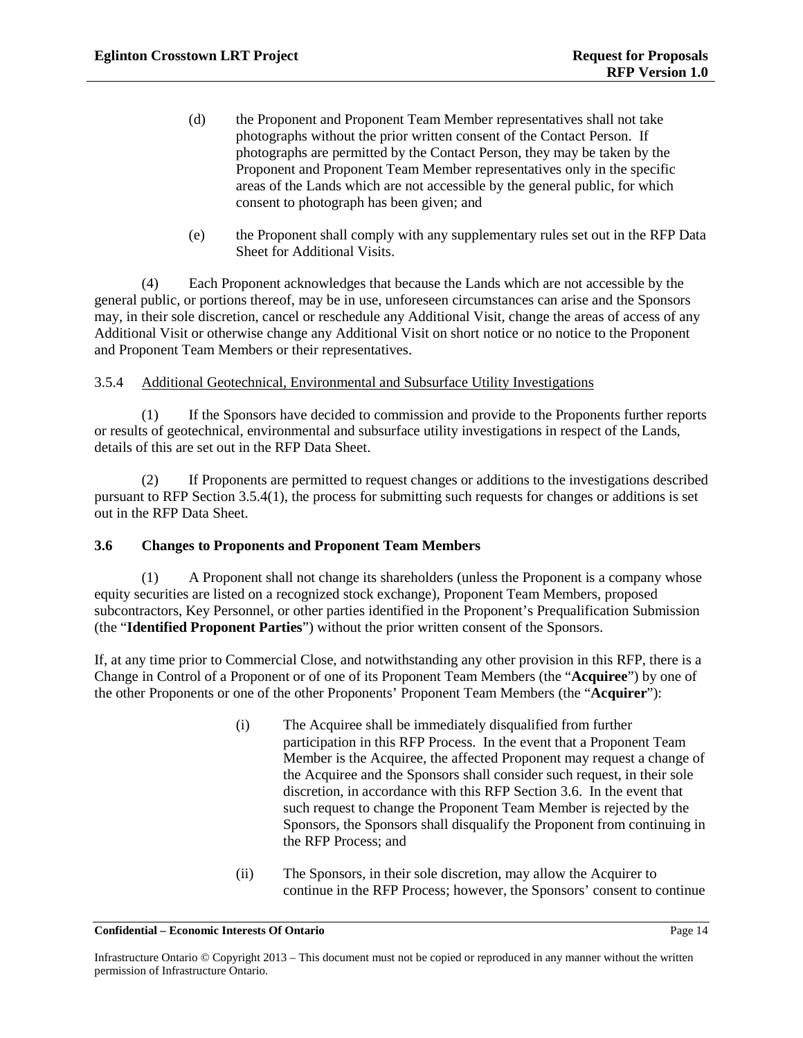(d) the Proponent and Proponent Team Member representatives shall not take photographs without the prior written consent of the Contact Person. If photographs are permitted by the Contact Person, they may be taken by the Proponent and Proponent Team Member representatives only in the specific areas of the Lands which are not accessible by the general public, for which consent to photograph has been given; and

(e) the Proponent shall comply with any supplementary rules set out in the RFP Data Sheet for Additional Visits.

(4) Each Proponent acknowledges that because the Lands which are not accessible by the general public, or portions thereof, may be in use, unforeseen circumstances can arise and the Sponsors may, in their sole discretion, cancel or reschedule any Additional Visit, change the areas of access of any Additional Visit or otherwise change any Additional Visit on short notice or no notice to the Proponent and Proponent Team Members or their representatives.

3.5.4 Additional Geotechnical, Environmental and Subsurface Utility Investigations

(1) If the Sponsors have decided to commission and provide to the Proponents further reports or results of geotechnical, environmental and subsurface utility investigations in respect of the Lands, details of this are set out in the RFP Data Sheet.

(2) If Proponents are permitted to request changes or additions to the investigations described pursuant to RFP Section 3.5.4(1), the process for submitting such requests for changes or additions is set out in the RFP Data Sheet.

### 3.6 Changes to Proponents and Proponent Team Members

(1) A Proponent shall not change its shareholders (unless the Proponent is a company whose equity securities are listed on a recognized stock exchange), Proponent Team Members, proposed subcontractors, Key Personnel, or other parties identified in the Proponent's Prequalification Submission (the "**Identified Proponent Parties**") without the prior written consent of the Sponsors.

If, at any time prior to Commercial Close, and notwithstanding any other provision in this RFP, there is a Change in Control of a Proponent or of one of its Proponent Team Members (the "**Acquiree**") by one of the other Proponents or one of the other Proponents' Proponent Team Members (the "**Acquirer**"):

(i) The Acquiree shall be immediately disqualified from further participation in this RFP Process. In the event that a Proponent Team Member is the Acquiree, the affected Proponent may request a change of the Acquiree and the Sponsors shall consider such request, in their sole discretion, in accordance with this RFP Section 3.6. In the event that such request to change the Proponent Team Member is rejected by the Sponsors, the Sponsors shall disqualify the Proponent from continuing in the RFP Process; and

(ii) The Sponsors, in their sole discretion, may allow the Acquirer to continue in the RFP Process; however, the Sponsors' consent to continue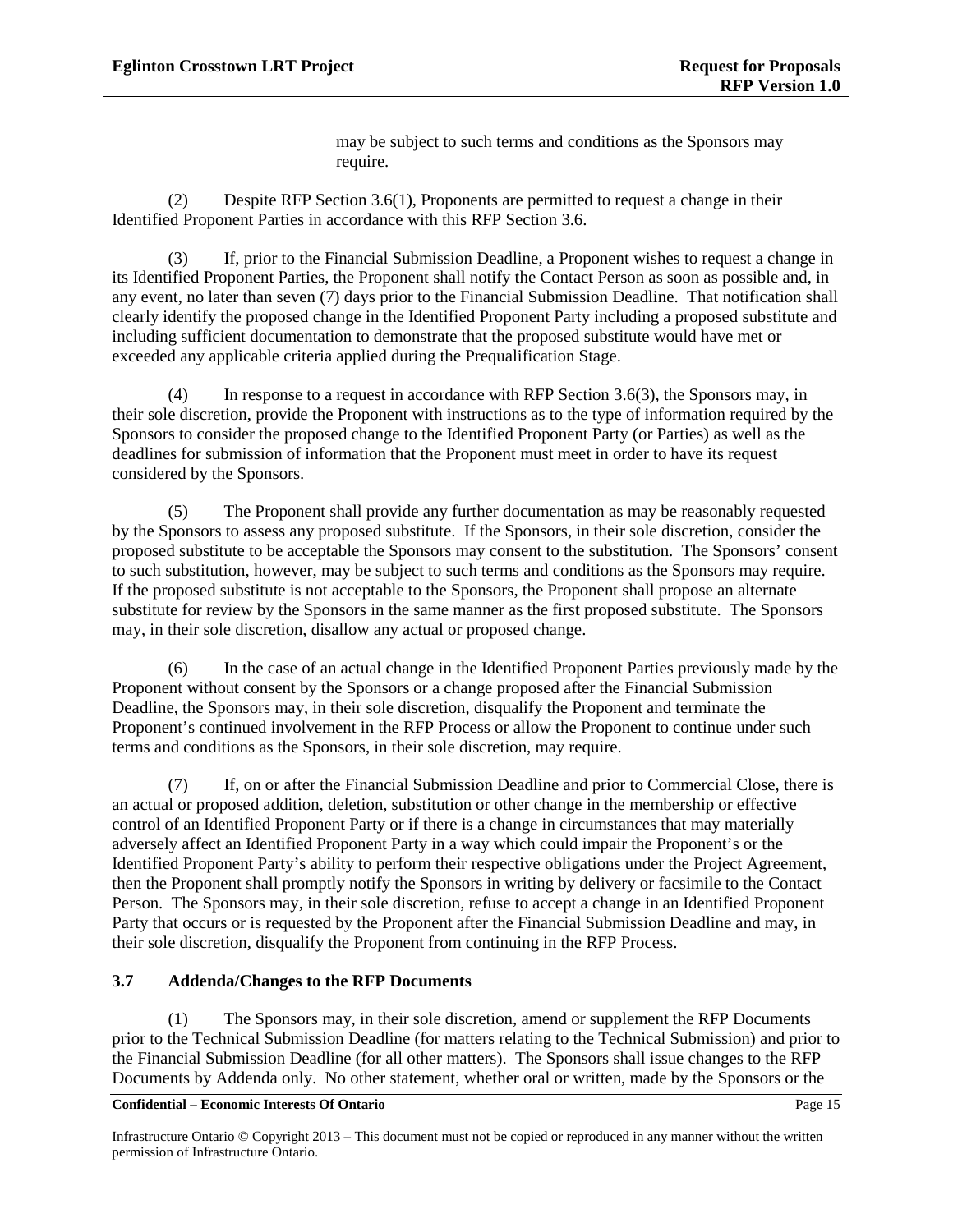may be subject to such terms and conditions as the Sponsors may require.

(2) Despite RFP Section 3.6(1), Proponents are permitted to request a change in their Identified Proponent Parties in accordance with this RFP Section 3.6.

(3) If, prior to the Financial Submission Deadline, a Proponent wishes to request a change in its Identified Proponent Parties, the Proponent shall notify the Contact Person as soon as possible and, in any event, no later than seven (7) days prior to the Financial Submission Deadline. That notification shall clearly identify the proposed change in the Identified Proponent Party including a proposed substitute and including sufficient documentation to demonstrate that the proposed substitute would have met or exceeded any applicable criteria applied during the Prequalification Stage.

(4) In response to a request in accordance with RFP Section 3.6(3), the Sponsors may, in their sole discretion, provide the Proponent with instructions as to the type of information required by the Sponsors to consider the proposed change to the Identified Proponent Party (or Parties) as well as the deadlines for submission of information that the Proponent must meet in order to have its request considered by the Sponsors.

(5) The Proponent shall provide any further documentation as may be reasonably requested by the Sponsors to assess any proposed substitute. If the Sponsors, in their sole discretion, consider the proposed substitute to be acceptable the Sponsors may consent to the substitution. The Sponsors' consent to such substitution, however, may be subject to such terms and conditions as the Sponsors may require. If the proposed substitute is not acceptable to the Sponsors, the Proponent shall propose an alternate substitute for review by the Sponsors in the same manner as the first proposed substitute. The Sponsors may, in their sole discretion, disallow any actual or proposed change.

(6) In the case of an actual change in the Identified Proponent Parties previously made by the Proponent without consent by the Sponsors or a change proposed after the Financial Submission Deadline, the Sponsors may, in their sole discretion, disqualify the Proponent and terminate the Proponent's continued involvement in the RFP Process or allow the Proponent to continue under such terms and conditions as the Sponsors, in their sole discretion, may require.

(7) If, on or after the Financial Submission Deadline and prior to Commercial Close, there is an actual or proposed addition, deletion, substitution or other change in the membership or effective control of an Identified Proponent Party or if there is a change in circumstances that may materially adversely affect an Identified Proponent Party in a way which could impair the Proponent's or the Identified Proponent Party's ability to perform their respective obligations under the Project Agreement, then the Proponent shall promptly notify the Sponsors in writing by delivery or facsimile to the Contact Person. The Sponsors may, in their sole discretion, refuse to accept a change in an Identified Proponent Party that occurs or is requested by the Proponent after the Financial Submission Deadline and may, in their sole discretion, disqualify the Proponent from continuing in the RFP Process.

### 3.7 Addenda/Changes to the RFP Documents

(1) The Sponsors may, in their sole discretion, amend or supplement the RFP Documents prior to the Technical Submission Deadline (for matters relating to the Technical Submission) and prior to the Financial Submission Deadline (for all other matters). The Sponsors shall issue changes to the RFP Documents by Addenda only. No other statement, whether oral or written, made by the Sponsors or the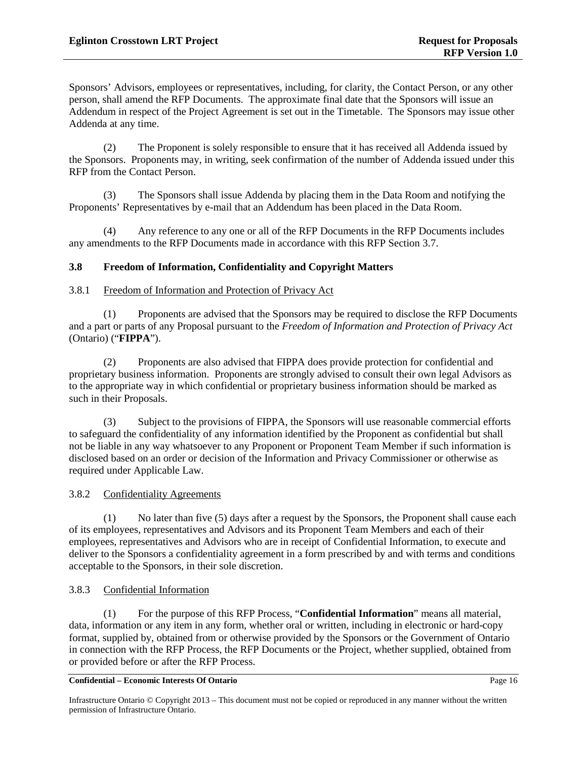Sponsors' Advisors, employees or representatives, including, for clarity, the Contact Person, or any other person, shall amend the RFP Documents. The approximate final date that the Sponsors will issue an Addendum in respect of the Project Agreement is set out in the Timetable. The Sponsors may issue other Addenda at any time.

(2) The Proponent is solely responsible to ensure that it has received all Addenda issued by the Sponsors. Proponents may, in writing, seek confirmation of the number of Addenda issued under this RFP from the Contact Person.

(3) The Sponsors shall issue Addenda by placing them in the Data Room and notifying the Proponents' Representatives by e-mail that an Addendum has been placed in the Data Room.

(4) Any reference to any one or all of the RFP Documents in the RFP Documents includes any amendments to the RFP Documents made in accordance with this RFP Section 3.7.

### 3.8 Freedom of Information, Confidentiality and Copyright Matters

#### 3.8.1 Freedom of Information and Protection of Privacy Act

(1) Proponents are advised that the Sponsors may be required to disclose the RFP Documents and a part or parts of any Proposal pursuant to the *Freedom of Information and Protection of Privacy Act* (Ontario) ("**FIPPA**").

(2) Proponents are also advised that FIPPA does provide protection for confidential and proprietary business information. Proponents are strongly advised to consult their own legal Advisors as to the appropriate way in which confidential or proprietary business information should be marked as such in their Proposals.

(3) Subject to the provisions of FIPPA, the Sponsors will use reasonable commercial efforts to safeguard the confidentiality of any information identified by the Proponent as confidential but shall not be liable in any way whatsoever to any Proponent or Proponent Team Member if such information is disclosed based on an order or decision of the Information and Privacy Commissioner or otherwise as required under Applicable Law.

#### 3.8.2 Confidentiality Agreements

(1) No later than five (5) days after a request by the Sponsors, the Proponent shall cause each of its employees, representatives and Advisors and its Proponent Team Members and each of their employees, representatives and Advisors who are in receipt of Confidential Information, to execute and deliver to the Sponsors a confidentiality agreement in a form prescribed by and with terms and conditions acceptable to the Sponsors, in their sole discretion.

#### 3.8.3 Confidential Information

(1) For the purpose of this RFP Process, "**Confidential Information**" means all material, data, information or any item in any form, whether oral or written, including in electronic or hard-copy format, supplied by, obtained from or otherwise provided by the Sponsors or the Government of Ontario in connection with the RFP Process, the RFP Documents or the Project, whether supplied, obtained from or provided before or after the RFP Process.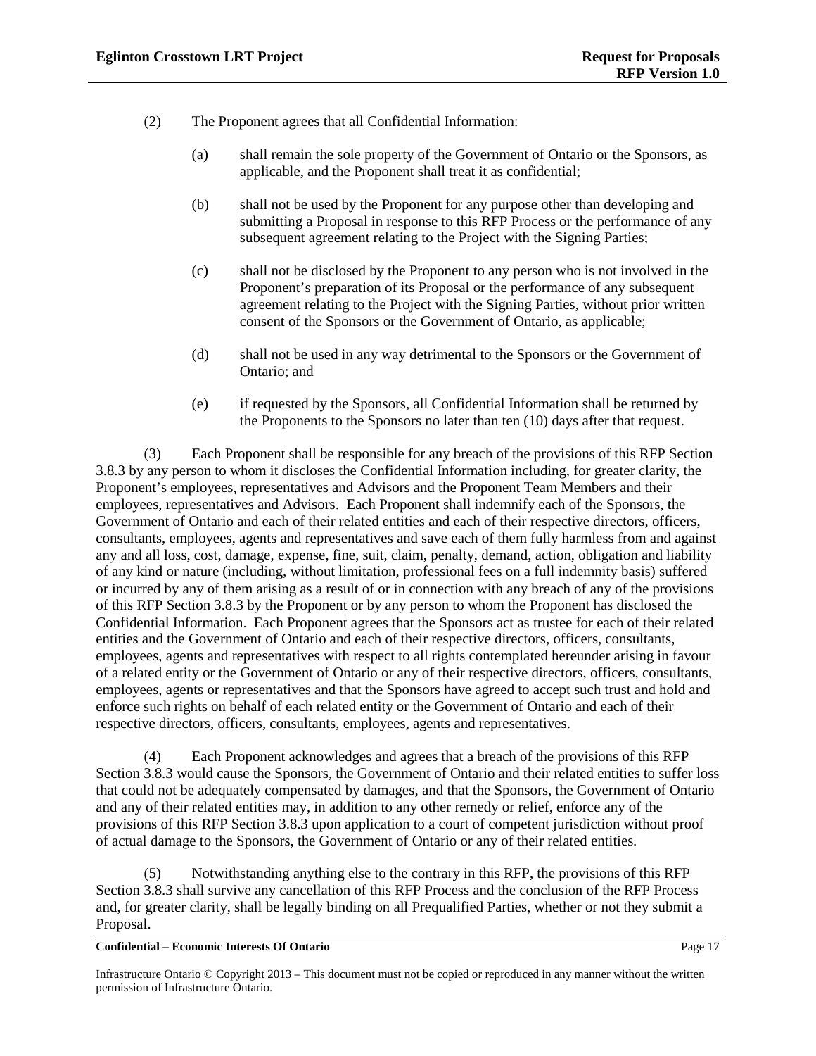(2) The Proponent agrees that all Confidential Information:

(a) shall remain the sole property of the Government of Ontario or the Sponsors, as applicable, and the Proponent shall treat it as confidential;

(b) shall not be used by the Proponent for any purpose other than developing and submitting a Proposal in response to this RFP Process or the performance of any subsequent agreement relating to the Project with the Signing Parties;

(c) shall not be disclosed by the Proponent to any person who is not involved in the Proponent's preparation of its Proposal or the performance of any subsequent agreement relating to the Project with the Signing Parties, without prior written consent of the Sponsors or the Government of Ontario, as applicable;

(d) shall not be used in any way detrimental to the Sponsors or the Government of Ontario; and

(e) if requested by the Sponsors, all Confidential Information shall be returned by the Proponents to the Sponsors no later than ten (10) days after that request.

(3) Each Proponent shall be responsible for any breach of the provisions of this RFP Section 3.8.3 by any person to whom it discloses the Confidential Information including, for greater clarity, the Proponent's employees, representatives and Advisors and the Proponent Team Members and their employees, representatives and Advisors. Each Proponent shall indemnify each of the Sponsors, the Government of Ontario and each of their related entities and each of their respective directors, officers, consultants, employees, agents and representatives and save each of them fully harmless from and against any and all loss, cost, damage, expense, fine, suit, claim, penalty, demand, action, obligation and liability of any kind or nature (including, without limitation, professional fees on a full indemnity basis) suffered or incurred by any of them arising as a result of or in connection with any breach of any of the provisions of this RFP Section 3.8.3 by the Proponent or by any person to whom the Proponent has disclosed the Confidential Information. Each Proponent agrees that the Sponsors act as trustee for each of their related entities and the Government of Ontario and each of their respective directors, officers, consultants, employees, agents and representatives with respect to all rights contemplated hereunder arising in favour of a related entity or the Government of Ontario or any of their respective directors, officers, consultants, employees, agents or representatives and that the Sponsors have agreed to accept such trust and hold and enforce such rights on behalf of each related entity or the Government of Ontario and each of their respective directors, officers, consultants, employees, agents and representatives.

(4) Each Proponent acknowledges and agrees that a breach of the provisions of this RFP Section 3.8.3 would cause the Sponsors, the Government of Ontario and their related entities to suffer loss that could not be adequately compensated by damages, and that the Sponsors, the Government of Ontario and any of their related entities may, in addition to any other remedy or relief, enforce any of the provisions of this RFP Section 3.8.3 upon application to a court of competent jurisdiction without proof of actual damage to the Sponsors, the Government of Ontario or any of their related entities.

(5) Notwithstanding anything else to the contrary in this RFP, the provisions of this RFP Section 3.8.3 shall survive any cancellation of this RFP Process and the conclusion of the RFP Process and, for greater clarity, shall be legally binding on all Prequalified Parties, whether or not they submit a Proposal.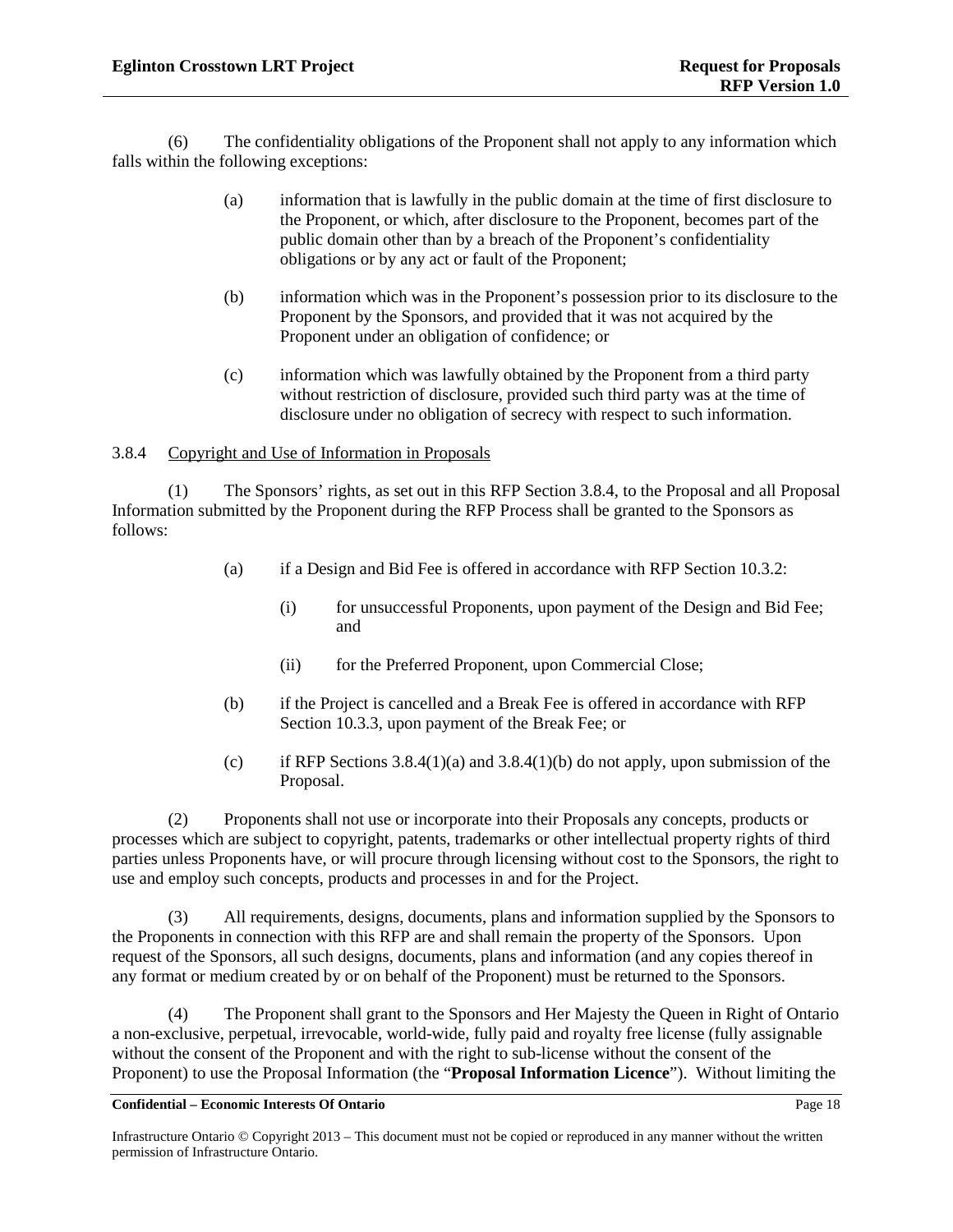(6) The confidentiality obligations of the Proponent shall not apply to any information which falls within the following exceptions:

(a) information that is lawfully in the public domain at the time of first disclosure to the Proponent, or which, after disclosure to the Proponent, becomes part of the public domain other than by a breach of the Proponent's confidentiality obligations or by any act or fault of the Proponent;

(b) information which was in the Proponent's possession prior to its disclosure to the Proponent by the Sponsors, and provided that it was not acquired by the Proponent under an obligation of confidence; or

(c) information which was lawfully obtained by the Proponent from a third party without restriction of disclosure, provided such third party was at the time of disclosure under no obligation of secrecy with respect to such information.

3.8.4 Copyright and Use of Information in Proposals

(1) The Sponsors' rights, as set out in this RFP Section 3.8.4, to the Proposal and all Proposal Information submitted by the Proponent during the RFP Process shall be granted to the Sponsors as follows:

(a) if a Design and Bid Fee is offered in accordance with RFP Section 10.3.2:

(i) for unsuccessful Proponents, upon payment of the Design and Bid Fee; and

(ii) for the Preferred Proponent, upon Commercial Close;

(b) if the Project is cancelled and a Break Fee is offered in accordance with RFP Section 10.3.3, upon payment of the Break Fee; or

(c) if RFP Sections 3.8.4(1)(a) and 3.8.4(1)(b) do not apply, upon submission of the Proposal.

(2) Proponents shall not use or incorporate into their Proposals any concepts, products or processes which are subject to copyright, patents, trademarks or other intellectual property rights of third parties unless Proponents have, or will procure through licensing without cost to the Sponsors, the right to use and employ such concepts, products and processes in and for the Project.

(3) All requirements, designs, documents, plans and information supplied by the Sponsors to the Proponents in connection with this RFP are and shall remain the property of the Sponsors. Upon request of the Sponsors, all such designs, documents, plans and information (and any copies thereof in any format or medium created by or on behalf of the Proponent) must be returned to the Sponsors.

(4) The Proponent shall grant to the Sponsors and Her Majesty the Queen in Right of Ontario a non-exclusive, perpetual, irrevocable, world-wide, fully paid and royalty free license (fully assignable without the consent of the Proponent and with the right to sub-license without the consent of the Proponent) to use the Proposal Information (the "**Proposal Information Licence**"). Without limiting the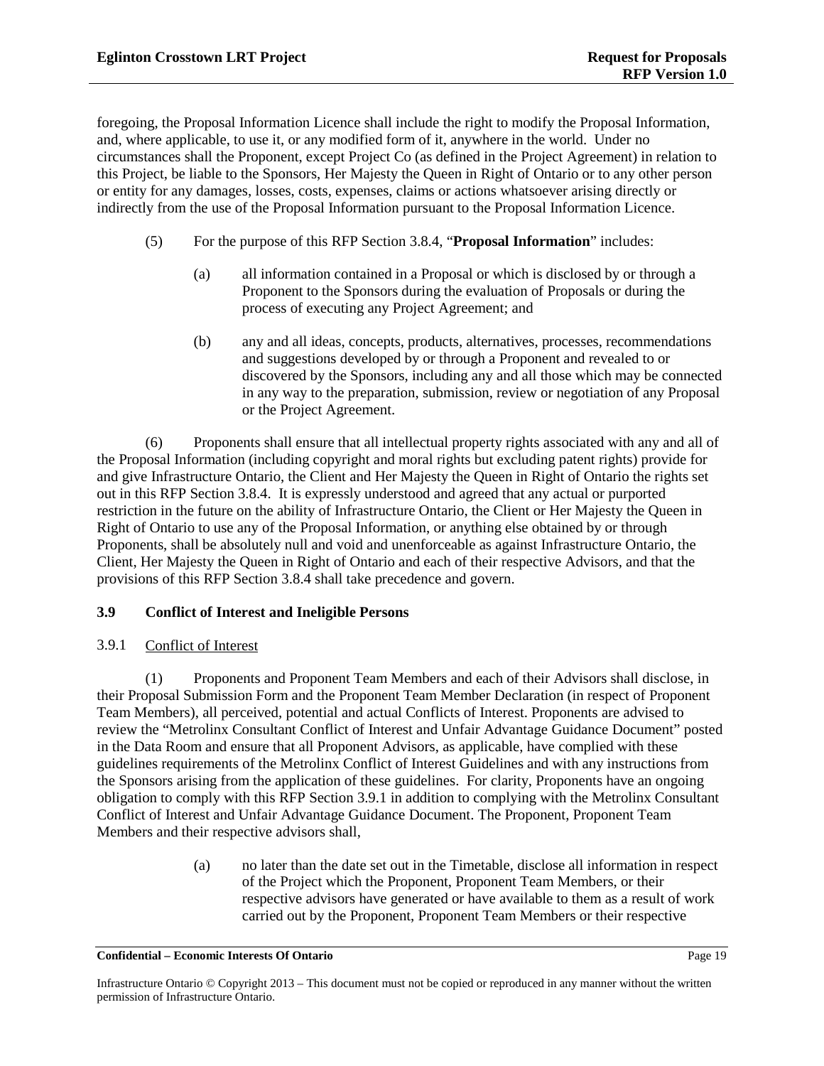foregoing, the Proposal Information Licence shall include the right to modify the Proposal Information, and, where applicable, to use it, or any modified form of it, anywhere in the world. Under no circumstances shall the Proponent, except Project Co (as defined in the Project Agreement) in relation to this Project, be liable to the Sponsors, Her Majesty the Queen in Right of Ontario or to any other person or entity for any damages, losses, costs, expenses, claims or actions whatsoever arising directly or indirectly from the use of the Proposal Information pursuant to the Proposal Information Licence.

(5) For the purpose of this RFP Section 3.8.4, "**Proposal Information**" includes:

(a) all information contained in a Proposal or which is disclosed by or through a Proponent to the Sponsors during the evaluation of Proposals or during the process of executing any Project Agreement; and

(b) any and all ideas, concepts, products, alternatives, processes, recommendations and suggestions developed by or through a Proponent and revealed to or discovered by the Sponsors, including any and all those which may be connected in any way to the preparation, submission, review or negotiation of any Proposal or the Project Agreement.

(6) Proponents shall ensure that all intellectual property rights associated with any and all of the Proposal Information (including copyright and moral rights but excluding patent rights) provide for and give Infrastructure Ontario, the Client and Her Majesty the Queen in Right of Ontario the rights set out in this RFP Section 3.8.4. It is expressly understood and agreed that any actual or purported restriction in the future on the ability of Infrastructure Ontario, the Client or Her Majesty the Queen in Right of Ontario to use any of the Proposal Information, or anything else obtained by or through Proponents, shall be absolutely null and void and unenforceable as against Infrastructure Ontario, the Client, Her Majesty the Queen in Right of Ontario and each of their respective Advisors, and that the provisions of this RFP Section 3.8.4 shall take precedence and govern.

## 3.9 Conflict of Interest and Ineligible Persons

### 3.9.1 Conflict of Interest

(1) Proponents and Proponent Team Members and each of their Advisors shall disclose, in their Proposal Submission Form and the Proponent Team Member Declaration (in respect of Proponent Team Members), all perceived, potential and actual Conflicts of Interest. Proponents are advised to review the "Metrolinx Consultant Conflict of Interest and Unfair Advantage Guidance Document" posted in the Data Room and ensure that all Proponent Advisors, as applicable, have complied with these guidelines requirements of the Metrolinx Conflict of Interest Guidelines and with any instructions from the Sponsors arising from the application of these guidelines. For clarity, Proponents have an ongoing obligation to comply with this RFP Section 3.9.1 in addition to complying with the Metrolinx Consultant Conflict of Interest and Unfair Advantage Guidance Document. The Proponent, Proponent Team Members and their respective advisors shall,

(a) no later than the date set out in the Timetable, disclose all information in respect of the Project which the Proponent, Proponent Team Members, or their respective advisors have generated or have available to them as a result of work carried out by the Proponent, Proponent Team Members or their respective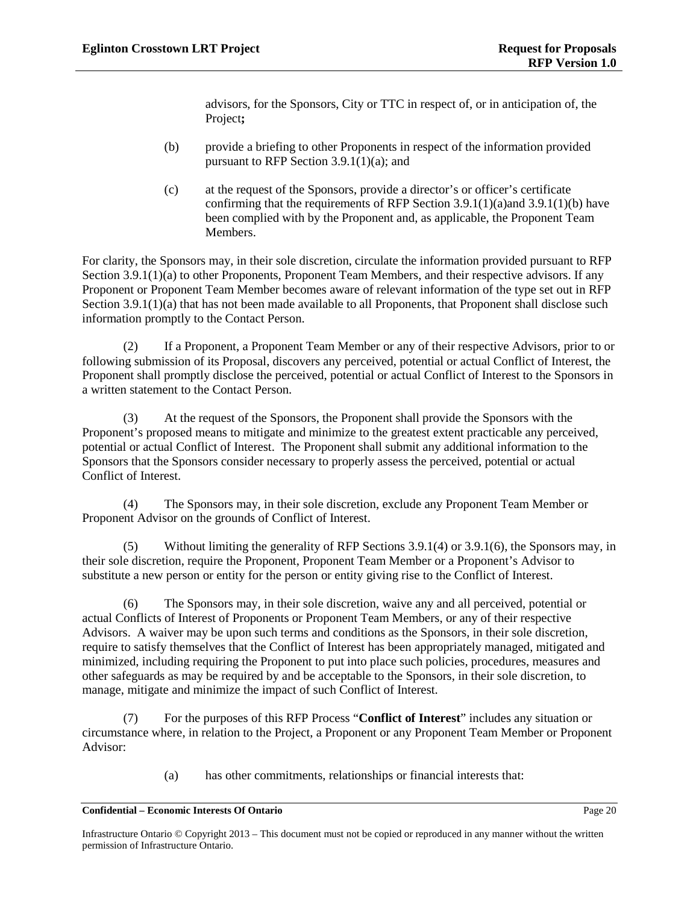advisors, for the Sponsors, City or TTC in respect of, or in anticipation of, the Project**;**

(b) provide a briefing to other Proponents in respect of the information provided pursuant to RFP Section 3.9.1(1)(a); and

(c) at the request of the Sponsors, provide a director's or officer's certificate confirming that the requirements of RFP Section 3.9.1(1)(a)and 3.9.1(1)(b) have been complied with by the Proponent and, as applicable, the Proponent Team Members.

For clarity, the Sponsors may, in their sole discretion, circulate the information provided pursuant to RFP Section 3.9.1(1)(a) to other Proponents, Proponent Team Members, and their respective advisors. If any Proponent or Proponent Team Member becomes aware of relevant information of the type set out in RFP Section 3.9.1(1)(a) that has not been made available to all Proponents, that Proponent shall disclose such information promptly to the Contact Person.

(2) If a Proponent, a Proponent Team Member or any of their respective Advisors, prior to or following submission of its Proposal, discovers any perceived, potential or actual Conflict of Interest, the Proponent shall promptly disclose the perceived, potential or actual Conflict of Interest to the Sponsors in a written statement to the Contact Person.

(3) At the request of the Sponsors, the Proponent shall provide the Sponsors with the Proponent's proposed means to mitigate and minimize to the greatest extent practicable any perceived, potential or actual Conflict of Interest. The Proponent shall submit any additional information to the Sponsors that the Sponsors consider necessary to properly assess the perceived, potential or actual Conflict of Interest.

(4) The Sponsors may, in their sole discretion, exclude any Proponent Team Member or Proponent Advisor on the grounds of Conflict of Interest.

(5) Without limiting the generality of RFP Sections 3.9.1(4) or 3.9.1(6), the Sponsors may, in their sole discretion, require the Proponent, Proponent Team Member or a Proponent's Advisor to substitute a new person or entity for the person or entity giving rise to the Conflict of Interest.

(6) The Sponsors may, in their sole discretion, waive any and all perceived, potential or actual Conflicts of Interest of Proponents or Proponent Team Members, or any of their respective Advisors. A waiver may be upon such terms and conditions as the Sponsors, in their sole discretion, require to satisfy themselves that the Conflict of Interest has been appropriately managed, mitigated and minimized, including requiring the Proponent to put into place such policies, procedures, measures and other safeguards as may be required by and be acceptable to the Sponsors, in their sole discretion, to manage, mitigate and minimize the impact of such Conflict of Interest.

(7) For the purposes of this RFP Process "**Conflict of Interest**" includes any situation or circumstance where, in relation to the Project, a Proponent or any Proponent Team Member or Proponent Advisor:

(a) has other commitments, relationships or financial interests that: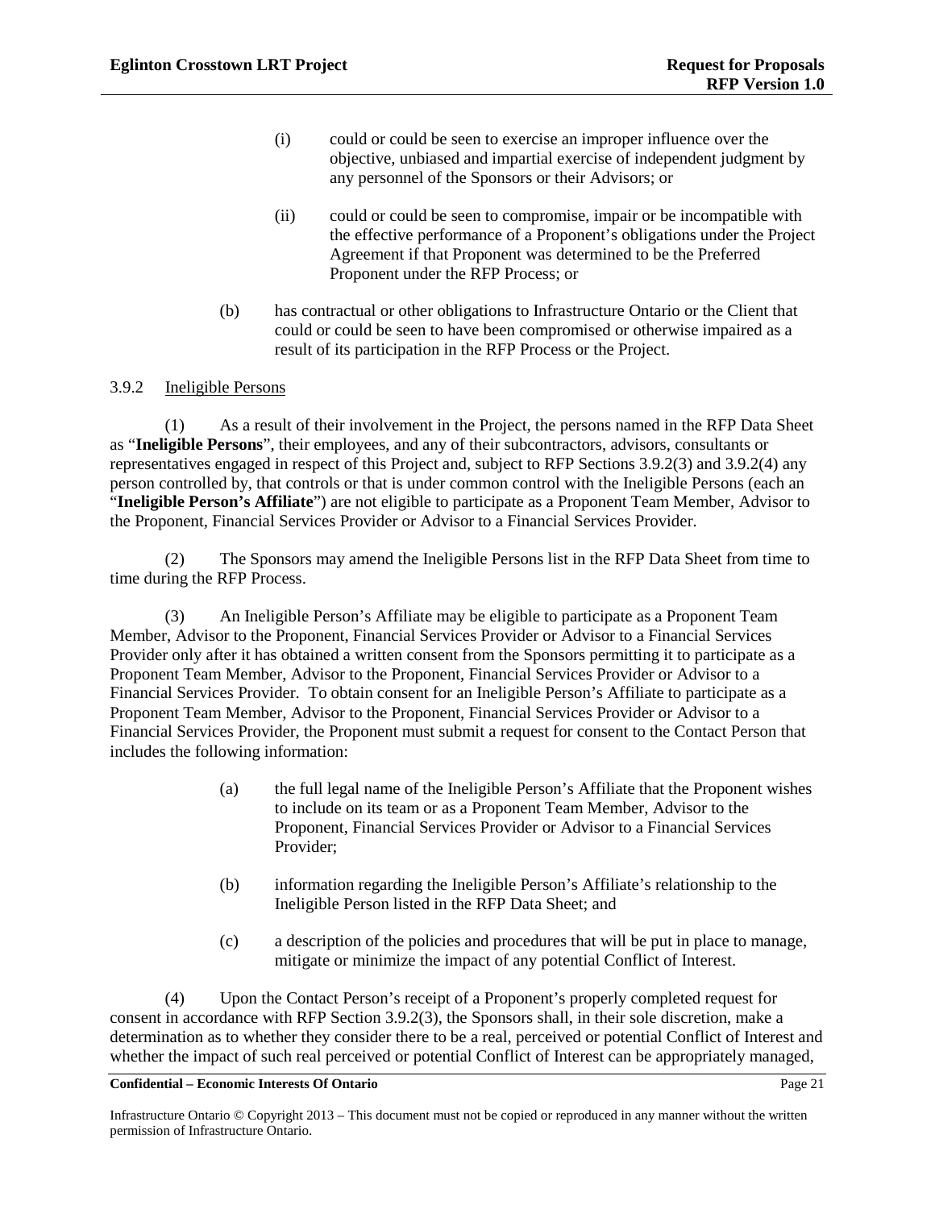(i) could or could be seen to exercise an improper influence over the objective, unbiased and impartial exercise of independent judgment by any personnel of the Sponsors or their Advisors; or

(ii) could or could be seen to compromise, impair or be incompatible with the effective performance of a Proponent's obligations under the Project Agreement if that Proponent was determined to be the Preferred Proponent under the RFP Process; or

(b) has contractual or other obligations to Infrastructure Ontario or the Client that could or could be seen to have been compromised or otherwise impaired as a result of its participation in the RFP Process or the Project.

3.9.2 Ineligible Persons

(1) As a result of their involvement in the Project, the persons named in the RFP Data Sheet as "**Ineligible Persons**", their employees, and any of their subcontractors, advisors, consultants or representatives engaged in respect of this Project and, subject to RFP Sections 3.9.2(3) and 3.9.2(4) any person controlled by, that controls or that is under common control with the Ineligible Persons (each an "**Ineligible Person's Affiliate**") are not eligible to participate as a Proponent Team Member, Advisor to the Proponent, Financial Services Provider or Advisor to a Financial Services Provider.

(2) The Sponsors may amend the Ineligible Persons list in the RFP Data Sheet from time to time during the RFP Process.

(3) An Ineligible Person's Affiliate may be eligible to participate as a Proponent Team Member, Advisor to the Proponent, Financial Services Provider or Advisor to a Financial Services Provider only after it has obtained a written consent from the Sponsors permitting it to participate as a Proponent Team Member, Advisor to the Proponent, Financial Services Provider or Advisor to a Financial Services Provider. To obtain consent for an Ineligible Person's Affiliate to participate as a Proponent Team Member, Advisor to the Proponent, Financial Services Provider or Advisor to a Financial Services Provider, the Proponent must submit a request for consent to the Contact Person that includes the following information:

(a) the full legal name of the Ineligible Person's Affiliate that the Proponent wishes to include on its team or as a Proponent Team Member, Advisor to the Proponent, Financial Services Provider or Advisor to a Financial Services Provider;

(b) information regarding the Ineligible Person's Affiliate's relationship to the Ineligible Person listed in the RFP Data Sheet; and

(c) a description of the policies and procedures that will be put in place to manage, mitigate or minimize the impact of any potential Conflict of Interest.

(4) Upon the Contact Person's receipt of a Proponent's properly completed request for consent in accordance with RFP Section 3.9.2(3), the Sponsors shall, in their sole discretion, make a determination as to whether they consider there to be a real, perceived or potential Conflict of Interest and whether the impact of such real perceived or potential Conflict of Interest can be appropriately managed,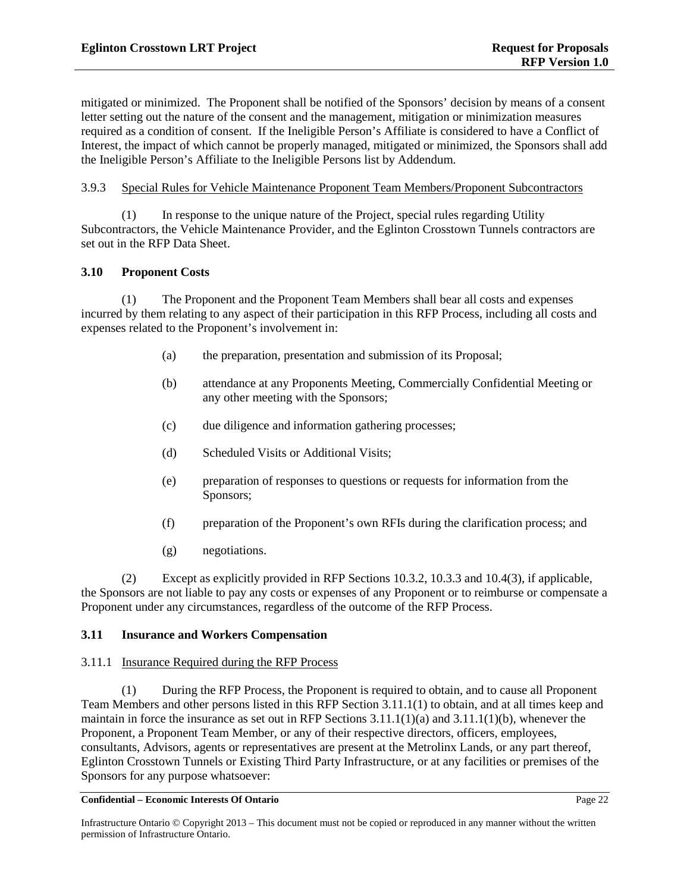mitigated or minimized. The Proponent shall be notified of the Sponsors' decision by means of a consent letter setting out the nature of the consent and the management, mitigation or minimization measures required as a condition of consent. If the Ineligible Person's Affiliate is considered to have a Conflict of Interest, the impact of which cannot be properly managed, mitigated or minimized, the Sponsors shall add the Ineligible Person's Affiliate to the Ineligible Persons list by Addendum.

3.9.3 Special Rules for Vehicle Maintenance Proponent Team Members/Proponent Subcontractors

(1) In response to the unique nature of the Project, special rules regarding Utility Subcontractors, the Vehicle Maintenance Provider, and the Eglinton Crosstown Tunnels contractors are set out in the RFP Data Sheet.

### 3.10 Proponent Costs

(1) The Proponent and the Proponent Team Members shall bear all costs and expenses incurred by them relating to any aspect of their participation in this RFP Process, including all costs and expenses related to the Proponent's involvement in:

(a) the preparation, presentation and submission of its Proposal;

(b) attendance at any Proponents Meeting, Commercially Confidential Meeting or any other meeting with the Sponsors;

(c) due diligence and information gathering processes;

(d) Scheduled Visits or Additional Visits;

(e) preparation of responses to questions or requests for information from the Sponsors;

(f) preparation of the Proponent's own RFIs during the clarification process; and

(g) negotiations.

(2) Except as explicitly provided in RFP Sections 10.3.2, 10.3.3 and 10.4(3), if applicable, the Sponsors are not liable to pay any costs or expenses of any Proponent or to reimburse or compensate a Proponent under any circumstances, regardless of the outcome of the RFP Process.

### 3.11 Insurance and Workers Compensation

3.11.1 Insurance Required during the RFP Process

(1) During the RFP Process, the Proponent is required to obtain, and to cause all Proponent Team Members and other persons listed in this RFP Section 3.11.1(1) to obtain, and at all times keep and maintain in force the insurance as set out in RFP Sections 3.11.1(1)(a) and 3.11.1(1)(b), whenever the Proponent, a Proponent Team Member, or any of their respective directors, officers, employees, consultants, Advisors, agents or representatives are present at the Metrolinx Lands, or any part thereof, Eglinton Crosstown Tunnels or Existing Third Party Infrastructure, or at any facilities or premises of the Sponsors for any purpose whatsoever: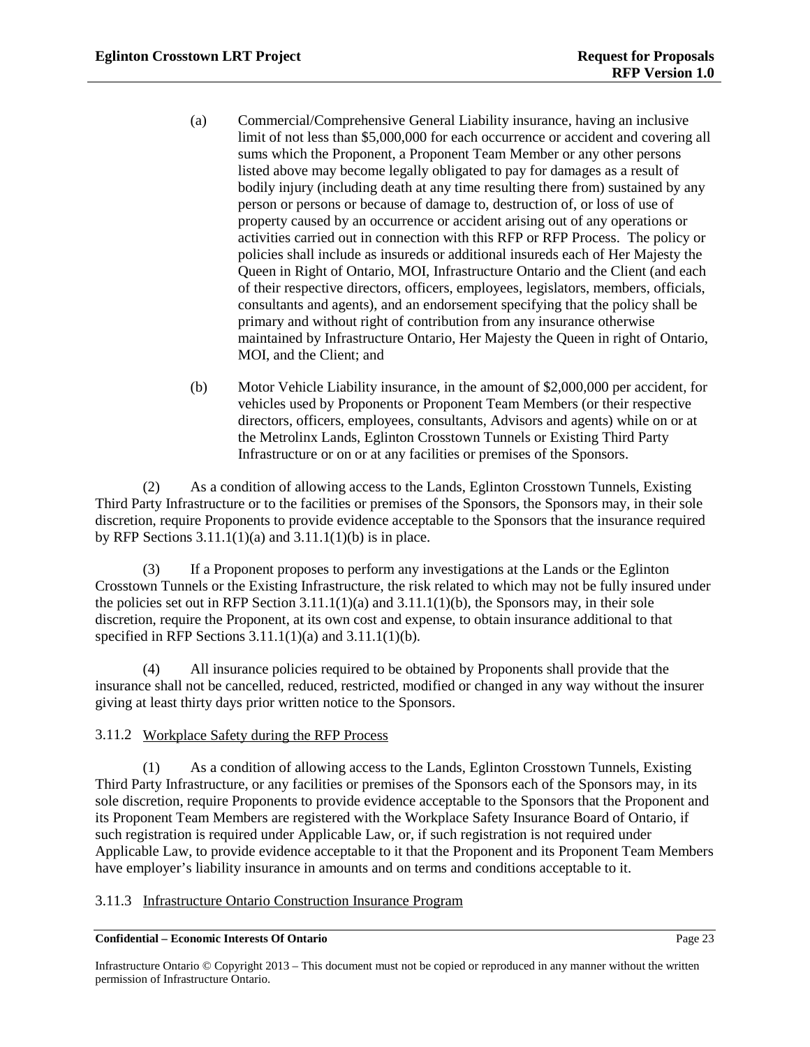(a) Commercial/Comprehensive General Liability insurance, having an inclusive limit of not less than $5,000,000 for each occurrence or accident and covering all sums which the Proponent, a Proponent Team Member or any other persons listed above may become legally obligated to pay for damages as a result of bodily injury (including death at any time resulting there from) sustained by any person or persons or because of damage to, destruction of, or loss of use of property caused by an occurrence or accident arising out of any operations or activities carried out in connection with this RFP or RFP Process. The policy or policies shall include as insureds or additional insureds each of Her Majesty the Queen in Right of Ontario, MOI, Infrastructure Ontario and the Client (and each of their respective directors, officers, employees, legislators, members, officials, consultants and agents), and an endorsement specifying that the policy shall be primary and without right of contribution from any insurance otherwise maintained by Infrastructure Ontario, Her Majesty the Queen in right of Ontario, MOI, and the Client; and

(b) Motor Vehicle Liability insurance, in the amount of $2,000,000 per accident, for vehicles used by Proponents or Proponent Team Members (or their respective directors, officers, employees, consultants, Advisors and agents) while on or at the Metrolinx Lands, Eglinton Crosstown Tunnels or Existing Third Party Infrastructure or on or at any facilities or premises of the Sponsors.

(2) As a condition of allowing access to the Lands, Eglinton Crosstown Tunnels, Existing Third Party Infrastructure or to the facilities or premises of the Sponsors, the Sponsors may, in their sole discretion, require Proponents to provide evidence acceptable to the Sponsors that the insurance required by RFP Sections 3.11.1(1)(a) and 3.11.1(1)(b) is in place.

(3) If a Proponent proposes to perform any investigations at the Lands or the Eglinton Crosstown Tunnels or the Existing Infrastructure, the risk related to which may not be fully insured under the policies set out in RFP Section 3.11.1(1)(a) and 3.11.1(1)(b), the Sponsors may, in their sole discretion, require the Proponent, at its own cost and expense, to obtain insurance additional to that specified in RFP Sections 3.11.1(1)(a) and 3.11.1(1)(b).

(4) All insurance policies required to be obtained by Proponents shall provide that the insurance shall not be cancelled, reduced, restricted, modified or changed in any way without the insurer giving at least thirty days prior written notice to the Sponsors.

### 3.11.2 Workplace Safety during the RFP Process

(1) As a condition of allowing access to the Lands, Eglinton Crosstown Tunnels, Existing Third Party Infrastructure, or any facilities or premises of the Sponsors each of the Sponsors may, in its sole discretion, require Proponents to provide evidence acceptable to the Sponsors that the Proponent and its Proponent Team Members are registered with the Workplace Safety Insurance Board of Ontario, if such registration is required under Applicable Law, or, if such registration is not required under Applicable Law, to provide evidence acceptable to it that the Proponent and its Proponent Team Members have employer's liability insurance in amounts and on terms and conditions acceptable to it.

### 3.11.3 Infrastructure Ontario Construction Insurance Program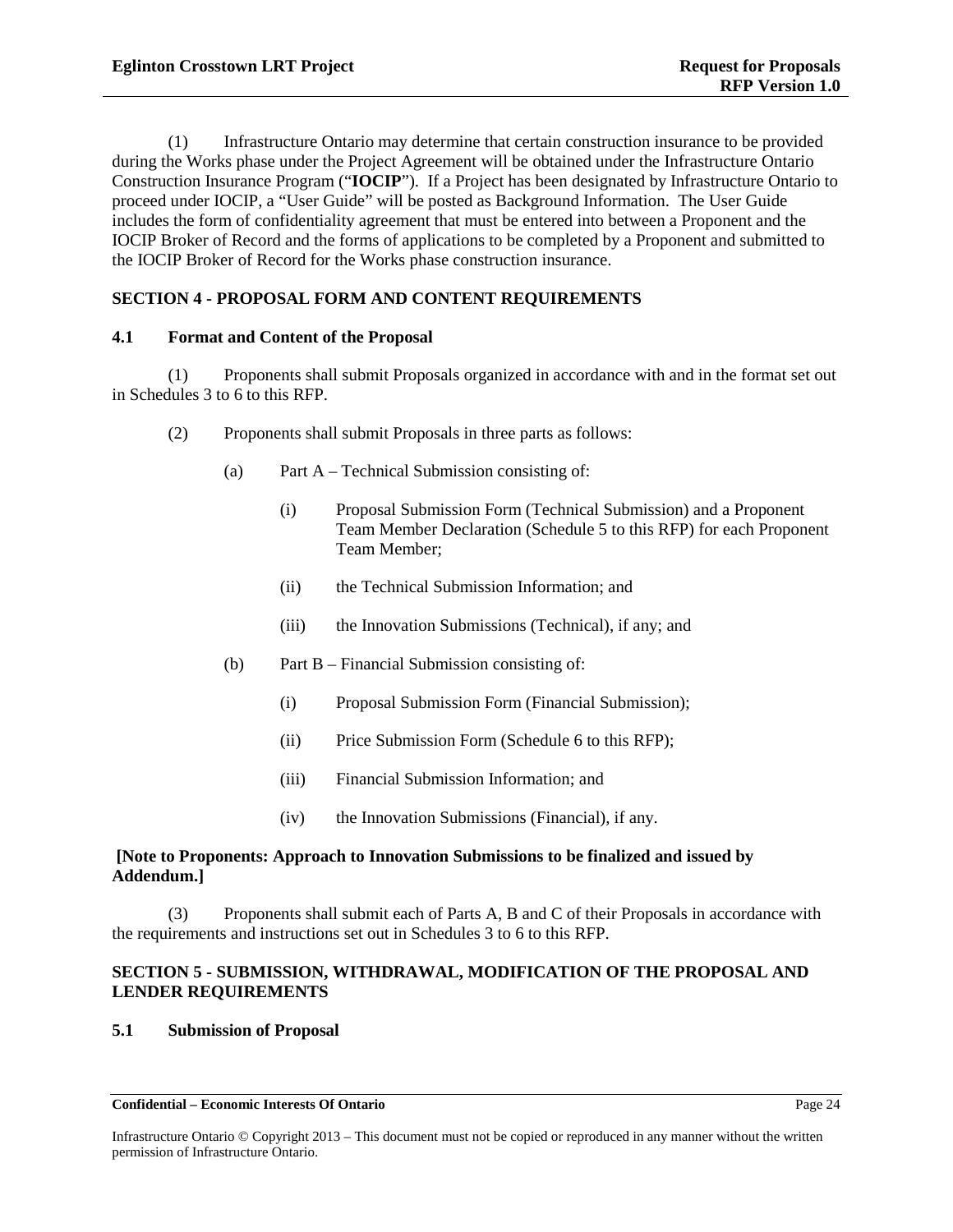(1) Infrastructure Ontario may determine that certain construction insurance to be provided during the Works phase under the Project Agreement will be obtained under the Infrastructure Ontario Construction Insurance Program ("**IOCIP**"). If a Project has been designated by Infrastructure Ontario to proceed under IOCIP, a "User Guide" will be posted as Background Information. The User Guide includes the form of confidentiality agreement that must be entered into between a Proponent and the IOCIP Broker of Record and the forms of applications to be completed by a Proponent and submitted to the IOCIP Broker of Record for the Works phase construction insurance.

## SECTION 4 - PROPOSAL FORM AND CONTENT REQUIREMENTS

### 4.1 Format and Content of the Proposal

(1) Proponents shall submit Proposals organized in accordance with and in the format set out in Schedules 3 to 6 to this RFP.

(2) Proponents shall submit Proposals in three parts as follows:

- (a) Part A – Technical Submission consisting of:
  - (i) Proposal Submission Form (Technical Submission) and a Proponent Team Member Declaration (Schedule 5 to this RFP) for each Proponent Team Member;
  - (ii) the Technical Submission Information; and
  - (iii) the Innovation Submissions (Technical), if any; and
- (b) Part B – Financial Submission consisting of:
  - (i) Proposal Submission Form (Financial Submission);
  - (ii) Price Submission Form (Schedule 6 to this RFP);
  - (iii) Financial Submission Information; and
  - (iv) the Innovation Submissions (Financial), if any.

**[Note to Proponents: Approach to Innovation Submissions to be finalized and issued by Addendum.]**

(3) Proponents shall submit each of Parts A, B and C of their Proposals in accordance with the requirements and instructions set out in Schedules 3 to 6 to this RFP.

## SECTION 5 - SUBMISSION, WITHDRAWAL, MODIFICATION OF THE PROPOSAL AND LENDER REQUIREMENTS

### 5.1 Submission of Proposal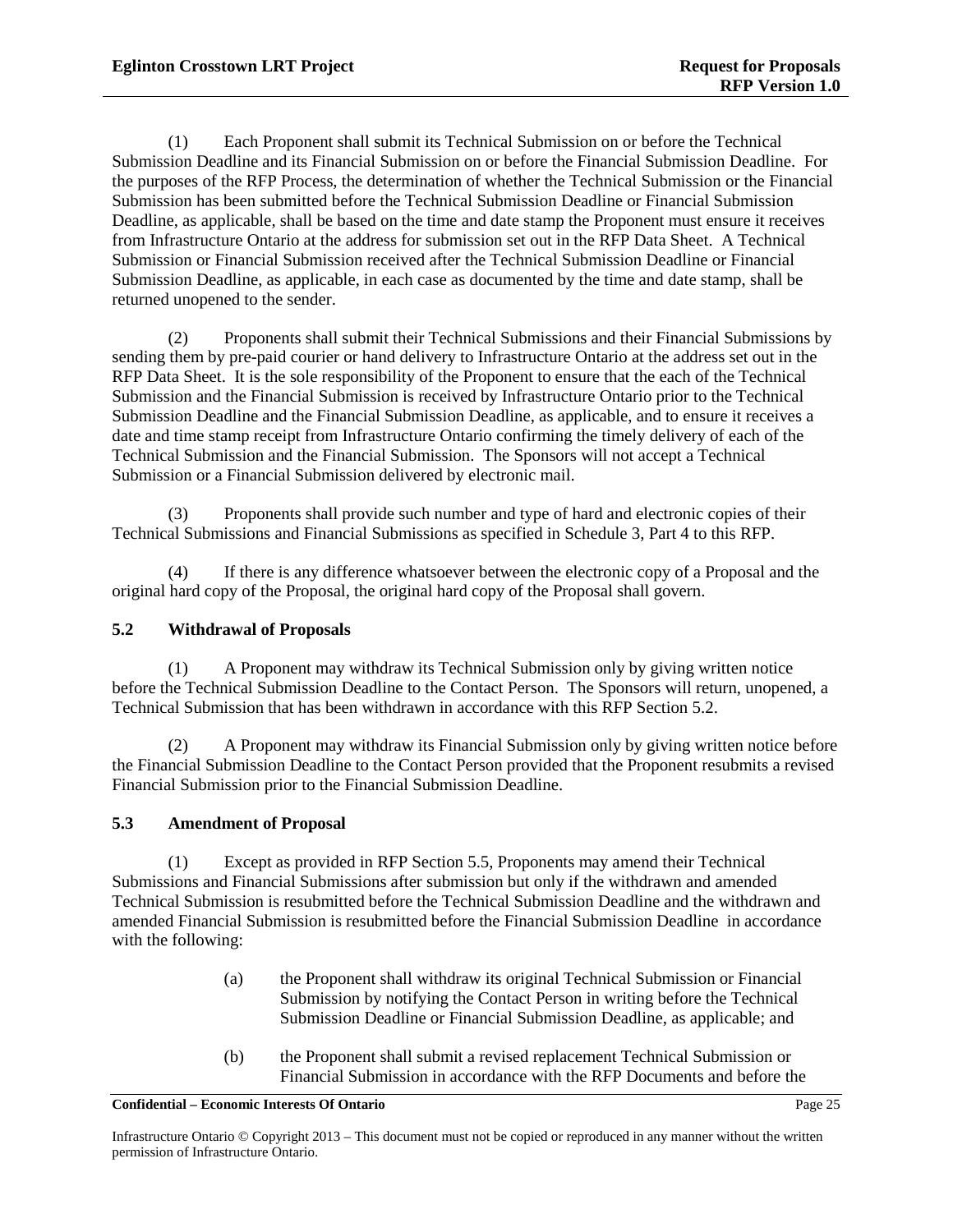(1) Each Proponent shall submit its Technical Submission on or before the Technical Submission Deadline and its Financial Submission on or before the Financial Submission Deadline. For the purposes of the RFP Process, the determination of whether the Technical Submission or the Financial Submission has been submitted before the Technical Submission Deadline or Financial Submission Deadline, as applicable, shall be based on the time and date stamp the Proponent must ensure it receives from Infrastructure Ontario at the address for submission set out in the RFP Data Sheet. A Technical Submission or Financial Submission received after the Technical Submission Deadline or Financial Submission Deadline, as applicable, in each case as documented by the time and date stamp, shall be returned unopened to the sender.

(2) Proponents shall submit their Technical Submissions and their Financial Submissions by sending them by pre-paid courier or hand delivery to Infrastructure Ontario at the address set out in the RFP Data Sheet. It is the sole responsibility of the Proponent to ensure that the each of the Technical Submission and the Financial Submission is received by Infrastructure Ontario prior to the Technical Submission Deadline and the Financial Submission Deadline, as applicable, and to ensure it receives a date and time stamp receipt from Infrastructure Ontario confirming the timely delivery of each of the Technical Submission and the Financial Submission. The Sponsors will not accept a Technical Submission or a Financial Submission delivered by electronic mail.

(3) Proponents shall provide such number and type of hard and electronic copies of their Technical Submissions and Financial Submissions as specified in Schedule 3, Part 4 to this RFP.

(4) If there is any difference whatsoever between the electronic copy of a Proposal and the original hard copy of the Proposal, the original hard copy of the Proposal shall govern.

### 5.2 Withdrawal of Proposals

(1) A Proponent may withdraw its Technical Submission only by giving written notice before the Technical Submission Deadline to the Contact Person. The Sponsors will return, unopened, a Technical Submission that has been withdrawn in accordance with this RFP Section 5.2.

(2) A Proponent may withdraw its Financial Submission only by giving written notice before the Financial Submission Deadline to the Contact Person provided that the Proponent resubmits a revised Financial Submission prior to the Financial Submission Deadline.

### 5.3 Amendment of Proposal

(1) Except as provided in RFP Section 5.5, Proponents may amend their Technical Submissions and Financial Submissions after submission but only if the withdrawn and amended Technical Submission is resubmitted before the Technical Submission Deadline and the withdrawn and amended Financial Submission is resubmitted before the Financial Submission Deadline in accordance with the following:

(a) the Proponent shall withdraw its original Technical Submission or Financial Submission by notifying the Contact Person in writing before the Technical Submission Deadline or Financial Submission Deadline, as applicable; and

(b) the Proponent shall submit a revised replacement Technical Submission or Financial Submission in accordance with the RFP Documents and before the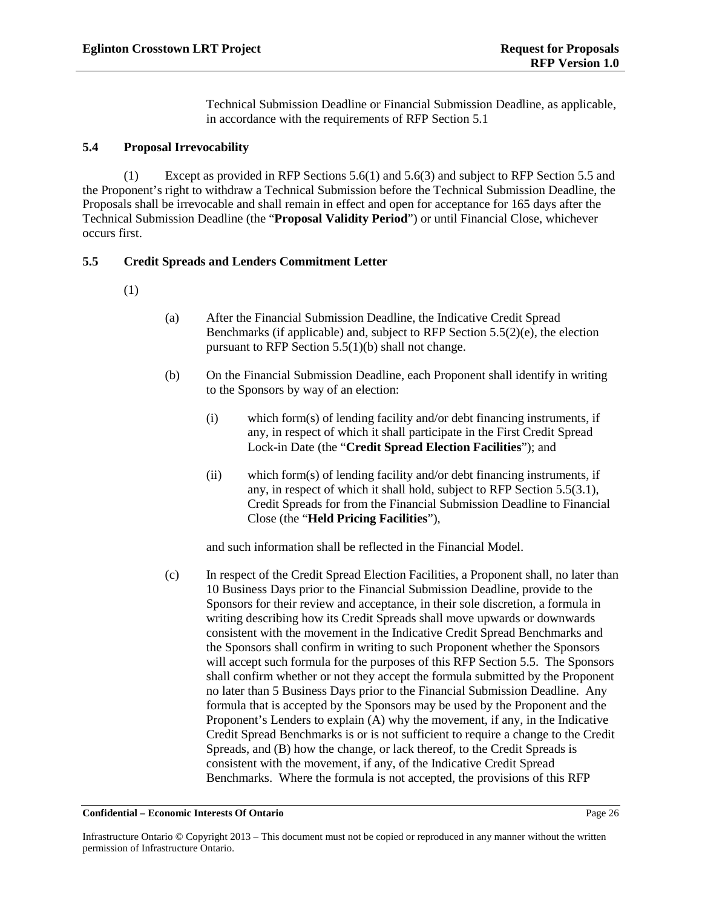Technical Submission Deadline or Financial Submission Deadline, as applicable, in accordance with the requirements of RFP Section 5.1

### 5.4 Proposal Irrevocability

(1) Except as provided in RFP Sections 5.6(1) and 5.6(3) and subject to RFP Section 5.5 and the Proponent's right to withdraw a Technical Submission before the Technical Submission Deadline, the Proposals shall be irrevocable and shall remain in effect and open for acceptance for 165 days after the Technical Submission Deadline (the "**Proposal Validity Period**") or until Financial Close, whichever occurs first.

### 5.5 Credit Spreads and Lenders Commitment Letter

(1)

(a) After the Financial Submission Deadline, the Indicative Credit Spread Benchmarks (if applicable) and, subject to RFP Section 5.5(2)(e), the election pursuant to RFP Section 5.5(1)(b) shall not change.

(b) On the Financial Submission Deadline, each Proponent shall identify in writing to the Sponsors by way of an election:

(i) which form(s) of lending facility and/or debt financing instruments, if any, in respect of which it shall participate in the First Credit Spread Lock-in Date (the "**Credit Spread Election Facilities**"); and

(ii) which form(s) of lending facility and/or debt financing instruments, if any, in respect of which it shall hold, subject to RFP Section 5.5(3.1), Credit Spreads for from the Financial Submission Deadline to Financial Close (the "**Held Pricing Facilities**"),

and such information shall be reflected in the Financial Model.

(c) In respect of the Credit Spread Election Facilities, a Proponent shall, no later than 10 Business Days prior to the Financial Submission Deadline, provide to the Sponsors for their review and acceptance, in their sole discretion, a formula in writing describing how its Credit Spreads shall move upwards or downwards consistent with the movement in the Indicative Credit Spread Benchmarks and the Sponsors shall confirm in writing to such Proponent whether the Sponsors will accept such formula for the purposes of this RFP Section 5.5. The Sponsors shall confirm whether or not they accept the formula submitted by the Proponent no later than 5 Business Days prior to the Financial Submission Deadline. Any formula that is accepted by the Sponsors may be used by the Proponent and the Proponent's Lenders to explain (A) why the movement, if any, in the Indicative Credit Spread Benchmarks is or is not sufficient to require a change to the Credit Spreads, and (B) how the change, or lack thereof, to the Credit Spreads is consistent with the movement, if any, of the Indicative Credit Spread Benchmarks. Where the formula is not accepted, the provisions of this RFP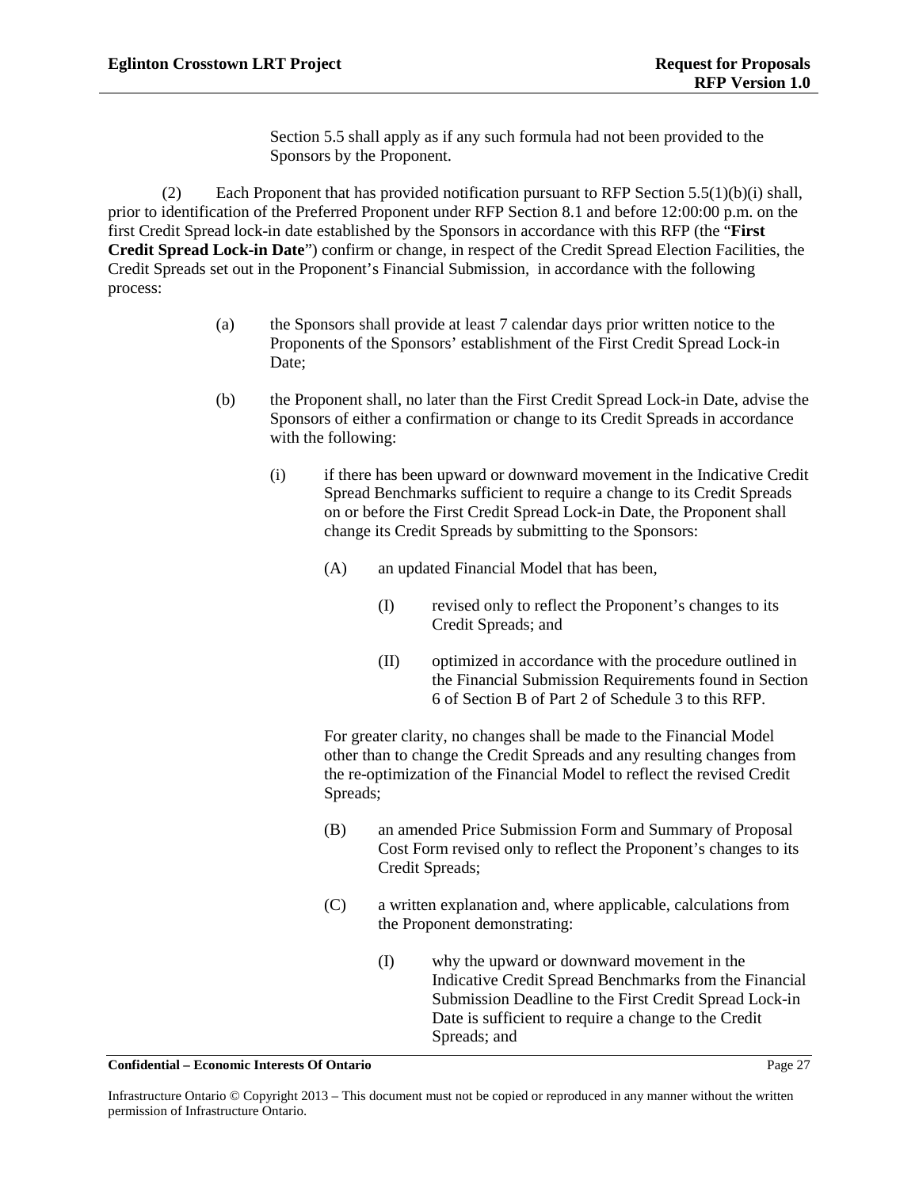Section 5.5 shall apply as if any such formula had not been provided to the Sponsors by the Proponent.

(2) Each Proponent that has provided notification pursuant to RFP Section 5.5(1)(b)(i) shall, prior to identification of the Preferred Proponent under RFP Section 8.1 and before 12:00:00 p.m. on the first Credit Spread lock-in date established by the Sponsors in accordance with this RFP (the "**First Credit Spread Lock-in Date**") confirm or change, in respect of the Credit Spread Election Facilities, the Credit Spreads set out in the Proponent's Financial Submission, in accordance with the following process:

(a) the Sponsors shall provide at least 7 calendar days prior written notice to the Proponents of the Sponsors' establishment of the First Credit Spread Lock-in Date;

(b) the Proponent shall, no later than the First Credit Spread Lock-in Date, advise the Sponsors of either a confirmation or change to its Credit Spreads in accordance with the following:

(i) if there has been upward or downward movement in the Indicative Credit Spread Benchmarks sufficient to require a change to its Credit Spreads on or before the First Credit Spread Lock-in Date, the Proponent shall change its Credit Spreads by submitting to the Sponsors:

(A) an updated Financial Model that has been,

(I) revised only to reflect the Proponent's changes to its Credit Spreads; and

(II) optimized in accordance with the procedure outlined in the Financial Submission Requirements found in Section 6 of Section B of Part 2 of Schedule 3 to this RFP.

For greater clarity, no changes shall be made to the Financial Model other than to change the Credit Spreads and any resulting changes from the re-optimization of the Financial Model to reflect the revised Credit Spreads;

(B) an amended Price Submission Form and Summary of Proposal Cost Form revised only to reflect the Proponent's changes to its Credit Spreads;

(C) a written explanation and, where applicable, calculations from the Proponent demonstrating:

(I) why the upward or downward movement in the Indicative Credit Spread Benchmarks from the Financial Submission Deadline to the First Credit Spread Lock-in Date is sufficient to require a change to the Credit Spreads; and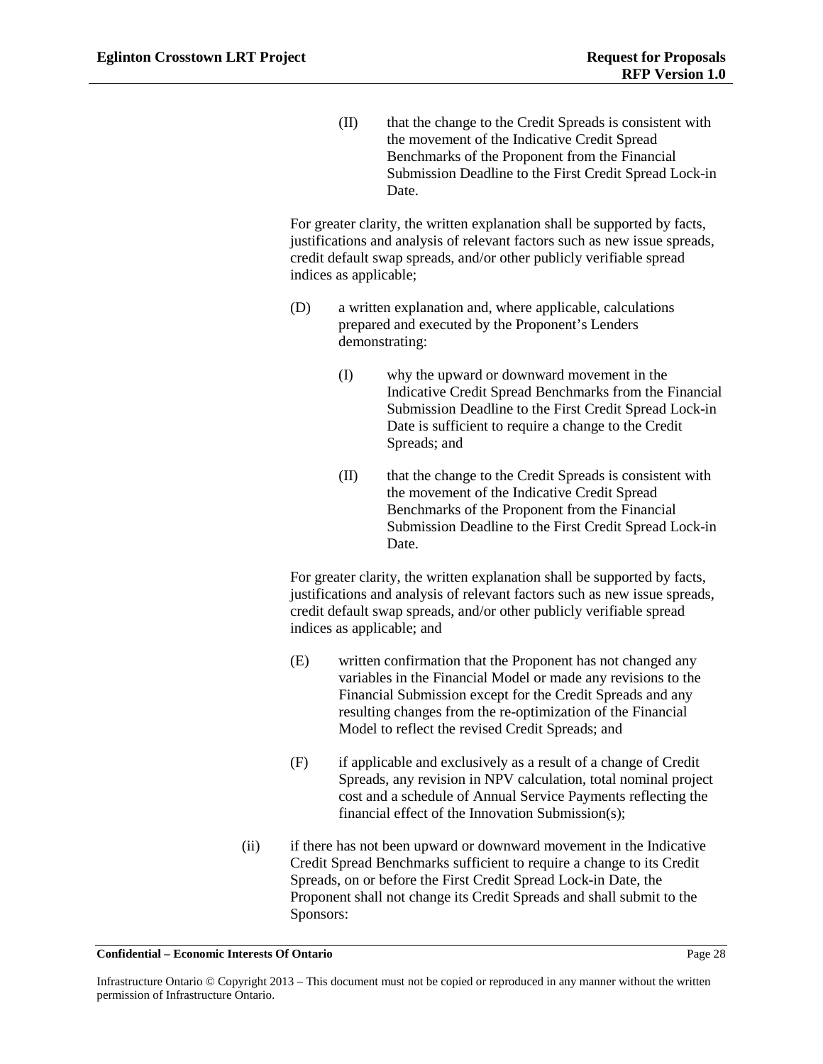(II) that the change to the Credit Spreads is consistent with the movement of the Indicative Credit Spread Benchmarks of the Proponent from the Financial Submission Deadline to the First Credit Spread Lock-in Date.

For greater clarity, the written explanation shall be supported by facts, justifications and analysis of relevant factors such as new issue spreads, credit default swap spreads, and/or other publicly verifiable spread indices as applicable;

(D) a written explanation and, where applicable, calculations prepared and executed by the Proponent's Lenders demonstrating:

(I) why the upward or downward movement in the Indicative Credit Spread Benchmarks from the Financial Submission Deadline to the First Credit Spread Lock-in Date is sufficient to require a change to the Credit Spreads; and

(II) that the change to the Credit Spreads is consistent with the movement of the Indicative Credit Spread Benchmarks of the Proponent from the Financial Submission Deadline to the First Credit Spread Lock-in Date.

For greater clarity, the written explanation shall be supported by facts, justifications and analysis of relevant factors such as new issue spreads, credit default swap spreads, and/or other publicly verifiable spread indices as applicable; and

(E) written confirmation that the Proponent has not changed any variables in the Financial Model or made any revisions to the Financial Submission except for the Credit Spreads and any resulting changes from the re-optimization of the Financial Model to reflect the revised Credit Spreads; and

(F) if applicable and exclusively as a result of a change of Credit Spreads, any revision in NPV calculation, total nominal project cost and a schedule of Annual Service Payments reflecting the financial effect of the Innovation Submission(s);

(ii) if there has not been upward or downward movement in the Indicative Credit Spread Benchmarks sufficient to require a change to its Credit Spreads, on or before the First Credit Spread Lock-in Date, the Proponent shall not change its Credit Spreads and shall submit to the Sponsors: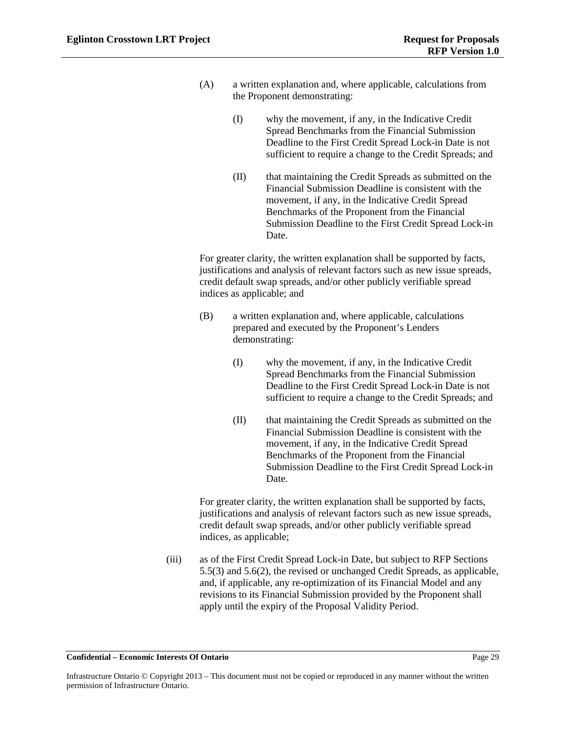(A) a written explanation and, where applicable, calculations from the Proponent demonstrating:

(I) why the movement, if any, in the Indicative Credit Spread Benchmarks from the Financial Submission Deadline to the First Credit Spread Lock-in Date is not sufficient to require a change to the Credit Spreads; and

(II) that maintaining the Credit Spreads as submitted on the Financial Submission Deadline is consistent with the movement, if any, in the Indicative Credit Spread Benchmarks of the Proponent from the Financial Submission Deadline to the First Credit Spread Lock-in Date.

For greater clarity, the written explanation shall be supported by facts, justifications and analysis of relevant factors such as new issue spreads, credit default swap spreads, and/or other publicly verifiable spread indices as applicable; and

(B) a written explanation and, where applicable, calculations prepared and executed by the Proponent's Lenders demonstrating:

(I) why the movement, if any, in the Indicative Credit Spread Benchmarks from the Financial Submission Deadline to the First Credit Spread Lock-in Date is not sufficient to require a change to the Credit Spreads; and

(II) that maintaining the Credit Spreads as submitted on the Financial Submission Deadline is consistent with the movement, if any, in the Indicative Credit Spread Benchmarks of the Proponent from the Financial Submission Deadline to the First Credit Spread Lock-in Date.

For greater clarity, the written explanation shall be supported by facts, justifications and analysis of relevant factors such as new issue spreads, credit default swap spreads, and/or other publicly verifiable spread indices, as applicable;

(iii) as of the First Credit Spread Lock-in Date, but subject to RFP Sections 5.5(3) and 5.6(2), the revised or unchanged Credit Spreads, as applicable, and, if applicable, any re-optimization of its Financial Model and any revisions to its Financial Submission provided by the Proponent shall apply until the expiry of the Proposal Validity Period.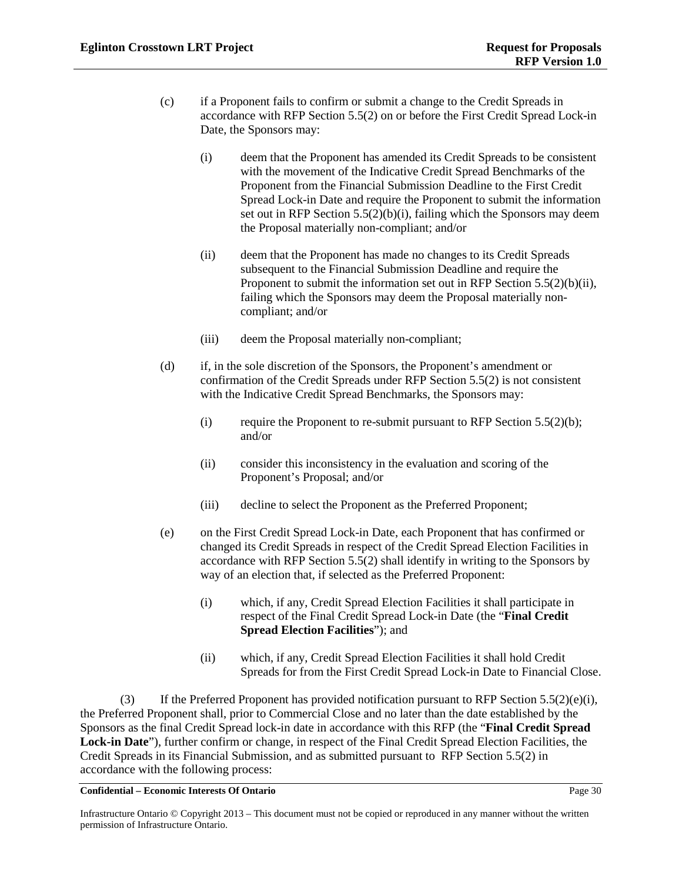(c) if a Proponent fails to confirm or submit a change to the Credit Spreads in accordance with RFP Section 5.5(2) on or before the First Credit Spread Lock-in Date, the Sponsors may:

(i) deem that the Proponent has amended its Credit Spreads to be consistent with the movement of the Indicative Credit Spread Benchmarks of the Proponent from the Financial Submission Deadline to the First Credit Spread Lock-in Date and require the Proponent to submit the information set out in RFP Section 5.5(2)(b)(i), failing which the Sponsors may deem the Proposal materially non-compliant; and/or

(ii) deem that the Proponent has made no changes to its Credit Spreads subsequent to the Financial Submission Deadline and require the Proponent to submit the information set out in RFP Section 5.5(2)(b)(ii), failing which the Sponsors may deem the Proposal materially non-compliant; and/or

(iii) deem the Proposal materially non-compliant;

(d) if, in the sole discretion of the Sponsors, the Proponent's amendment or confirmation of the Credit Spreads under RFP Section 5.5(2) is not consistent with the Indicative Credit Spread Benchmarks, the Sponsors may:

(i) require the Proponent to re-submit pursuant to RFP Section 5.5(2)(b); and/or

(ii) consider this inconsistency in the evaluation and scoring of the Proponent's Proposal; and/or

(iii) decline to select the Proponent as the Preferred Proponent;

(e) on the First Credit Spread Lock-in Date, each Proponent that has confirmed or changed its Credit Spreads in respect of the Credit Spread Election Facilities in accordance with RFP Section 5.5(2) shall identify in writing to the Sponsors by way of an election that, if selected as the Preferred Proponent:

(i) which, if any, Credit Spread Election Facilities it shall participate in respect of the Final Credit Spread Lock-in Date (the "**Final Credit Spread Election Facilities**"); and

(ii) which, if any, Credit Spread Election Facilities it shall hold Credit Spreads for from the First Credit Spread Lock-in Date to Financial Close.

(3) If the Preferred Proponent has provided notification pursuant to RFP Section 5.5(2)(e)(i), the Preferred Proponent shall, prior to Commercial Close and no later than the date established by the Sponsors as the final Credit Spread lock-in date in accordance with this RFP (the "**Final Credit Spread Lock-in Date**"), further confirm or change, in respect of the Final Credit Spread Election Facilities, the Credit Spreads in its Financial Submission, and as submitted pursuant to RFP Section 5.5(2) in accordance with the following process: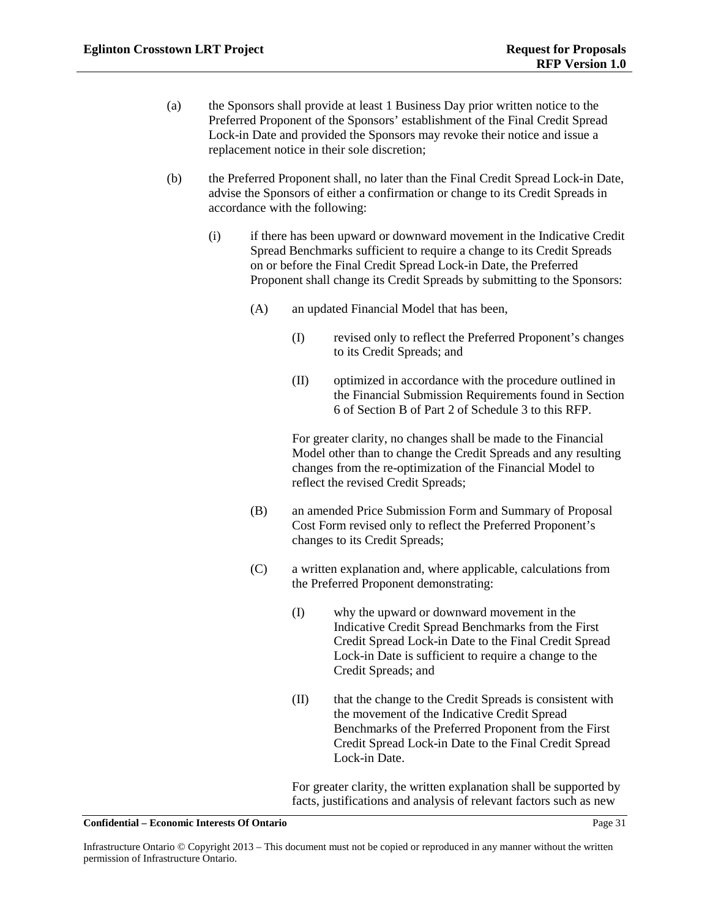(a) the Sponsors shall provide at least 1 Business Day prior written notice to the Preferred Proponent of the Sponsors' establishment of the Final Credit Spread Lock-in Date and provided the Sponsors may revoke their notice and issue a replacement notice in their sole discretion;

(b) the Preferred Proponent shall, no later than the Final Credit Spread Lock-in Date, advise the Sponsors of either a confirmation or change to its Credit Spreads in accordance with the following:

   (i) if there has been upward or downward movement in the Indicative Credit Spread Benchmarks sufficient to require a change to its Credit Spreads on or before the Final Credit Spread Lock-in Date, the Preferred Proponent shall change its Credit Spreads by submitting to the Sponsors:

      (A) an updated Financial Model that has been,

         (I) revised only to reflect the Preferred Proponent's changes to its Credit Spreads; and

         (II) optimized in accordance with the procedure outlined in the Financial Submission Requirements found in Section 6 of Section B of Part 2 of Schedule 3 to this RFP.

      For greater clarity, no changes shall be made to the Financial Model other than to change the Credit Spreads and any resulting changes from the re-optimization of the Financial Model to reflect the revised Credit Spreads;

      (B) an amended Price Submission Form and Summary of Proposal Cost Form revised only to reflect the Preferred Proponent's changes to its Credit Spreads;

      (C) a written explanation and, where applicable, calculations from the Preferred Proponent demonstrating:

         (I) why the upward or downward movement in the Indicative Credit Spread Benchmarks from the First Credit Spread Lock-in Date to the Final Credit Spread Lock-in Date is sufficient to require a change to the Credit Spreads; and

         (II) that the change to the Credit Spreads is consistent with the movement of the Indicative Credit Spread Benchmarks of the Preferred Proponent from the First Credit Spread Lock-in Date to the Final Credit Spread Lock-in Date.

      For greater clarity, the written explanation shall be supported by facts, justifications and analysis of relevant factors such as new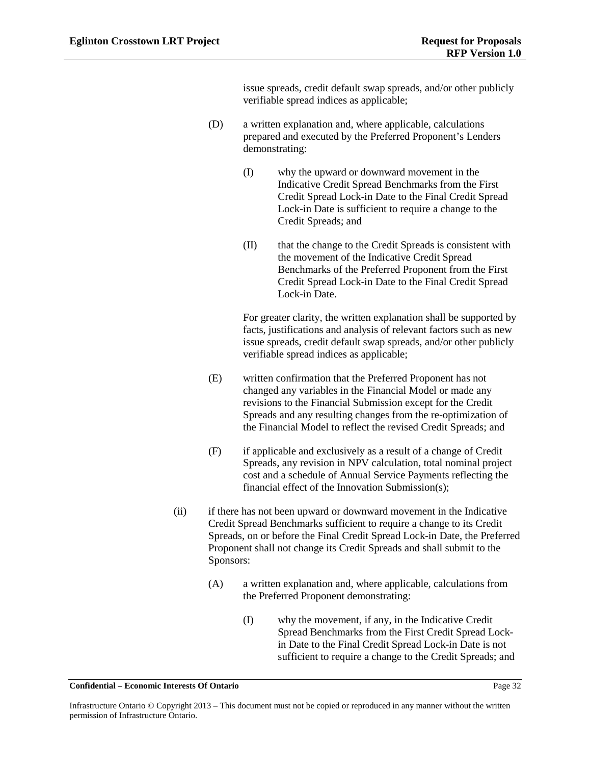issue spreads, credit default swap spreads, and/or other publicly verifiable spread indices as applicable;

(D) a written explanation and, where applicable, calculations prepared and executed by the Preferred Proponent's Lenders demonstrating:

(I) why the upward or downward movement in the Indicative Credit Spread Benchmarks from the First Credit Spread Lock-in Date to the Final Credit Spread Lock-in Date is sufficient to require a change to the Credit Spreads; and

(II) that the change to the Credit Spreads is consistent with the movement of the Indicative Credit Spread Benchmarks of the Preferred Proponent from the First Credit Spread Lock-in Date to the Final Credit Spread Lock-in Date.

For greater clarity, the written explanation shall be supported by facts, justifications and analysis of relevant factors such as new issue spreads, credit default swap spreads, and/or other publicly verifiable spread indices as applicable;

(E) written confirmation that the Preferred Proponent has not changed any variables in the Financial Model or made any revisions to the Financial Submission except for the Credit Spreads and any resulting changes from the re-optimization of the Financial Model to reflect the revised Credit Spreads; and

(F) if applicable and exclusively as a result of a change of Credit Spreads, any revision in NPV calculation, total nominal project cost and a schedule of Annual Service Payments reflecting the financial effect of the Innovation Submission(s);

(ii) if there has not been upward or downward movement in the Indicative Credit Spread Benchmarks sufficient to require a change to its Credit Spreads, on or before the Final Credit Spread Lock-in Date, the Preferred Proponent shall not change its Credit Spreads and shall submit to the Sponsors:

(A) a written explanation and, where applicable, calculations from the Preferred Proponent demonstrating:

(I) why the movement, if any, in the Indicative Credit Spread Benchmarks from the First Credit Spread Lock-in Date to the Final Credit Spread Lock-in Date is not sufficient to require a change to the Credit Spreads; and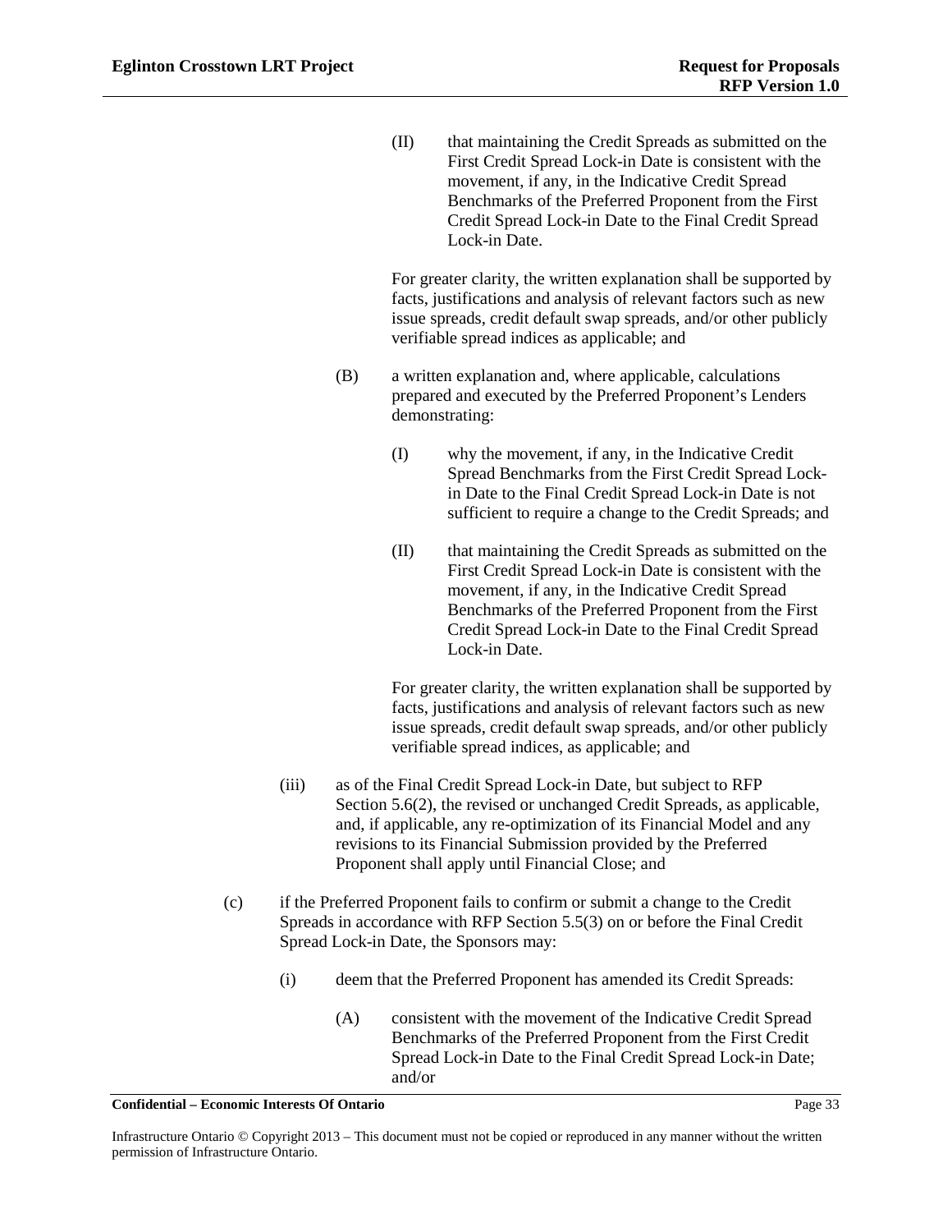(II) that maintaining the Credit Spreads as submitted on the First Credit Spread Lock-in Date is consistent with the movement, if any, in the Indicative Credit Spread Benchmarks of the Preferred Proponent from the First Credit Spread Lock-in Date to the Final Credit Spread Lock-in Date.

For greater clarity, the written explanation shall be supported by facts, justifications and analysis of relevant factors such as new issue spreads, credit default swap spreads, and/or other publicly verifiable spread indices as applicable; and

(B) a written explanation and, where applicable, calculations prepared and executed by the Preferred Proponent's Lenders demonstrating:

(I) why the movement, if any, in the Indicative Credit Spread Benchmarks from the First Credit Spread Lock-in Date to the Final Credit Spread Lock-in Date is not sufficient to require a change to the Credit Spreads; and

(II) that maintaining the Credit Spreads as submitted on the First Credit Spread Lock-in Date is consistent with the movement, if any, in the Indicative Credit Spread Benchmarks of the Preferred Proponent from the First Credit Spread Lock-in Date to the Final Credit Spread Lock-in Date.

For greater clarity, the written explanation shall be supported by facts, justifications and analysis of relevant factors such as new issue spreads, credit default swap spreads, and/or other publicly verifiable spread indices, as applicable; and

(iii) as of the Final Credit Spread Lock-in Date, but subject to RFP Section 5.6(2), the revised or unchanged Credit Spreads, as applicable, and, if applicable, any re-optimization of its Financial Model and any revisions to its Financial Submission provided by the Preferred Proponent shall apply until Financial Close; and

(c) if the Preferred Proponent fails to confirm or submit a change to the Credit Spreads in accordance with RFP Section 5.5(3) on or before the Final Credit Spread Lock-in Date, the Sponsors may:

(i) deem that the Preferred Proponent has amended its Credit Spreads:

(A) consistent with the movement of the Indicative Credit Spread Benchmarks of the Preferred Proponent from the First Credit Spread Lock-in Date to the Final Credit Spread Lock-in Date; and/or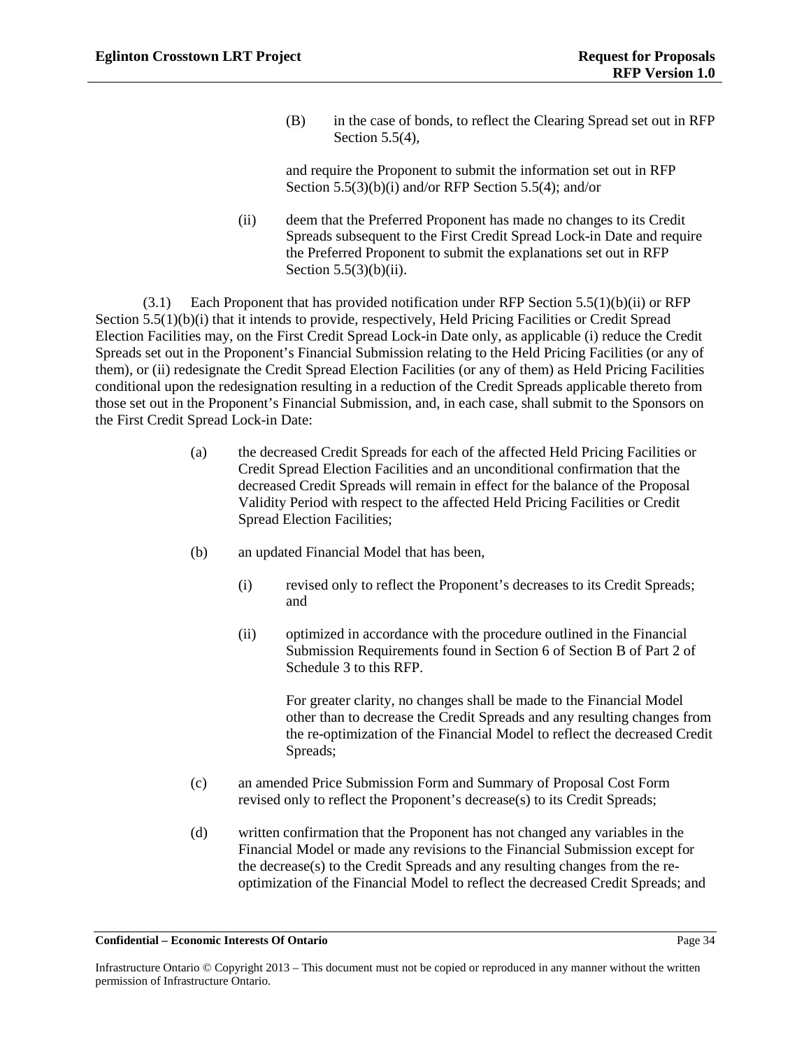(B) in the case of bonds, to reflect the Clearing Spread set out in RFP Section 5.5(4),

and require the Proponent to submit the information set out in RFP Section 5.5(3)(b)(i) and/or RFP Section 5.5(4); and/or

(ii) deem that the Preferred Proponent has made no changes to its Credit Spreads subsequent to the First Credit Spread Lock-in Date and require the Preferred Proponent to submit the explanations set out in RFP Section 5.5(3)(b)(ii).

(3.1) Each Proponent that has provided notification under RFP Section 5.5(1)(b)(ii) or RFP Section 5.5(1)(b)(i) that it intends to provide, respectively, Held Pricing Facilities or Credit Spread Election Facilities may, on the First Credit Spread Lock-in Date only, as applicable (i) reduce the Credit Spreads set out in the Proponent's Financial Submission relating to the Held Pricing Facilities (or any of them), or (ii) redesignate the Credit Spread Election Facilities (or any of them) as Held Pricing Facilities conditional upon the redesignation resulting in a reduction of the Credit Spreads applicable thereto from those set out in the Proponent's Financial Submission, and, in each case, shall submit to the Sponsors on the First Credit Spread Lock-in Date:

(a) the decreased Credit Spreads for each of the affected Held Pricing Facilities or Credit Spread Election Facilities and an unconditional confirmation that the decreased Credit Spreads will remain in effect for the balance of the Proposal Validity Period with respect to the affected Held Pricing Facilities or Credit Spread Election Facilities;

(b) an updated Financial Model that has been,

(i) revised only to reflect the Proponent's decreases to its Credit Spreads; and

(ii) optimized in accordance with the procedure outlined in the Financial Submission Requirements found in Section 6 of Section B of Part 2 of Schedule 3 to this RFP.

For greater clarity, no changes shall be made to the Financial Model other than to decrease the Credit Spreads and any resulting changes from the re-optimization of the Financial Model to reflect the decreased Credit Spreads;

(c) an amended Price Submission Form and Summary of Proposal Cost Form revised only to reflect the Proponent's decrease(s) to its Credit Spreads;

(d) written confirmation that the Proponent has not changed any variables in the Financial Model or made any revisions to the Financial Submission except for the decrease(s) to the Credit Spreads and any resulting changes from the re-optimization of the Financial Model to reflect the decreased Credit Spreads; and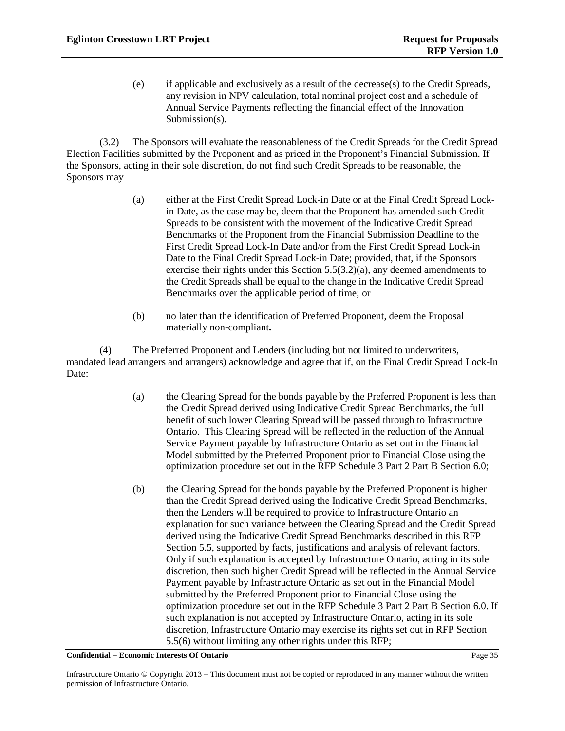(e) if applicable and exclusively as a result of the decrease(s) to the Credit Spreads, any revision in NPV calculation, total nominal project cost and a schedule of Annual Service Payments reflecting the financial effect of the Innovation Submission(s).

(3.2) The Sponsors will evaluate the reasonableness of the Credit Spreads for the Credit Spread Election Facilities submitted by the Proponent and as priced in the Proponent's Financial Submission. If the Sponsors, acting in their sole discretion, do not find such Credit Spreads to be reasonable, the Sponsors may

(a) either at the First Credit Spread Lock-in Date or at the Final Credit Spread Lock-in Date, as the case may be, deem that the Proponent has amended such Credit Spreads to be consistent with the movement of the Indicative Credit Spread Benchmarks of the Proponent from the Financial Submission Deadline to the First Credit Spread Lock-In Date and/or from the First Credit Spread Lock-in Date to the Final Credit Spread Lock-in Date; provided, that, if the Sponsors exercise their rights under this Section 5.5(3.2)(a), any deemed amendments to the Credit Spreads shall be equal to the change in the Indicative Credit Spread Benchmarks over the applicable period of time; or

(b) no later than the identification of Preferred Proponent, deem the Proposal materially non-compliant**.**

(4) The Preferred Proponent and Lenders (including but not limited to underwriters, mandated lead arrangers and arrangers) acknowledge and agree that if, on the Final Credit Spread Lock-In Date:

(a) the Clearing Spread for the bonds payable by the Preferred Proponent is less than the Credit Spread derived using Indicative Credit Spread Benchmarks, the full benefit of such lower Clearing Spread will be passed through to Infrastructure Ontario. This Clearing Spread will be reflected in the reduction of the Annual Service Payment payable by Infrastructure Ontario as set out in the Financial Model submitted by the Preferred Proponent prior to Financial Close using the optimization procedure set out in the RFP Schedule 3 Part 2 Part B Section 6.0;

(b) the Clearing Spread for the bonds payable by the Preferred Proponent is higher than the Credit Spread derived using the Indicative Credit Spread Benchmarks, then the Lenders will be required to provide to Infrastructure Ontario an explanation for such variance between the Clearing Spread and the Credit Spread derived using the Indicative Credit Spread Benchmarks described in this RFP Section 5.5, supported by facts, justifications and analysis of relevant factors. Only if such explanation is accepted by Infrastructure Ontario, acting in its sole discretion, then such higher Credit Spread will be reflected in the Annual Service Payment payable by Infrastructure Ontario as set out in the Financial Model submitted by the Preferred Proponent prior to Financial Close using the optimization procedure set out in the RFP Schedule 3 Part 2 Part B Section 6.0. If such explanation is not accepted by Infrastructure Ontario, acting in its sole discretion, Infrastructure Ontario may exercise its rights set out in RFP Section 5.5(6) without limiting any other rights under this RFP;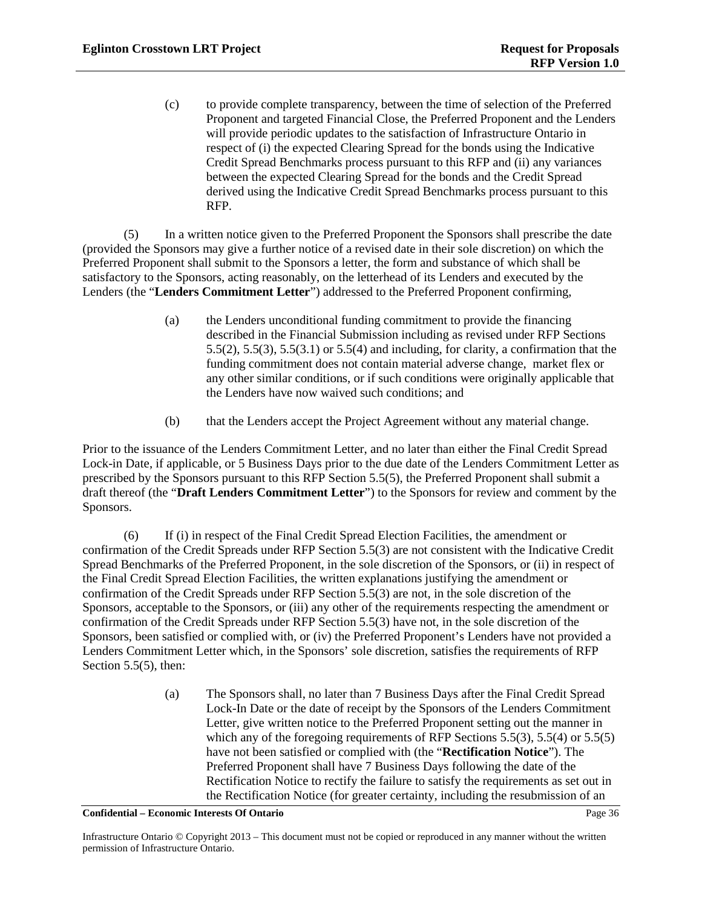(c) to provide complete transparency, between the time of selection of the Preferred Proponent and targeted Financial Close, the Preferred Proponent and the Lenders will provide periodic updates to the satisfaction of Infrastructure Ontario in respect of (i) the expected Clearing Spread for the bonds using the Indicative Credit Spread Benchmarks process pursuant to this RFP and (ii) any variances between the expected Clearing Spread for the bonds and the Credit Spread derived using the Indicative Credit Spread Benchmarks process pursuant to this RFP.

(5) In a written notice given to the Preferred Proponent the Sponsors shall prescribe the date (provided the Sponsors may give a further notice of a revised date in their sole discretion) on which the Preferred Proponent shall submit to the Sponsors a letter, the form and substance of which shall be satisfactory to the Sponsors, acting reasonably, on the letterhead of its Lenders and executed by the Lenders (the "**Lenders Commitment Letter**") addressed to the Preferred Proponent confirming,

(a) the Lenders unconditional funding commitment to provide the financing described in the Financial Submission including as revised under RFP Sections 5.5(2), 5.5(3), 5.5(3.1) or 5.5(4) and including, for clarity, a confirmation that the funding commitment does not contain material adverse change, market flex or any other similar conditions, or if such conditions were originally applicable that the Lenders have now waived such conditions; and

(b) that the Lenders accept the Project Agreement without any material change.

Prior to the issuance of the Lenders Commitment Letter, and no later than either the Final Credit Spread Lock-in Date, if applicable, or 5 Business Days prior to the due date of the Lenders Commitment Letter as prescribed by the Sponsors pursuant to this RFP Section 5.5(5), the Preferred Proponent shall submit a draft thereof (the "**Draft Lenders Commitment Letter**") to the Sponsors for review and comment by the Sponsors.

(6) If (i) in respect of the Final Credit Spread Election Facilities, the amendment or confirmation of the Credit Spreads under RFP Section 5.5(3) are not consistent with the Indicative Credit Spread Benchmarks of the Preferred Proponent, in the sole discretion of the Sponsors, or (ii) in respect of the Final Credit Spread Election Facilities, the written explanations justifying the amendment or confirmation of the Credit Spreads under RFP Section 5.5(3) are not, in the sole discretion of the Sponsors, acceptable to the Sponsors, or (iii) any other of the requirements respecting the amendment or confirmation of the Credit Spreads under RFP Section 5.5(3) have not, in the sole discretion of the Sponsors, been satisfied or complied with, or (iv) the Preferred Proponent's Lenders have not provided a Lenders Commitment Letter which, in the Sponsors' sole discretion, satisfies the requirements of RFP Section 5.5(5), then:

(a) The Sponsors shall, no later than 7 Business Days after the Final Credit Spread Lock-In Date or the date of receipt by the Sponsors of the Lenders Commitment Letter, give written notice to the Preferred Proponent setting out the manner in which any of the foregoing requirements of RFP Sections 5.5(3), 5.5(4) or 5.5(5) have not been satisfied or complied with (the "**Rectification Notice**"). The Preferred Proponent shall have 7 Business Days following the date of the Rectification Notice to rectify the failure to satisfy the requirements as set out in the Rectification Notice (for greater certainty, including the resubmission of an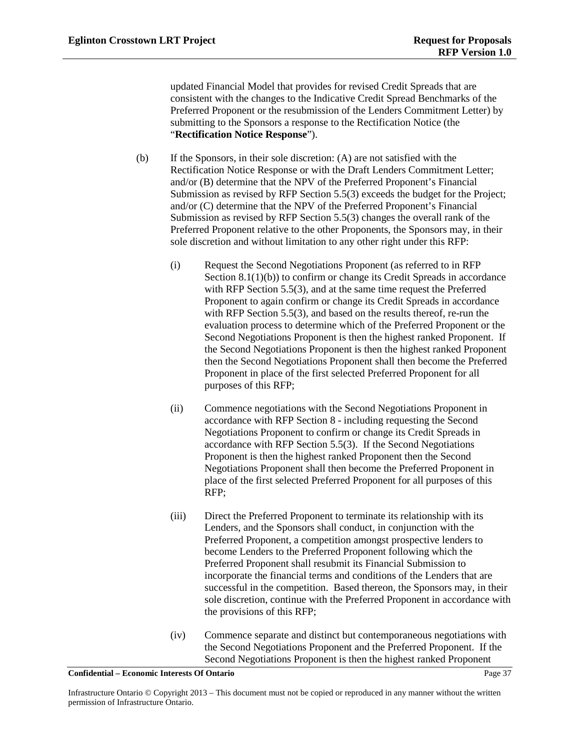updated Financial Model that provides for revised Credit Spreads that are consistent with the changes to the Indicative Credit Spread Benchmarks of the Preferred Proponent or the resubmission of the Lenders Commitment Letter) by submitting to the Sponsors a response to the Rectification Notice (the "**Rectification Notice Response**").

(b) If the Sponsors, in their sole discretion: (A) are not satisfied with the Rectification Notice Response or with the Draft Lenders Commitment Letter; and/or (B) determine that the NPV of the Preferred Proponent's Financial Submission as revised by RFP Section 5.5(3) exceeds the budget for the Project; and/or (C) determine that the NPV of the Preferred Proponent's Financial Submission as revised by RFP Section 5.5(3) changes the overall rank of the Preferred Proponent relative to the other Proponents, the Sponsors may, in their sole discretion and without limitation to any other right under this RFP:

(i) Request the Second Negotiations Proponent (as referred to in RFP Section 8.1(1)(b)) to confirm or change its Credit Spreads in accordance with RFP Section 5.5(3), and at the same time request the Preferred Proponent to again confirm or change its Credit Spreads in accordance with RFP Section 5.5(3), and based on the results thereof, re-run the evaluation process to determine which of the Preferred Proponent or the Second Negotiations Proponent is then the highest ranked Proponent. If the Second Negotiations Proponent is then the highest ranked Proponent then the Second Negotiations Proponent shall then become the Preferred Proponent in place of the first selected Preferred Proponent for all purposes of this RFP;

(ii) Commence negotiations with the Second Negotiations Proponent in accordance with RFP Section 8 - including requesting the Second Negotiations Proponent to confirm or change its Credit Spreads in accordance with RFP Section 5.5(3). If the Second Negotiations Proponent is then the highest ranked Proponent then the Second Negotiations Proponent shall then become the Preferred Proponent in place of the first selected Preferred Proponent for all purposes of this RFP;

(iii) Direct the Preferred Proponent to terminate its relationship with its Lenders, and the Sponsors shall conduct, in conjunction with the Preferred Proponent, a competition amongst prospective lenders to become Lenders to the Preferred Proponent following which the Preferred Proponent shall resubmit its Financial Submission to incorporate the financial terms and conditions of the Lenders that are successful in the competition. Based thereon, the Sponsors may, in their sole discretion, continue with the Preferred Proponent in accordance with the provisions of this RFP;

(iv) Commence separate and distinct but contemporaneous negotiations with the Second Negotiations Proponent and the Preferred Proponent. If the Second Negotiations Proponent is then the highest ranked Proponent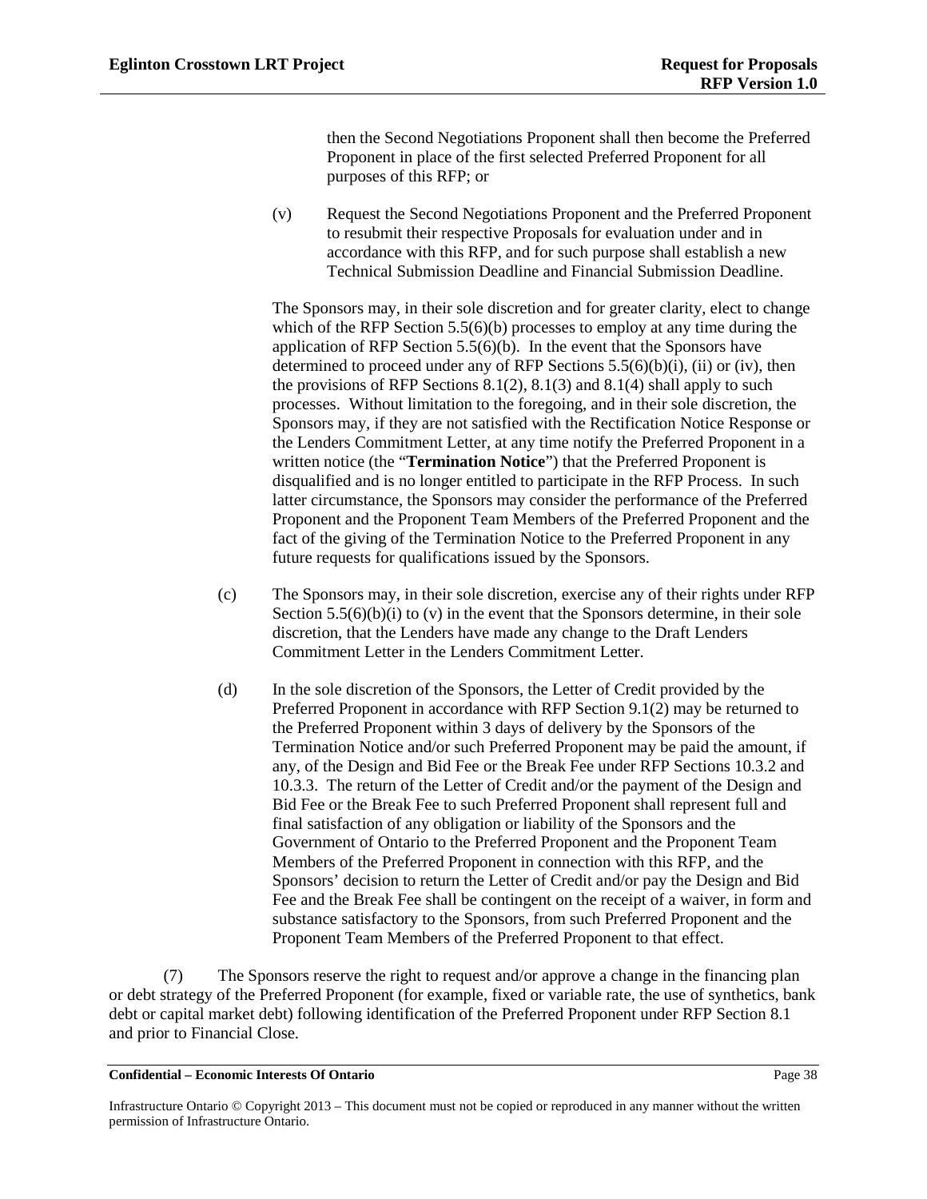then the Second Negotiations Proponent shall then become the Preferred Proponent in place of the first selected Preferred Proponent for all purposes of this RFP; or

(v) Request the Second Negotiations Proponent and the Preferred Proponent to resubmit their respective Proposals for evaluation under and in accordance with this RFP, and for such purpose shall establish a new Technical Submission Deadline and Financial Submission Deadline.

The Sponsors may, in their sole discretion and for greater clarity, elect to change which of the RFP Section 5.5(6)(b) processes to employ at any time during the application of RFP Section 5.5(6)(b). In the event that the Sponsors have determined to proceed under any of RFP Sections 5.5(6)(b)(i), (ii) or (iv), then the provisions of RFP Sections 8.1(2), 8.1(3) and 8.1(4) shall apply to such processes. Without limitation to the foregoing, and in their sole discretion, the Sponsors may, if they are not satisfied with the Rectification Notice Response or the Lenders Commitment Letter, at any time notify the Preferred Proponent in a written notice (the "**Termination Notice**") that the Preferred Proponent is disqualified and is no longer entitled to participate in the RFP Process. In such latter circumstance, the Sponsors may consider the performance of the Preferred Proponent and the Proponent Team Members of the Preferred Proponent and the fact of the giving of the Termination Notice to the Preferred Proponent in any future requests for qualifications issued by the Sponsors.

(c) The Sponsors may, in their sole discretion, exercise any of their rights under RFP Section 5.5(6)(b)(i) to (v) in the event that the Sponsors determine, in their sole discretion, that the Lenders have made any change to the Draft Lenders Commitment Letter in the Lenders Commitment Letter.

(d) In the sole discretion of the Sponsors, the Letter of Credit provided by the Preferred Proponent in accordance with RFP Section 9.1(2) may be returned to the Preferred Proponent within 3 days of delivery by the Sponsors of the Termination Notice and/or such Preferred Proponent may be paid the amount, if any, of the Design and Bid Fee or the Break Fee under RFP Sections 10.3.2 and 10.3.3. The return of the Letter of Credit and/or the payment of the Design and Bid Fee or the Break Fee to such Preferred Proponent shall represent full and final satisfaction of any obligation or liability of the Sponsors and the Government of Ontario to the Preferred Proponent and the Proponent Team Members of the Preferred Proponent in connection with this RFP, and the Sponsors' decision to return the Letter of Credit and/or pay the Design and Bid Fee and the Break Fee shall be contingent on the receipt of a waiver, in form and substance satisfactory to the Sponsors, from such Preferred Proponent and the Proponent Team Members of the Preferred Proponent to that effect.

(7) The Sponsors reserve the right to request and/or approve a change in the financing plan or debt strategy of the Preferred Proponent (for example, fixed or variable rate, the use of synthetics, bank debt or capital market debt) following identification of the Preferred Proponent under RFP Section 8.1 and prior to Financial Close.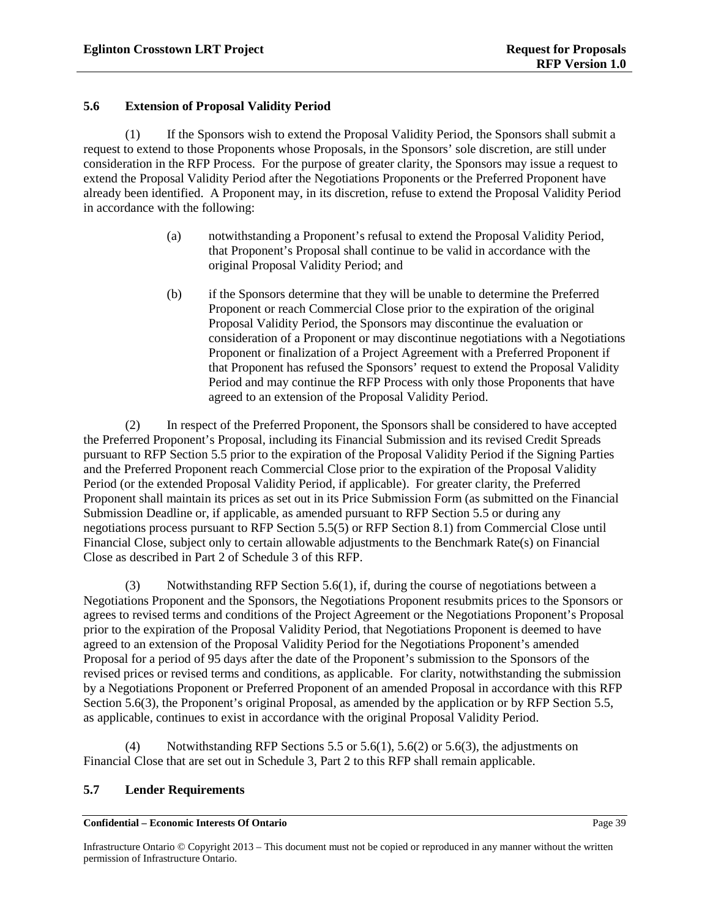### 5.6 Extension of Proposal Validity Period

(1) If the Sponsors wish to extend the Proposal Validity Period, the Sponsors shall submit a request to extend to those Proponents whose Proposals, in the Sponsors' sole discretion, are still under consideration in the RFP Process. For the purpose of greater clarity, the Sponsors may issue a request to extend the Proposal Validity Period after the Negotiations Proponents or the Preferred Proponent have already been identified. A Proponent may, in its discretion, refuse to extend the Proposal Validity Period in accordance with the following:

(a) notwithstanding a Proponent's refusal to extend the Proposal Validity Period, that Proponent's Proposal shall continue to be valid in accordance with the original Proposal Validity Period; and

(b) if the Sponsors determine that they will be unable to determine the Preferred Proponent or reach Commercial Close prior to the expiration of the original Proposal Validity Period, the Sponsors may discontinue the evaluation or consideration of a Proponent or may discontinue negotiations with a Negotiations Proponent or finalization of a Project Agreement with a Preferred Proponent if that Proponent has refused the Sponsors' request to extend the Proposal Validity Period and may continue the RFP Process with only those Proponents that have agreed to an extension of the Proposal Validity Period.

(2) In respect of the Preferred Proponent, the Sponsors shall be considered to have accepted the Preferred Proponent's Proposal, including its Financial Submission and its revised Credit Spreads pursuant to RFP Section 5.5 prior to the expiration of the Proposal Validity Period if the Signing Parties and the Preferred Proponent reach Commercial Close prior to the expiration of the Proposal Validity Period (or the extended Proposal Validity Period, if applicable). For greater clarity, the Preferred Proponent shall maintain its prices as set out in its Price Submission Form (as submitted on the Financial Submission Deadline or, if applicable, as amended pursuant to RFP Section 5.5 or during any negotiations process pursuant to RFP Section 5.5(5) or RFP Section 8.1) from Commercial Close until Financial Close, subject only to certain allowable adjustments to the Benchmark Rate(s) on Financial Close as described in Part 2 of Schedule 3 of this RFP.

(3) Notwithstanding RFP Section 5.6(1), if, during the course of negotiations between a Negotiations Proponent and the Sponsors, the Negotiations Proponent resubmits prices to the Sponsors or agrees to revised terms and conditions of the Project Agreement or the Negotiations Proponent's Proposal prior to the expiration of the Proposal Validity Period, that Negotiations Proponent is deemed to have agreed to an extension of the Proposal Validity Period for the Negotiations Proponent's amended Proposal for a period of 95 days after the date of the Proponent's submission to the Sponsors of the revised prices or revised terms and conditions, as applicable. For clarity, notwithstanding the submission by a Negotiations Proponent or Preferred Proponent of an amended Proposal in accordance with this RFP Section 5.6(3), the Proponent's original Proposal, as amended by the application or by RFP Section 5.5, as applicable, continues to exist in accordance with the original Proposal Validity Period.

(4) Notwithstanding RFP Sections 5.5 or 5.6(1), 5.6(2) or 5.6(3), the adjustments on Financial Close that are set out in Schedule 3, Part 2 to this RFP shall remain applicable.

### 5.7 Lender Requirements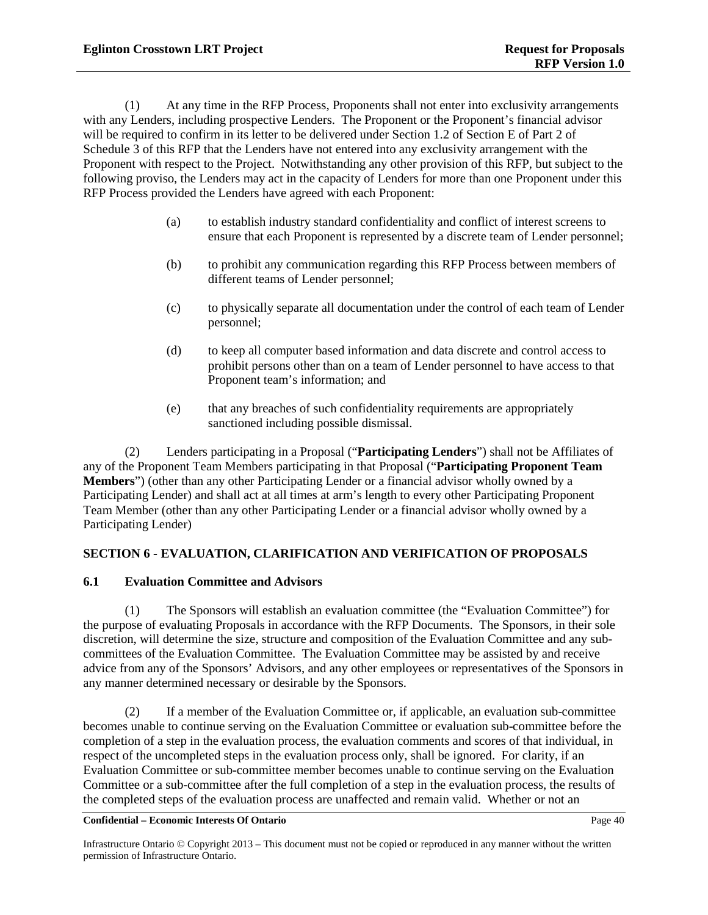(1) At any time in the RFP Process, Proponents shall not enter into exclusivity arrangements with any Lenders, including prospective Lenders. The Proponent or the Proponent's financial advisor will be required to confirm in its letter to be delivered under Section 1.2 of Section E of Part 2 of Schedule 3 of this RFP that the Lenders have not entered into any exclusivity arrangement with the Proponent with respect to the Project. Notwithstanding any other provision of this RFP, but subject to the following proviso, the Lenders may act in the capacity of Lenders for more than one Proponent under this RFP Process provided the Lenders have agreed with each Proponent:

(a) to establish industry standard confidentiality and conflict of interest screens to ensure that each Proponent is represented by a discrete team of Lender personnel;

(b) to prohibit any communication regarding this RFP Process between members of different teams of Lender personnel;

(c) to physically separate all documentation under the control of each team of Lender personnel;

(d) to keep all computer based information and data discrete and control access to prohibit persons other than on a team of Lender personnel to have access to that Proponent team's information; and

(e) that any breaches of such confidentiality requirements are appropriately sanctioned including possible dismissal.

(2) Lenders participating in a Proposal ("**Participating Lenders**") shall not be Affiliates of any of the Proponent Team Members participating in that Proposal ("**Participating Proponent Team Members**") (other than any other Participating Lender or a financial advisor wholly owned by a Participating Lender) and shall act at all times at arm's length to every other Participating Proponent Team Member (other than any other Participating Lender or a financial advisor wholly owned by a Participating Lender)

## SECTION 6 - EVALUATION, CLARIFICATION AND VERIFICATION OF PROPOSALS

### 6.1 Evaluation Committee and Advisors

(1) The Sponsors will establish an evaluation committee (the "Evaluation Committee") for the purpose of evaluating Proposals in accordance with the RFP Documents. The Sponsors, in their sole discretion, will determine the size, structure and composition of the Evaluation Committee and any sub-committees of the Evaluation Committee. The Evaluation Committee may be assisted by and receive advice from any of the Sponsors' Advisors, and any other employees or representatives of the Sponsors in any manner determined necessary or desirable by the Sponsors.

(2) If a member of the Evaluation Committee or, if applicable, an evaluation sub-committee becomes unable to continue serving on the Evaluation Committee or evaluation sub-committee before the completion of a step in the evaluation process, the evaluation comments and scores of that individual, in respect of the uncompleted steps in the evaluation process only, shall be ignored. For clarity, if an Evaluation Committee or sub-committee member becomes unable to continue serving on the Evaluation Committee or a sub-committee after the full completion of a step in the evaluation process, the results of the completed steps of the evaluation process are unaffected and remain valid. Whether or not an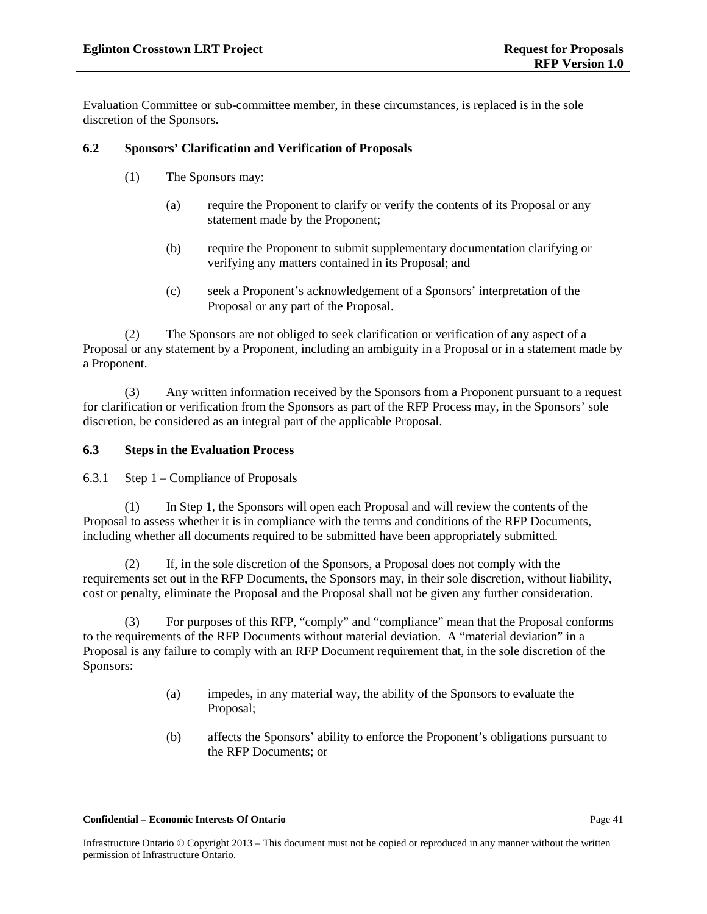Evaluation Committee or sub-committee member, in these circumstances, is replaced is in the sole discretion of the Sponsors.

### 6.2 Sponsors' Clarification and Verification of Proposals

(1) The Sponsors may:

(a) require the Proponent to clarify or verify the contents of its Proposal or any statement made by the Proponent;

(b) require the Proponent to submit supplementary documentation clarifying or verifying any matters contained in its Proposal; and

(c) seek a Proponent's acknowledgement of a Sponsors' interpretation of the Proposal or any part of the Proposal.

(2) The Sponsors are not obliged to seek clarification or verification of any aspect of a Proposal or any statement by a Proponent, including an ambiguity in a Proposal or in a statement made by a Proponent.

(3) Any written information received by the Sponsors from a Proponent pursuant to a request for clarification or verification from the Sponsors as part of the RFP Process may, in the Sponsors' sole discretion, be considered as an integral part of the applicable Proposal.

### 6.3 Steps in the Evaluation Process

6.3.1 Step 1 – Compliance of Proposals

(1) In Step 1, the Sponsors will open each Proposal and will review the contents of the Proposal to assess whether it is in compliance with the terms and conditions of the RFP Documents, including whether all documents required to be submitted have been appropriately submitted.

(2) If, in the sole discretion of the Sponsors, a Proposal does not comply with the requirements set out in the RFP Documents, the Sponsors may, in their sole discretion, without liability, cost or penalty, eliminate the Proposal and the Proposal shall not be given any further consideration.

(3) For purposes of this RFP, "comply" and "compliance" mean that the Proposal conforms to the requirements of the RFP Documents without material deviation. A "material deviation" in a Proposal is any failure to comply with an RFP Document requirement that, in the sole discretion of the Sponsors:

(a) impedes, in any material way, the ability of the Sponsors to evaluate the Proposal;

(b) affects the Sponsors' ability to enforce the Proponent's obligations pursuant to the RFP Documents; or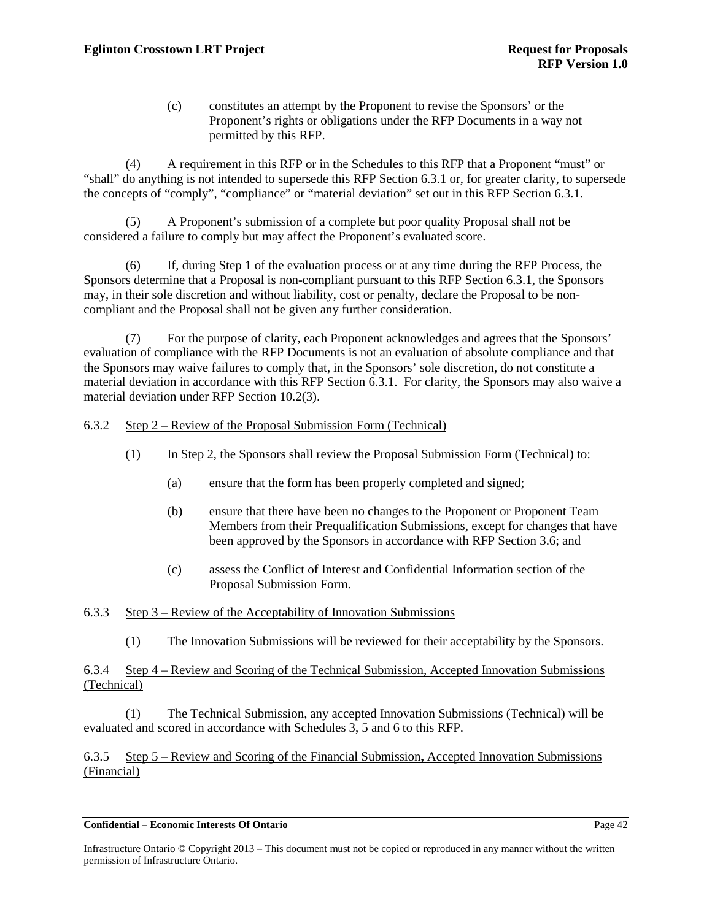(c) constitutes an attempt by the Proponent to revise the Sponsors' or the Proponent's rights or obligations under the RFP Documents in a way not permitted by this RFP.

(4) A requirement in this RFP or in the Schedules to this RFP that a Proponent "must" or "shall" do anything is not intended to supersede this RFP Section 6.3.1 or, for greater clarity, to supersede the concepts of "comply", "compliance" or "material deviation" set out in this RFP Section 6.3.1.

(5) A Proponent's submission of a complete but poor quality Proposal shall not be considered a failure to comply but may affect the Proponent's evaluated score.

(6) If, during Step 1 of the evaluation process or at any time during the RFP Process, the Sponsors determine that a Proposal is non-compliant pursuant to this RFP Section 6.3.1, the Sponsors may, in their sole discretion and without liability, cost or penalty, declare the Proposal to be non-compliant and the Proposal shall not be given any further consideration.

(7) For the purpose of clarity, each Proponent acknowledges and agrees that the Sponsors' evaluation of compliance with the RFP Documents is not an evaluation of absolute compliance and that the Sponsors may waive failures to comply that, in the Sponsors' sole discretion, do not constitute a material deviation in accordance with this RFP Section 6.3.1. For clarity, the Sponsors may also waive a material deviation under RFP Section 10.2(3).

6.3.2 Step 2 – Review of the Proposal Submission Form (Technical)

(1) In Step 2, the Sponsors shall review the Proposal Submission Form (Technical) to:

(a) ensure that the form has been properly completed and signed;

(b) ensure that there have been no changes to the Proponent or Proponent Team Members from their Prequalification Submissions, except for changes that have been approved by the Sponsors in accordance with RFP Section 3.6; and

(c) assess the Conflict of Interest and Confidential Information section of the Proposal Submission Form.

6.3.3 Step 3 – Review of the Acceptability of Innovation Submissions

(1) The Innovation Submissions will be reviewed for their acceptability by the Sponsors.

6.3.4 Step 4 – Review and Scoring of the Technical Submission, Accepted Innovation Submissions (Technical)

(1) The Technical Submission, any accepted Innovation Submissions (Technical) will be evaluated and scored in accordance with Schedules 3, 5 and 6 to this RFP.

6.3.5 Step 5 – Review and Scoring of the Financial Submission**,** Accepted Innovation Submissions (Financial)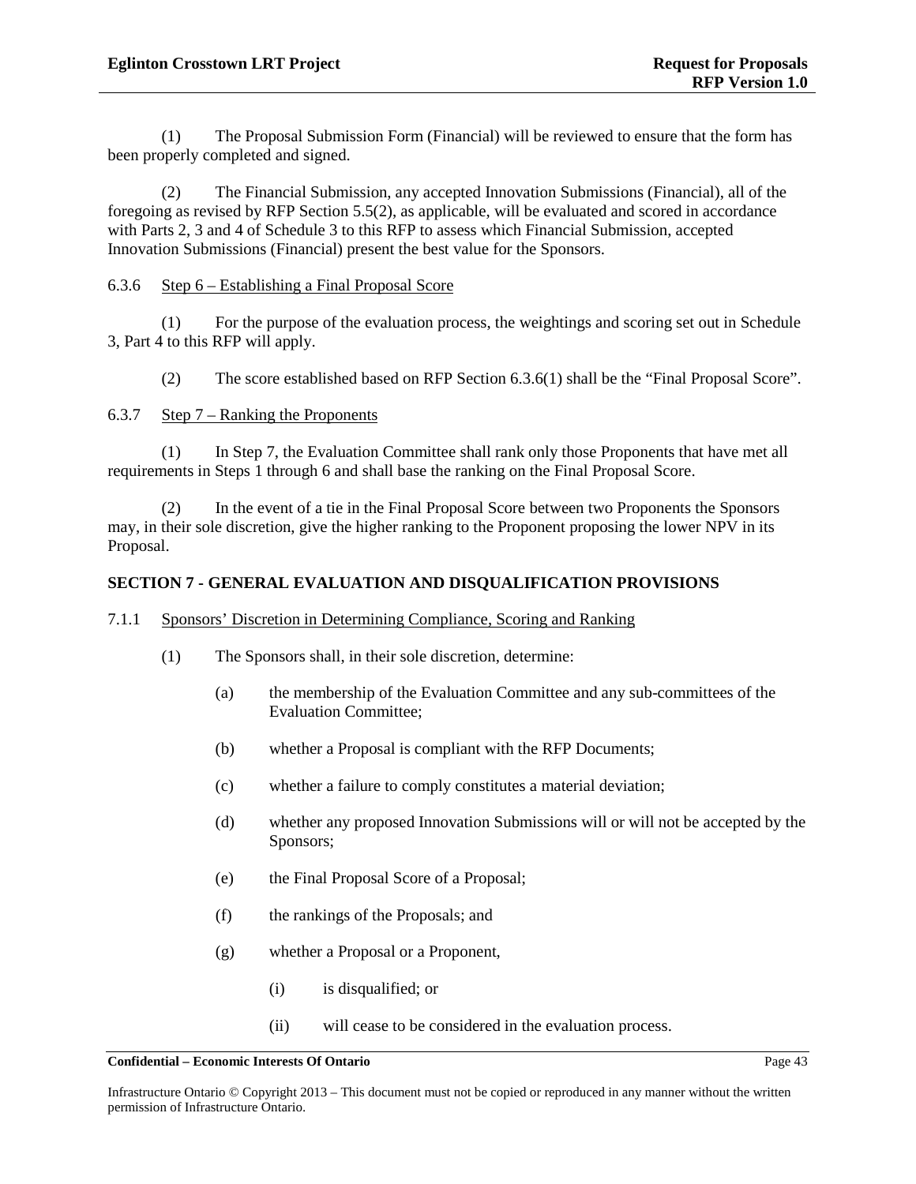(1) The Proposal Submission Form (Financial) will be reviewed to ensure that the form has been properly completed and signed.

(2) The Financial Submission, any accepted Innovation Submissions (Financial), all of the foregoing as revised by RFP Section 5.5(2), as applicable, will be evaluated and scored in accordance with Parts 2, 3 and 4 of Schedule 3 to this RFP to assess which Financial Submission, accepted Innovation Submissions (Financial) present the best value for the Sponsors.

6.3.6 Step 6 – Establishing a Final Proposal Score

(1) For the purpose of the evaluation process, the weightings and scoring set out in Schedule 3, Part 4 to this RFP will apply.

(2) The score established based on RFP Section 6.3.6(1) shall be the "Final Proposal Score".

6.3.7 Step 7 – Ranking the Proponents

(1) In Step 7, the Evaluation Committee shall rank only those Proponents that have met all requirements in Steps 1 through 6 and shall base the ranking on the Final Proposal Score.

(2) In the event of a tie in the Final Proposal Score between two Proponents the Sponsors may, in their sole discretion, give the higher ranking to the Proponent proposing the lower NPV in its Proposal.

## SECTION 7 - GENERAL EVALUATION AND DISQUALIFICATION PROVISIONS

7.1.1 Sponsors' Discretion in Determining Compliance, Scoring and Ranking

(1) The Sponsors shall, in their sole discretion, determine:

(a) the membership of the Evaluation Committee and any sub-committees of the Evaluation Committee;

(b) whether a Proposal is compliant with the RFP Documents;

(c) whether a failure to comply constitutes a material deviation;

(d) whether any proposed Innovation Submissions will or will not be accepted by the Sponsors;

(e) the Final Proposal Score of a Proposal;

(f) the rankings of the Proposals; and

(g) whether a Proposal or a Proponent,

(i) is disqualified; or

(ii) will cease to be considered in the evaluation process.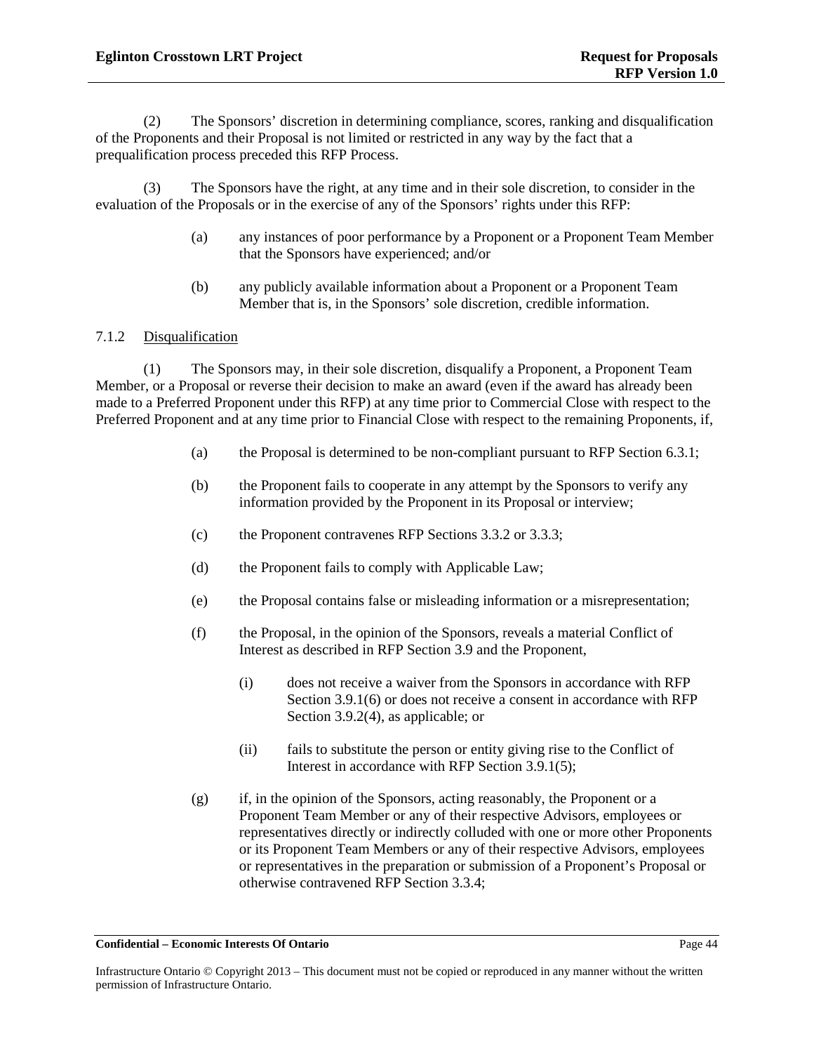(2) The Sponsors' discretion in determining compliance, scores, ranking and disqualification of the Proponents and their Proposal is not limited or restricted in any way by the fact that a prequalification process preceded this RFP Process.

(3) The Sponsors have the right, at any time and in their sole discretion, to consider in the evaluation of the Proposals or in the exercise of any of the Sponsors' rights under this RFP:

- (a) any instances of poor performance by a Proponent or a Proponent Team Member that the Sponsors have experienced; and/or
- (b) any publicly available information about a Proponent or a Proponent Team Member that is, in the Sponsors' sole discretion, credible information.

#### 7.1.2 Disqualification

(1) The Sponsors may, in their sole discretion, disqualify a Proponent, a Proponent Team Member, or a Proposal or reverse their decision to make an award (even if the award has already been made to a Preferred Proponent under this RFP) at any time prior to Commercial Close with respect to the Preferred Proponent and at any time prior to Financial Close with respect to the remaining Proponents, if,

- (a) the Proposal is determined to be non-compliant pursuant to RFP Section 6.3.1;
- (b) the Proponent fails to cooperate in any attempt by the Sponsors to verify any information provided by the Proponent in its Proposal or interview;
- (c) the Proponent contravenes RFP Sections 3.3.2 or 3.3.3;
- (d) the Proponent fails to comply with Applicable Law;
- (e) the Proposal contains false or misleading information or a misrepresentation;
- (f) the Proposal, in the opinion of the Sponsors, reveals a material Conflict of Interest as described in RFP Section 3.9 and the Proponent,
  - (i) does not receive a waiver from the Sponsors in accordance with RFP Section 3.9.1(6) or does not receive a consent in accordance with RFP Section 3.9.2(4), as applicable; or
  - (ii) fails to substitute the person or entity giving rise to the Conflict of Interest in accordance with RFP Section 3.9.1(5);
- (g) if, in the opinion of the Sponsors, acting reasonably, the Proponent or a Proponent Team Member or any of their respective Advisors, employees or representatives directly or indirectly colluded with one or more other Proponents or its Proponent Team Members or any of their respective Advisors, employees or representatives in the preparation or submission of a Proponent's Proposal or otherwise contravened RFP Section 3.3.4;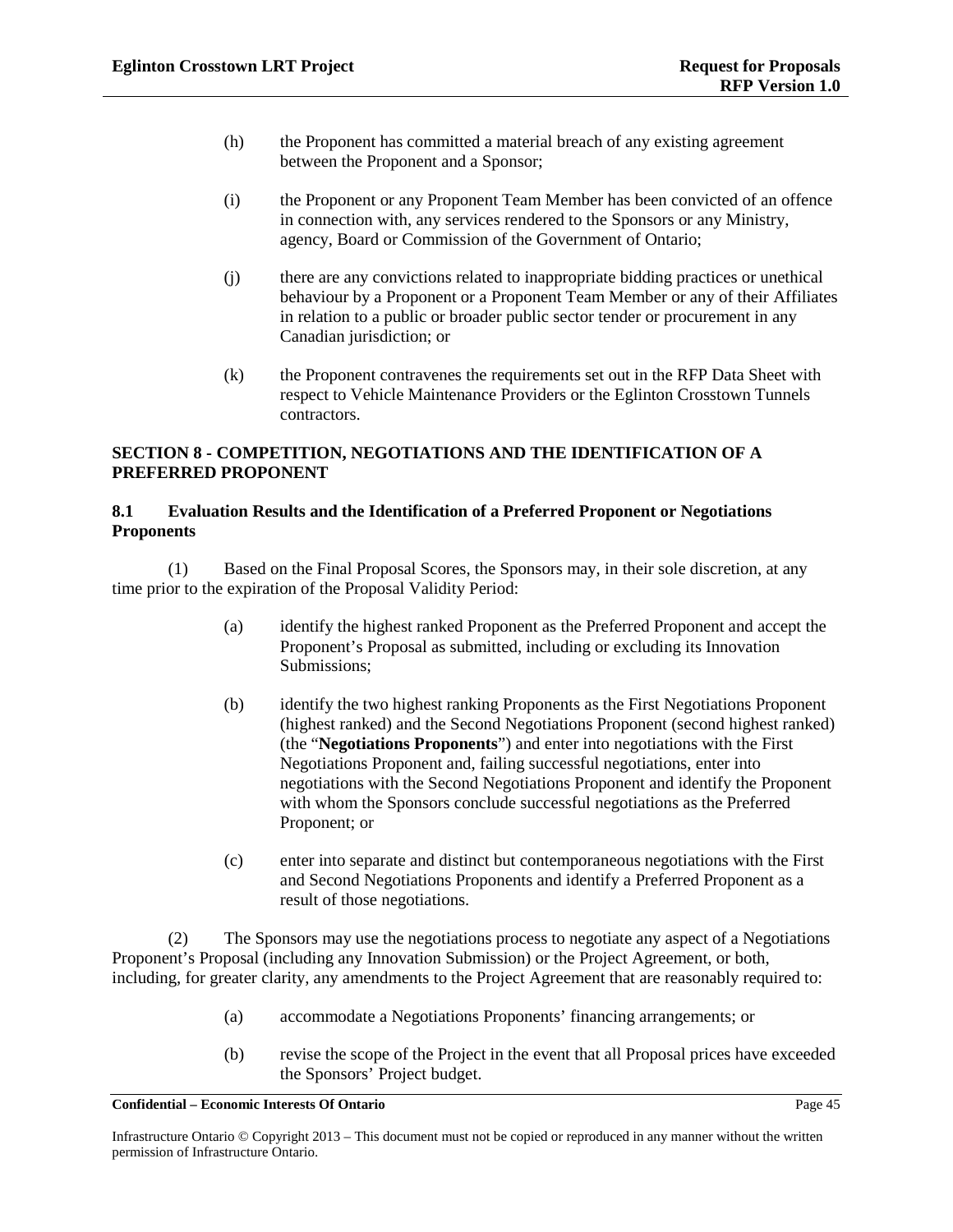(h) the Proponent has committed a material breach of any existing agreement between the Proponent and a Sponsor;

(i) the Proponent or any Proponent Team Member has been convicted of an offence in connection with, any services rendered to the Sponsors or any Ministry, agency, Board or Commission of the Government of Ontario;

(j) there are any convictions related to inappropriate bidding practices or unethical behaviour by a Proponent or a Proponent Team Member or any of their Affiliates in relation to a public or broader public sector tender or procurement in any Canadian jurisdiction; or

(k) the Proponent contravenes the requirements set out in the RFP Data Sheet with respect to Vehicle Maintenance Providers or the Eglinton Crosstown Tunnels contractors.

## SECTION 8 - COMPETITION, NEGOTIATIONS AND THE IDENTIFICATION OF A PREFERRED PROPONENT

### 8.1 Evaluation Results and the Identification of a Preferred Proponent or Negotiations Proponents

(1) Based on the Final Proposal Scores, the Sponsors may, in their sole discretion, at any time prior to the expiration of the Proposal Validity Period:

(a) identify the highest ranked Proponent as the Preferred Proponent and accept the Proponent's Proposal as submitted, including or excluding its Innovation Submissions;

(b) identify the two highest ranking Proponents as the First Negotiations Proponent (highest ranked) and the Second Negotiations Proponent (second highest ranked) (the "**Negotiations Proponents**") and enter into negotiations with the First Negotiations Proponent and, failing successful negotiations, enter into negotiations with the Second Negotiations Proponent and identify the Proponent with whom the Sponsors conclude successful negotiations as the Preferred Proponent; or

(c) enter into separate and distinct but contemporaneous negotiations with the First and Second Negotiations Proponents and identify a Preferred Proponent as a result of those negotiations.

(2) The Sponsors may use the negotiations process to negotiate any aspect of a Negotiations Proponent's Proposal (including any Innovation Submission) or the Project Agreement, or both, including, for greater clarity, any amendments to the Project Agreement that are reasonably required to:

(a) accommodate a Negotiations Proponents' financing arrangements; or

(b) revise the scope of the Project in the event that all Proposal prices have exceeded the Sponsors' Project budget.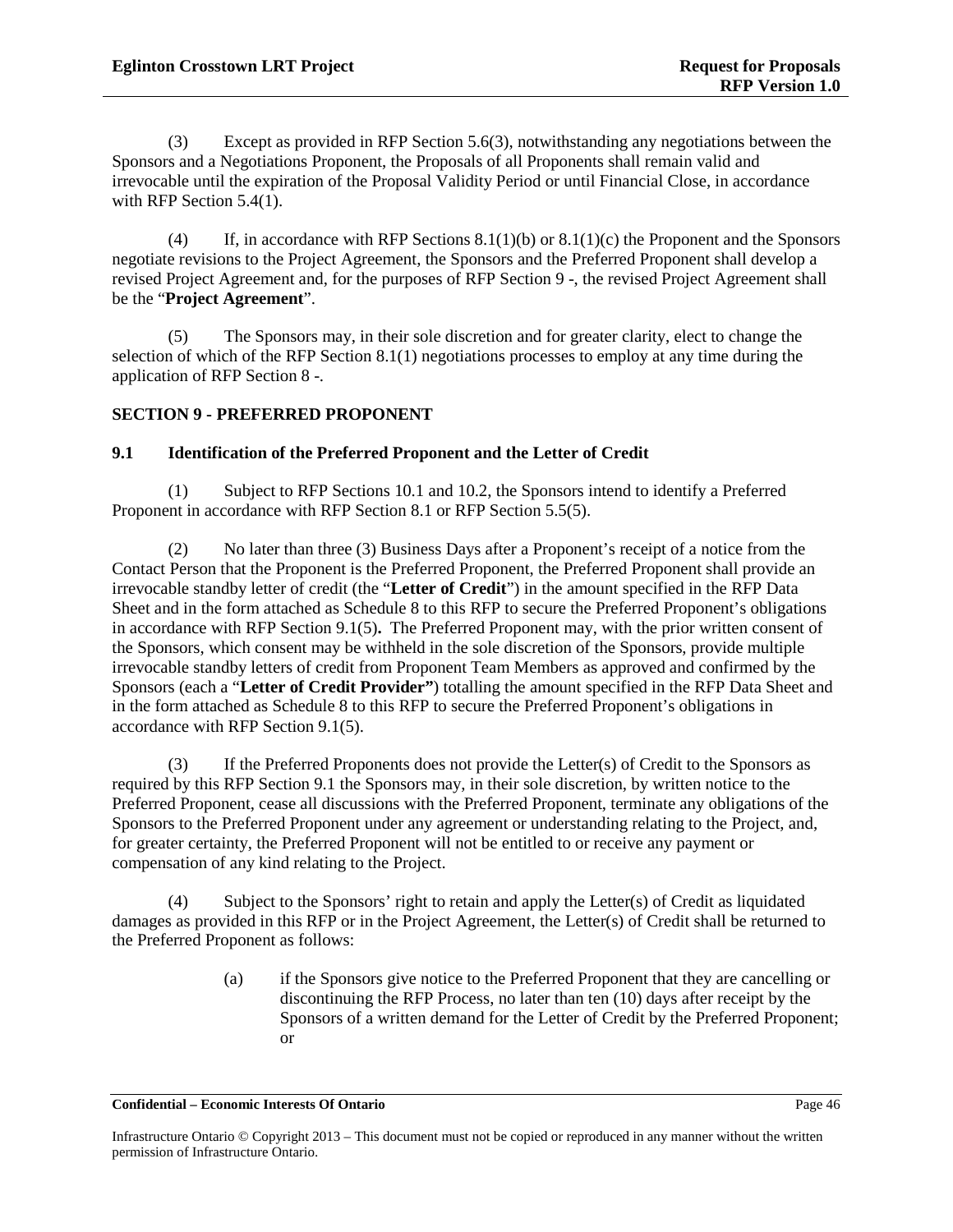(3) Except as provided in RFP Section 5.6(3), notwithstanding any negotiations between the Sponsors and a Negotiations Proponent, the Proposals of all Proponents shall remain valid and irrevocable until the expiration of the Proposal Validity Period or until Financial Close, in accordance with RFP Section 5.4(1).

(4) If, in accordance with RFP Sections 8.1(1)(b) or 8.1(1)(c) the Proponent and the Sponsors negotiate revisions to the Project Agreement, the Sponsors and the Preferred Proponent shall develop a revised Project Agreement and, for the purposes of RFP Section 9 -, the revised Project Agreement shall be the "**Project Agreement**".

(5) The Sponsors may, in their sole discretion and for greater clarity, elect to change the selection of which of the RFP Section 8.1(1) negotiations processes to employ at any time during the application of RFP Section 8 -.

## SECTION 9 - PREFERRED PROPONENT

### 9.1 Identification of the Preferred Proponent and the Letter of Credit

(1) Subject to RFP Sections 10.1 and 10.2, the Sponsors intend to identify a Preferred Proponent in accordance with RFP Section 8.1 or RFP Section 5.5(5).

(2) No later than three (3) Business Days after a Proponent's receipt of a notice from the Contact Person that the Proponent is the Preferred Proponent, the Preferred Proponent shall provide an irrevocable standby letter of credit (the "**Letter of Credit**") in the amount specified in the RFP Data Sheet and in the form attached as Schedule 8 to this RFP to secure the Preferred Proponent's obligations in accordance with RFP Section 9.1(5)**.** The Preferred Proponent may, with the prior written consent of the Sponsors, which consent may be withheld in the sole discretion of the Sponsors, provide multiple irrevocable standby letters of credit from Proponent Team Members as approved and confirmed by the Sponsors (each a "**Letter of Credit Provider"**) totalling the amount specified in the RFP Data Sheet and in the form attached as Schedule 8 to this RFP to secure the Preferred Proponent's obligations in accordance with RFP Section 9.1(5).

(3) If the Preferred Proponents does not provide the Letter(s) of Credit to the Sponsors as required by this RFP Section 9.1 the Sponsors may, in their sole discretion, by written notice to the Preferred Proponent, cease all discussions with the Preferred Proponent, terminate any obligations of the Sponsors to the Preferred Proponent under any agreement or understanding relating to the Project, and, for greater certainty, the Preferred Proponent will not be entitled to or receive any payment or compensation of any kind relating to the Project.

(4) Subject to the Sponsors' right to retain and apply the Letter(s) of Credit as liquidated damages as provided in this RFP or in the Project Agreement, the Letter(s) of Credit shall be returned to the Preferred Proponent as follows:

(a) if the Sponsors give notice to the Preferred Proponent that they are cancelling or discontinuing the RFP Process, no later than ten (10) days after receipt by the Sponsors of a written demand for the Letter of Credit by the Preferred Proponent; or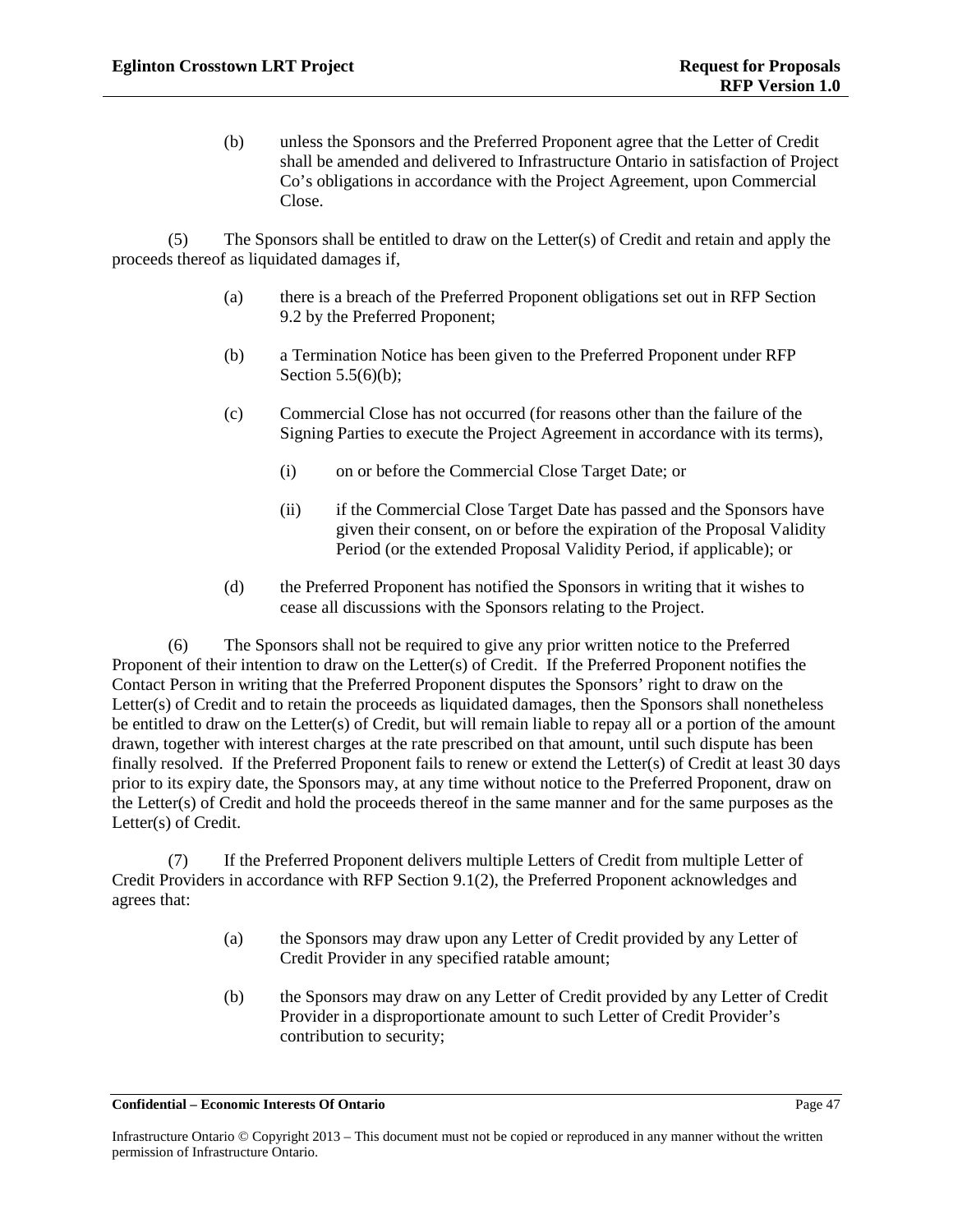(b) unless the Sponsors and the Preferred Proponent agree that the Letter of Credit shall be amended and delivered to Infrastructure Ontario in satisfaction of Project Co's obligations in accordance with the Project Agreement, upon Commercial Close.

(5) The Sponsors shall be entitled to draw on the Letter(s) of Credit and retain and apply the proceeds thereof as liquidated damages if,

(a) there is a breach of the Preferred Proponent obligations set out in RFP Section 9.2 by the Preferred Proponent;

(b) a Termination Notice has been given to the Preferred Proponent under RFP Section 5.5(6)(b);

(c) Commercial Close has not occurred (for reasons other than the failure of the Signing Parties to execute the Project Agreement in accordance with its terms),

(i) on or before the Commercial Close Target Date; or

(ii) if the Commercial Close Target Date has passed and the Sponsors have given their consent, on or before the expiration of the Proposal Validity Period (or the extended Proposal Validity Period, if applicable); or

(d) the Preferred Proponent has notified the Sponsors in writing that it wishes to cease all discussions with the Sponsors relating to the Project.

(6) The Sponsors shall not be required to give any prior written notice to the Preferred Proponent of their intention to draw on the Letter(s) of Credit. If the Preferred Proponent notifies the Contact Person in writing that the Preferred Proponent disputes the Sponsors' right to draw on the Letter(s) of Credit and to retain the proceeds as liquidated damages, then the Sponsors shall nonetheless be entitled to draw on the Letter(s) of Credit, but will remain liable to repay all or a portion of the amount drawn, together with interest charges at the rate prescribed on that amount, until such dispute has been finally resolved. If the Preferred Proponent fails to renew or extend the Letter(s) of Credit at least 30 days prior to its expiry date, the Sponsors may, at any time without notice to the Preferred Proponent, draw on the Letter(s) of Credit and hold the proceeds thereof in the same manner and for the same purposes as the Letter(s) of Credit.

(7) If the Preferred Proponent delivers multiple Letters of Credit from multiple Letter of Credit Providers in accordance with RFP Section 9.1(2), the Preferred Proponent acknowledges and agrees that:

(a) the Sponsors may draw upon any Letter of Credit provided by any Letter of Credit Provider in any specified ratable amount;

(b) the Sponsors may draw on any Letter of Credit provided by any Letter of Credit Provider in a disproportionate amount to such Letter of Credit Provider's contribution to security;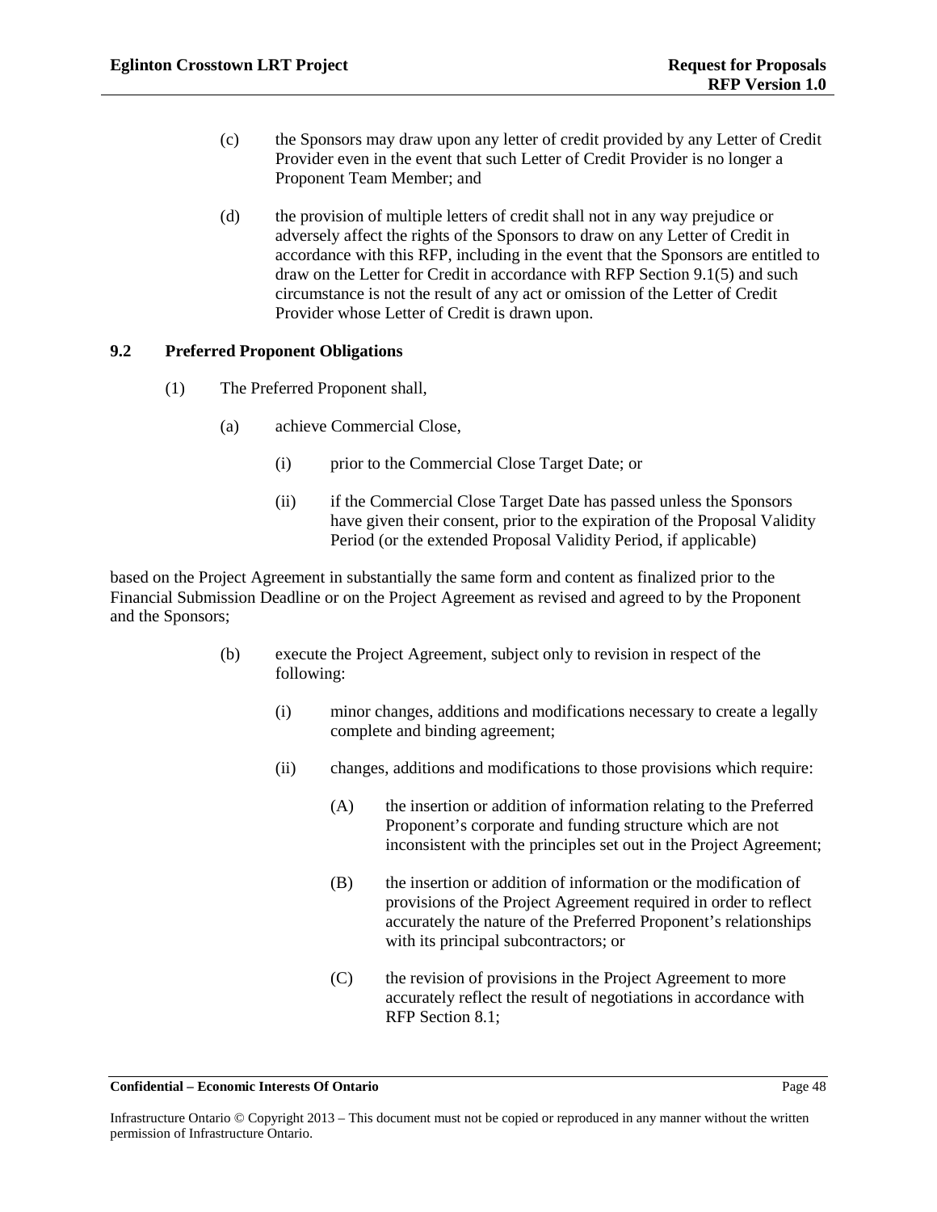(c) the Sponsors may draw upon any letter of credit provided by any Letter of Credit Provider even in the event that such Letter of Credit Provider is no longer a Proponent Team Member; and

(d) the provision of multiple letters of credit shall not in any way prejudice or adversely affect the rights of the Sponsors to draw on any Letter of Credit in accordance with this RFP, including in the event that the Sponsors are entitled to draw on the Letter for Credit in accordance with RFP Section 9.1(5) and such circumstance is not the result of any act or omission of the Letter of Credit Provider whose Letter of Credit is drawn upon.

### 9.2 Preferred Proponent Obligations

(1) The Preferred Proponent shall,

(a) achieve Commercial Close,

(i) prior to the Commercial Close Target Date; or

(ii) if the Commercial Close Target Date has passed unless the Sponsors have given their consent, prior to the expiration of the Proposal Validity Period (or the extended Proposal Validity Period, if applicable)

based on the Project Agreement in substantially the same form and content as finalized prior to the Financial Submission Deadline or on the Project Agreement as revised and agreed to by the Proponent and the Sponsors;

(b) execute the Project Agreement, subject only to revision in respect of the following:

(i) minor changes, additions and modifications necessary to create a legally complete and binding agreement;

(ii) changes, additions and modifications to those provisions which require:

(A) the insertion or addition of information relating to the Preferred Proponent's corporate and funding structure which are not inconsistent with the principles set out in the Project Agreement;

(B) the insertion or addition of information or the modification of provisions of the Project Agreement required in order to reflect accurately the nature of the Preferred Proponent's relationships with its principal subcontractors; or

(C) the revision of provisions in the Project Agreement to more accurately reflect the result of negotiations in accordance with RFP Section 8.1;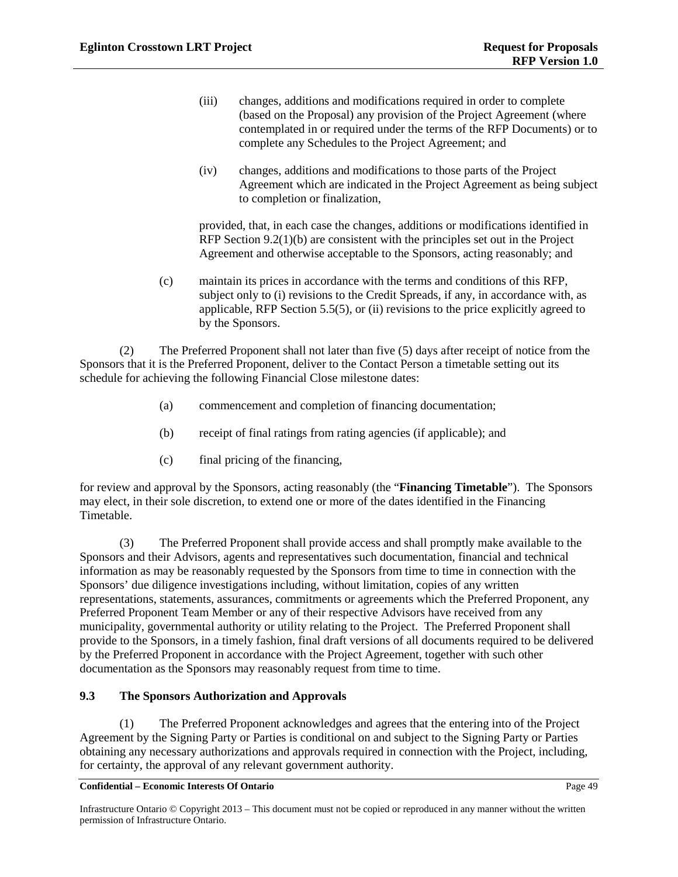(iii) changes, additions and modifications required in order to complete (based on the Proposal) any provision of the Project Agreement (where contemplated in or required under the terms of the RFP Documents) or to complete any Schedules to the Project Agreement; and

(iv) changes, additions and modifications to those parts of the Project Agreement which are indicated in the Project Agreement as being subject to completion or finalization,

provided, that, in each case the changes, additions or modifications identified in RFP Section 9.2(1)(b) are consistent with the principles set out in the Project Agreement and otherwise acceptable to the Sponsors, acting reasonably; and

(c) maintain its prices in accordance with the terms and conditions of this RFP, subject only to (i) revisions to the Credit Spreads, if any, in accordance with, as applicable, RFP Section 5.5(5), or (ii) revisions to the price explicitly agreed to by the Sponsors.

(2) The Preferred Proponent shall not later than five (5) days after receipt of notice from the Sponsors that it is the Preferred Proponent, deliver to the Contact Person a timetable setting out its schedule for achieving the following Financial Close milestone dates:

(a) commencement and completion of financing documentation;

(b) receipt of final ratings from rating agencies (if applicable); and

(c) final pricing of the financing,

for review and approval by the Sponsors, acting reasonably (the "**Financing Timetable**"). The Sponsors may elect, in their sole discretion, to extend one or more of the dates identified in the Financing Timetable.

(3) The Preferred Proponent shall provide access and shall promptly make available to the Sponsors and their Advisors, agents and representatives such documentation, financial and technical information as may be reasonably requested by the Sponsors from time to time in connection with the Sponsors' due diligence investigations including, without limitation, copies of any written representations, statements, assurances, commitments or agreements which the Preferred Proponent, any Preferred Proponent Team Member or any of their respective Advisors have received from any municipality, governmental authority or utility relating to the Project. The Preferred Proponent shall provide to the Sponsors, in a timely fashion, final draft versions of all documents required to be delivered by the Preferred Proponent in accordance with the Project Agreement, together with such other documentation as the Sponsors may reasonably request from time to time.

### 9.3 The Sponsors Authorization and Approvals

(1) The Preferred Proponent acknowledges and agrees that the entering into of the Project Agreement by the Signing Party or Parties is conditional on and subject to the Signing Party or Parties obtaining any necessary authorizations and approvals required in connection with the Project, including, for certainty, the approval of any relevant government authority.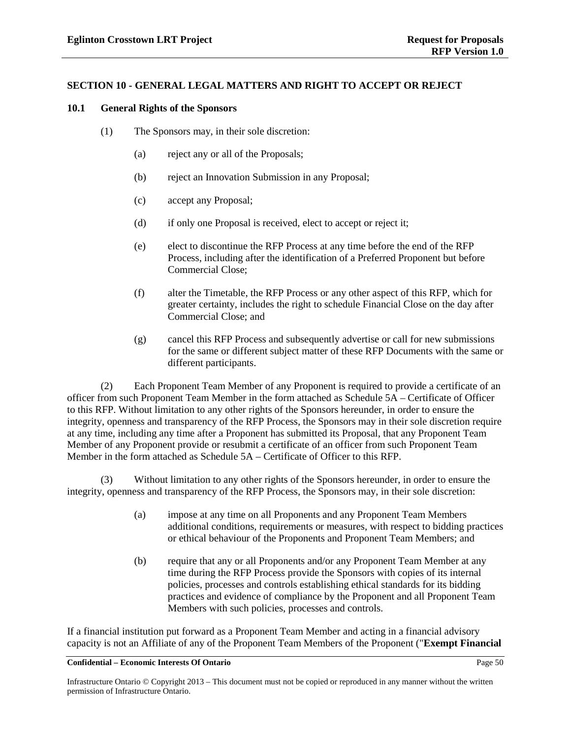## SECTION 10 - GENERAL LEGAL MATTERS AND RIGHT TO ACCEPT OR REJECT

### 10.1 General Rights of the Sponsors

(1) The Sponsors may, in their sole discretion:

(a) reject any or all of the Proposals;

(b) reject an Innovation Submission in any Proposal;

(c) accept any Proposal;

(d) if only one Proposal is received, elect to accept or reject it;

(e) elect to discontinue the RFP Process at any time before the end of the RFP Process, including after the identification of a Preferred Proponent but before Commercial Close;

(f) alter the Timetable, the RFP Process or any other aspect of this RFP, which for greater certainty, includes the right to schedule Financial Close on the day after Commercial Close; and

(g) cancel this RFP Process and subsequently advertise or call for new submissions for the same or different subject matter of these RFP Documents with the same or different participants.

(2) Each Proponent Team Member of any Proponent is required to provide a certificate of an officer from such Proponent Team Member in the form attached as Schedule 5A – Certificate of Officer to this RFP. Without limitation to any other rights of the Sponsors hereunder, in order to ensure the integrity, openness and transparency of the RFP Process, the Sponsors may in their sole discretion require at any time, including any time after a Proponent has submitted its Proposal, that any Proponent Team Member of any Proponent provide or resubmit a certificate of an officer from such Proponent Team Member in the form attached as Schedule 5A – Certificate of Officer to this RFP.

(3) Without limitation to any other rights of the Sponsors hereunder, in order to ensure the integrity, openness and transparency of the RFP Process, the Sponsors may, in their sole discretion:

(a) impose at any time on all Proponents and any Proponent Team Members additional conditions, requirements or measures, with respect to bidding practices or ethical behaviour of the Proponents and Proponent Team Members; and

(b) require that any or all Proponents and/or any Proponent Team Member at any time during the RFP Process provide the Sponsors with copies of its internal policies, processes and controls establishing ethical standards for its bidding practices and evidence of compliance by the Proponent and all Proponent Team Members with such policies, processes and controls.

If a financial institution put forward as a Proponent Team Member and acting in a financial advisory capacity is not an Affiliate of any of the Proponent Team Members of the Proponent ("**Exempt Financial**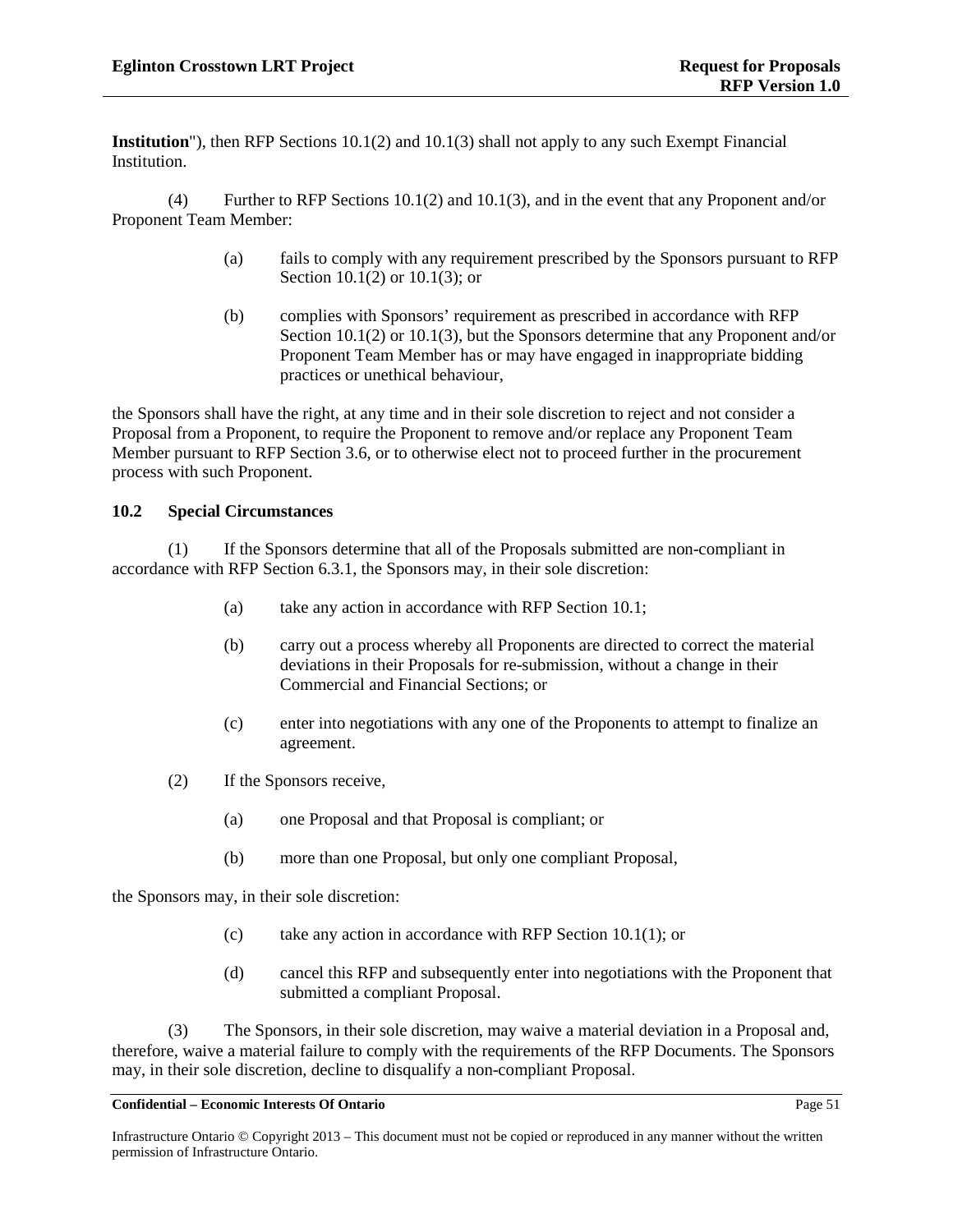**Institution**"), then RFP Sections 10.1(2) and 10.1(3) shall not apply to any such Exempt Financial Institution.

(4) Further to RFP Sections 10.1(2) and 10.1(3), and in the event that any Proponent and/or Proponent Team Member:

(a) fails to comply with any requirement prescribed by the Sponsors pursuant to RFP Section 10.1(2) or 10.1(3); or

(b) complies with Sponsors' requirement as prescribed in accordance with RFP Section 10.1(2) or 10.1(3), but the Sponsors determine that any Proponent and/or Proponent Team Member has or may have engaged in inappropriate bidding practices or unethical behaviour,

the Sponsors shall have the right, at any time and in their sole discretion to reject and not consider a Proposal from a Proponent, to require the Proponent to remove and/or replace any Proponent Team Member pursuant to RFP Section 3.6, or to otherwise elect not to proceed further in the procurement process with such Proponent.

### 10.2 Special Circumstances

(1) If the Sponsors determine that all of the Proposals submitted are non-compliant in accordance with RFP Section 6.3.1, the Sponsors may, in their sole discretion:

(a) take any action in accordance with RFP Section 10.1;

(b) carry out a process whereby all Proponents are directed to correct the material deviations in their Proposals for re-submission, without a change in their Commercial and Financial Sections; or

(c) enter into negotiations with any one of the Proponents to attempt to finalize an agreement.

(2) If the Sponsors receive,

(a) one Proposal and that Proposal is compliant; or

(b) more than one Proposal, but only one compliant Proposal,

the Sponsors may, in their sole discretion:

(c) take any action in accordance with RFP Section 10.1(1); or

(d) cancel this RFP and subsequently enter into negotiations with the Proponent that submitted a compliant Proposal.

(3) The Sponsors, in their sole discretion, may waive a material deviation in a Proposal and, therefore, waive a material failure to comply with the requirements of the RFP Documents. The Sponsors may, in their sole discretion, decline to disqualify a non-compliant Proposal.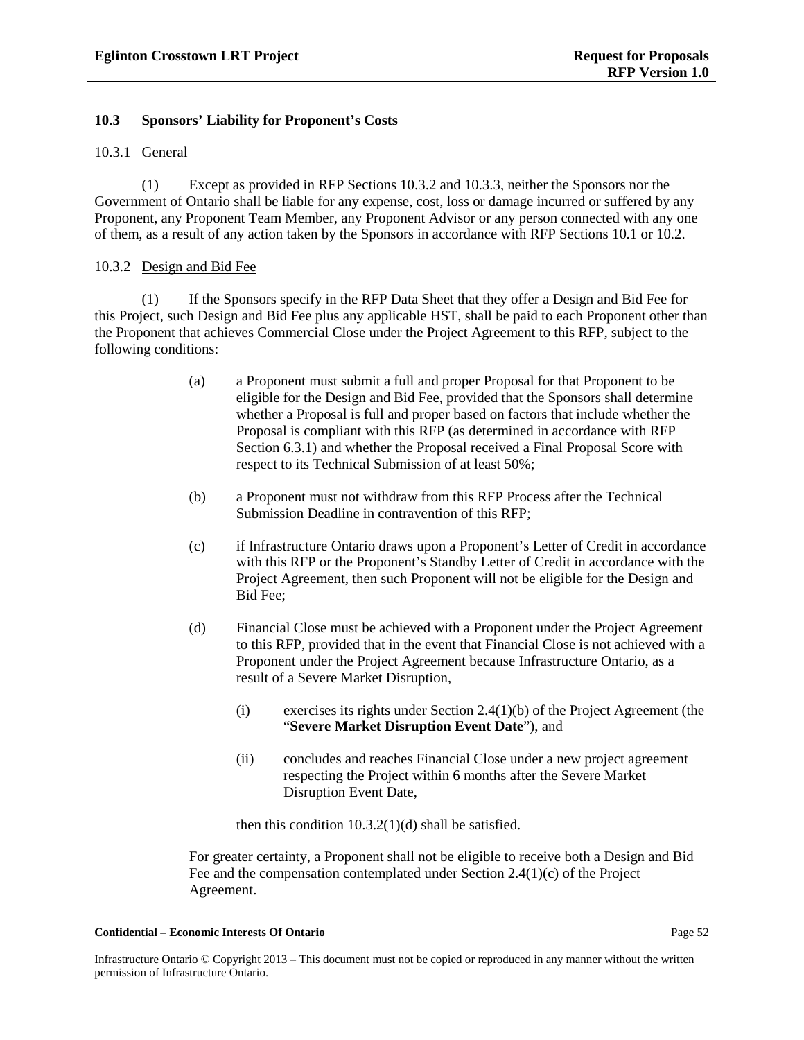### 10.3 Sponsors' Liability for Proponent's Costs

10.3.1 General

(1) Except as provided in RFP Sections 10.3.2 and 10.3.3, neither the Sponsors nor the Government of Ontario shall be liable for any expense, cost, loss or damage incurred or suffered by any Proponent, any Proponent Team Member, any Proponent Advisor or any person connected with any one of them, as a result of any action taken by the Sponsors in accordance with RFP Sections 10.1 or 10.2.

10.3.2 Design and Bid Fee

(1) If the Sponsors specify in the RFP Data Sheet that they offer a Design and Bid Fee for this Project, such Design and Bid Fee plus any applicable HST, shall be paid to each Proponent other than the Proponent that achieves Commercial Close under the Project Agreement to this RFP, subject to the following conditions:

(a) a Proponent must submit a full and proper Proposal for that Proponent to be eligible for the Design and Bid Fee, provided that the Sponsors shall determine whether a Proposal is full and proper based on factors that include whether the Proposal is compliant with this RFP (as determined in accordance with RFP Section 6.3.1) and whether the Proposal received a Final Proposal Score with respect to its Technical Submission of at least 50%;

(b) a Proponent must not withdraw from this RFP Process after the Technical Submission Deadline in contravention of this RFP;

(c) if Infrastructure Ontario draws upon a Proponent's Letter of Credit in accordance with this RFP or the Proponent's Standby Letter of Credit in accordance with the Project Agreement, then such Proponent will not be eligible for the Design and Bid Fee;

(d) Financial Close must be achieved with a Proponent under the Project Agreement to this RFP, provided that in the event that Financial Close is not achieved with a Proponent under the Project Agreement because Infrastructure Ontario, as a result of a Severe Market Disruption,

(i) exercises its rights under Section 2.4(1)(b) of the Project Agreement (the "**Severe Market Disruption Event Date**"), and

(ii) concludes and reaches Financial Close under a new project agreement respecting the Project within 6 months after the Severe Market Disruption Event Date,

then this condition 10.3.2(1)(d) shall be satisfied.

For greater certainty, a Proponent shall not be eligible to receive both a Design and Bid Fee and the compensation contemplated under Section 2.4(1)(c) of the Project Agreement.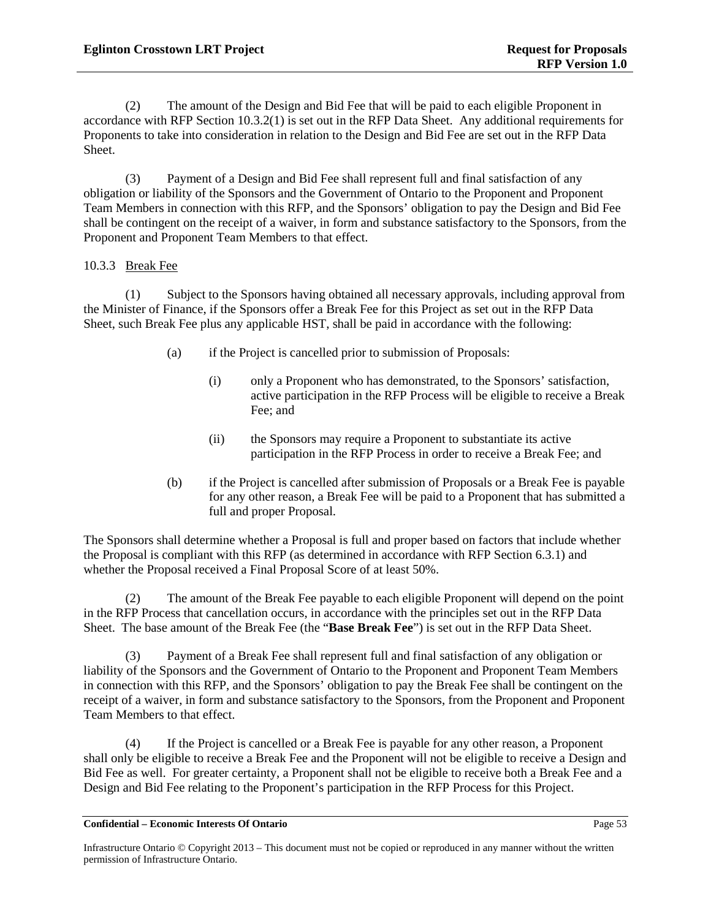(2) The amount of the Design and Bid Fee that will be paid to each eligible Proponent in accordance with RFP Section 10.3.2(1) is set out in the RFP Data Sheet. Any additional requirements for Proponents to take into consideration in relation to the Design and Bid Fee are set out in the RFP Data Sheet.

(3) Payment of a Design and Bid Fee shall represent full and final satisfaction of any obligation or liability of the Sponsors and the Government of Ontario to the Proponent and Proponent Team Members in connection with this RFP, and the Sponsors' obligation to pay the Design and Bid Fee shall be contingent on the receipt of a waiver, in form and substance satisfactory to the Sponsors, from the Proponent and Proponent Team Members to that effect.

10.3.3 Break Fee

(1) Subject to the Sponsors having obtained all necessary approvals, including approval from the Minister of Finance, if the Sponsors offer a Break Fee for this Project as set out in the RFP Data Sheet, such Break Fee plus any applicable HST, shall be paid in accordance with the following:

- (a) if the Project is cancelled prior to submission of Proposals:
  - (i) only a Proponent who has demonstrated, to the Sponsors' satisfaction, active participation in the RFP Process will be eligible to receive a Break Fee; and
  - (ii) the Sponsors may require a Proponent to substantiate its active participation in the RFP Process in order to receive a Break Fee; and
- (b) if the Project is cancelled after submission of Proposals or a Break Fee is payable for any other reason, a Break Fee will be paid to a Proponent that has submitted a full and proper Proposal.

The Sponsors shall determine whether a Proposal is full and proper based on factors that include whether the Proposal is compliant with this RFP (as determined in accordance with RFP Section 6.3.1) and whether the Proposal received a Final Proposal Score of at least 50%.

(2) The amount of the Break Fee payable to each eligible Proponent will depend on the point in the RFP Process that cancellation occurs, in accordance with the principles set out in the RFP Data Sheet. The base amount of the Break Fee (the "**Base Break Fee**") is set out in the RFP Data Sheet.

(3) Payment of a Break Fee shall represent full and final satisfaction of any obligation or liability of the Sponsors and the Government of Ontario to the Proponent and Proponent Team Members in connection with this RFP, and the Sponsors' obligation to pay the Break Fee shall be contingent on the receipt of a waiver, in form and substance satisfactory to the Sponsors, from the Proponent and Proponent Team Members to that effect.

(4) If the Project is cancelled or a Break Fee is payable for any other reason, a Proponent shall only be eligible to receive a Break Fee and the Proponent will not be eligible to receive a Design and Bid Fee as well. For greater certainty, a Proponent shall not be eligible to receive both a Break Fee and a Design and Bid Fee relating to the Proponent's participation in the RFP Process for this Project.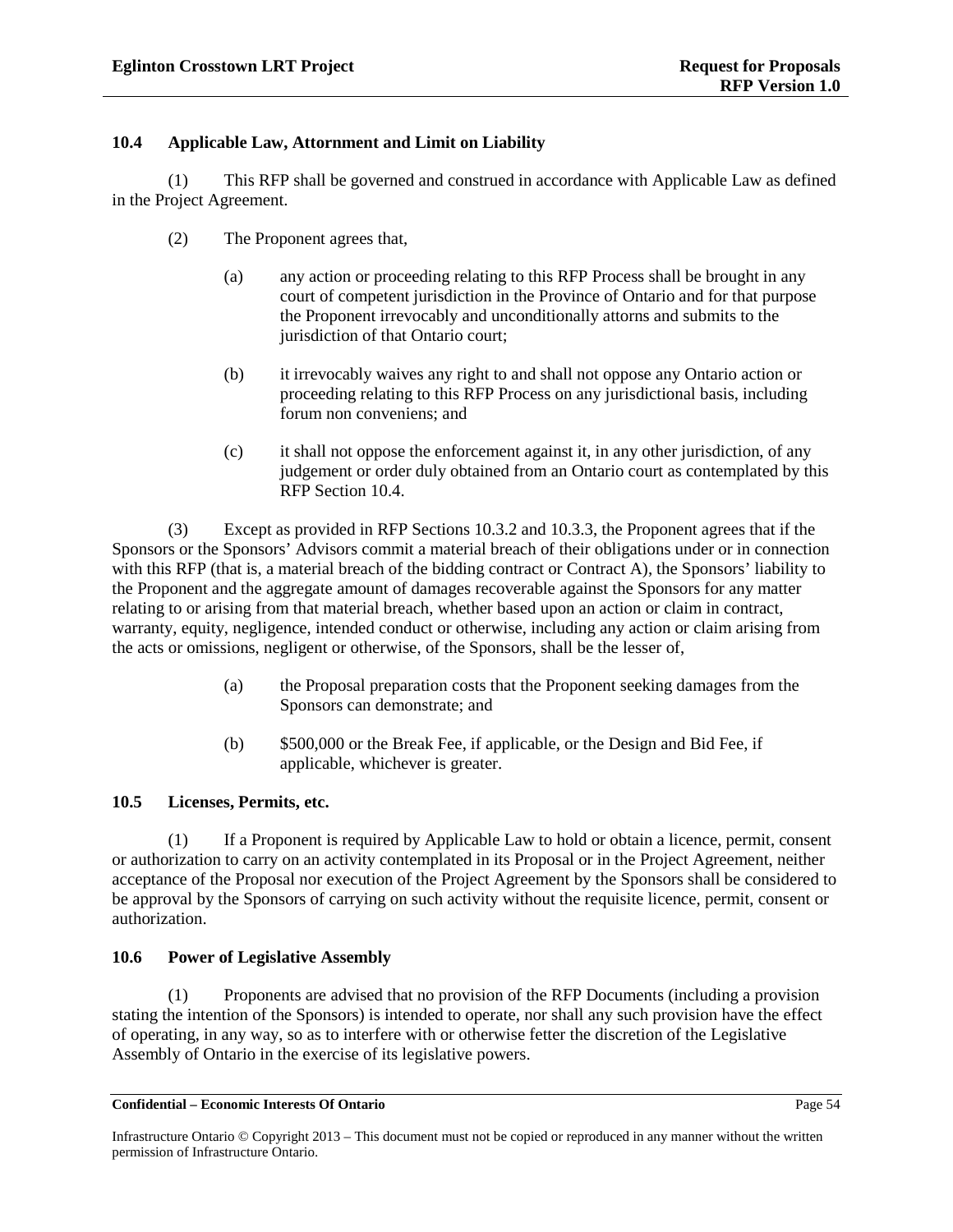### 10.4 Applicable Law, Attornment and Limit on Liability

(1) This RFP shall be governed and construed in accordance with Applicable Law as defined in the Project Agreement.

(2) The Proponent agrees that,

(a) any action or proceeding relating to this RFP Process shall be brought in any court of competent jurisdiction in the Province of Ontario and for that purpose the Proponent irrevocably and unconditionally attorns and submits to the jurisdiction of that Ontario court;

(b) it irrevocably waives any right to and shall not oppose any Ontario action or proceeding relating to this RFP Process on any jurisdictional basis, including forum non conveniens; and

(c) it shall not oppose the enforcement against it, in any other jurisdiction, of any judgement or order duly obtained from an Ontario court as contemplated by this RFP Section 10.4.

(3) Except as provided in RFP Sections 10.3.2 and 10.3.3, the Proponent agrees that if the Sponsors or the Sponsors' Advisors commit a material breach of their obligations under or in connection with this RFP (that is, a material breach of the bidding contract or Contract A), the Sponsors' liability to the Proponent and the aggregate amount of damages recoverable against the Sponsors for any matter relating to or arising from that material breach, whether based upon an action or claim in contract, warranty, equity, negligence, intended conduct or otherwise, including any action or claim arising from the acts or omissions, negligent or otherwise, of the Sponsors, shall be the lesser of,

(a) the Proposal preparation costs that the Proponent seeking damages from the Sponsors can demonstrate; and

(b) $500,000 or the Break Fee, if applicable, or the Design and Bid Fee, if applicable, whichever is greater.

### 10.5 Licenses, Permits, etc.

(1) If a Proponent is required by Applicable Law to hold or obtain a licence, permit, consent or authorization to carry on an activity contemplated in its Proposal or in the Project Agreement, neither acceptance of the Proposal nor execution of the Project Agreement by the Sponsors shall be considered to be approval by the Sponsors of carrying on such activity without the requisite licence, permit, consent or authorization.

### 10.6 Power of Legislative Assembly

(1) Proponents are advised that no provision of the RFP Documents (including a provision stating the intention of the Sponsors) is intended to operate, nor shall any such provision have the effect of operating, in any way, so as to interfere with or otherwise fetter the discretion of the Legislative Assembly of Ontario in the exercise of its legislative powers.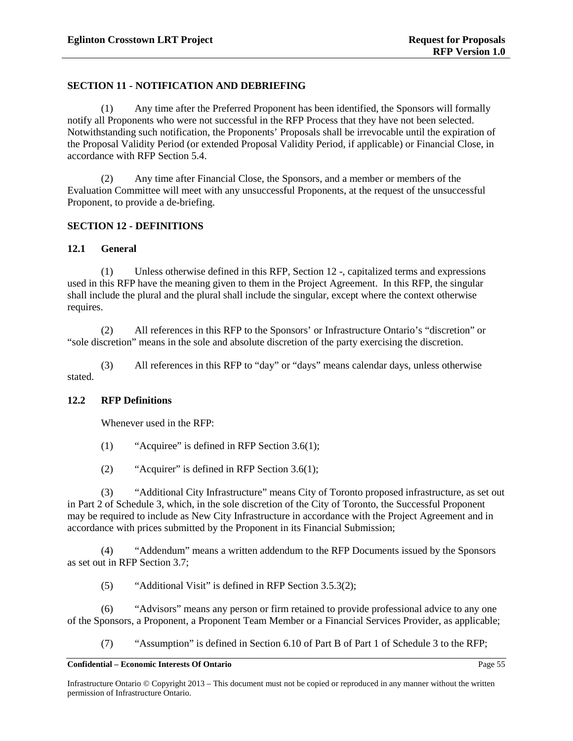## SECTION 11 - NOTIFICATION AND DEBRIEFING

(1) Any time after the Preferred Proponent has been identified, the Sponsors will formally notify all Proponents who were not successful in the RFP Process that they have not been selected. Notwithstanding such notification, the Proponents' Proposals shall be irrevocable until the expiration of the Proposal Validity Period (or extended Proposal Validity Period, if applicable) or Financial Close, in accordance with RFP Section 5.4.

(2) Any time after Financial Close, the Sponsors, and a member or members of the Evaluation Committee will meet with any unsuccessful Proponents, at the request of the unsuccessful Proponent, to provide a de-briefing.

## SECTION 12 - DEFINITIONS

### 12.1 General

(1) Unless otherwise defined in this RFP, Section 12 -, capitalized terms and expressions used in this RFP have the meaning given to them in the Project Agreement. In this RFP, the singular shall include the plural and the plural shall include the singular, except where the context otherwise requires.

(2) All references in this RFP to the Sponsors' or Infrastructure Ontario's "discretion" or "sole discretion" means in the sole and absolute discretion of the party exercising the discretion.

(3) All references in this RFP to "day" or "days" means calendar days, unless otherwise stated.

### 12.2 RFP Definitions

Whenever used in the RFP:

(1) "Acquiree" is defined in RFP Section 3.6(1);

(2) "Acquirer" is defined in RFP Section 3.6(1);

(3) "Additional City Infrastructure" means City of Toronto proposed infrastructure, as set out in Part 2 of Schedule 3, which, in the sole discretion of the City of Toronto, the Successful Proponent may be required to include as New City Infrastructure in accordance with the Project Agreement and in accordance with prices submitted by the Proponent in its Financial Submission;

(4) "Addendum" means a written addendum to the RFP Documents issued by the Sponsors as set out in RFP Section 3.7;

(5) "Additional Visit" is defined in RFP Section 3.5.3(2);

(6) "Advisors" means any person or firm retained to provide professional advice to any one of the Sponsors, a Proponent, a Proponent Team Member or a Financial Services Provider, as applicable;

(7) "Assumption" is defined in Section 6.10 of Part B of Part 1 of Schedule 3 to the RFP;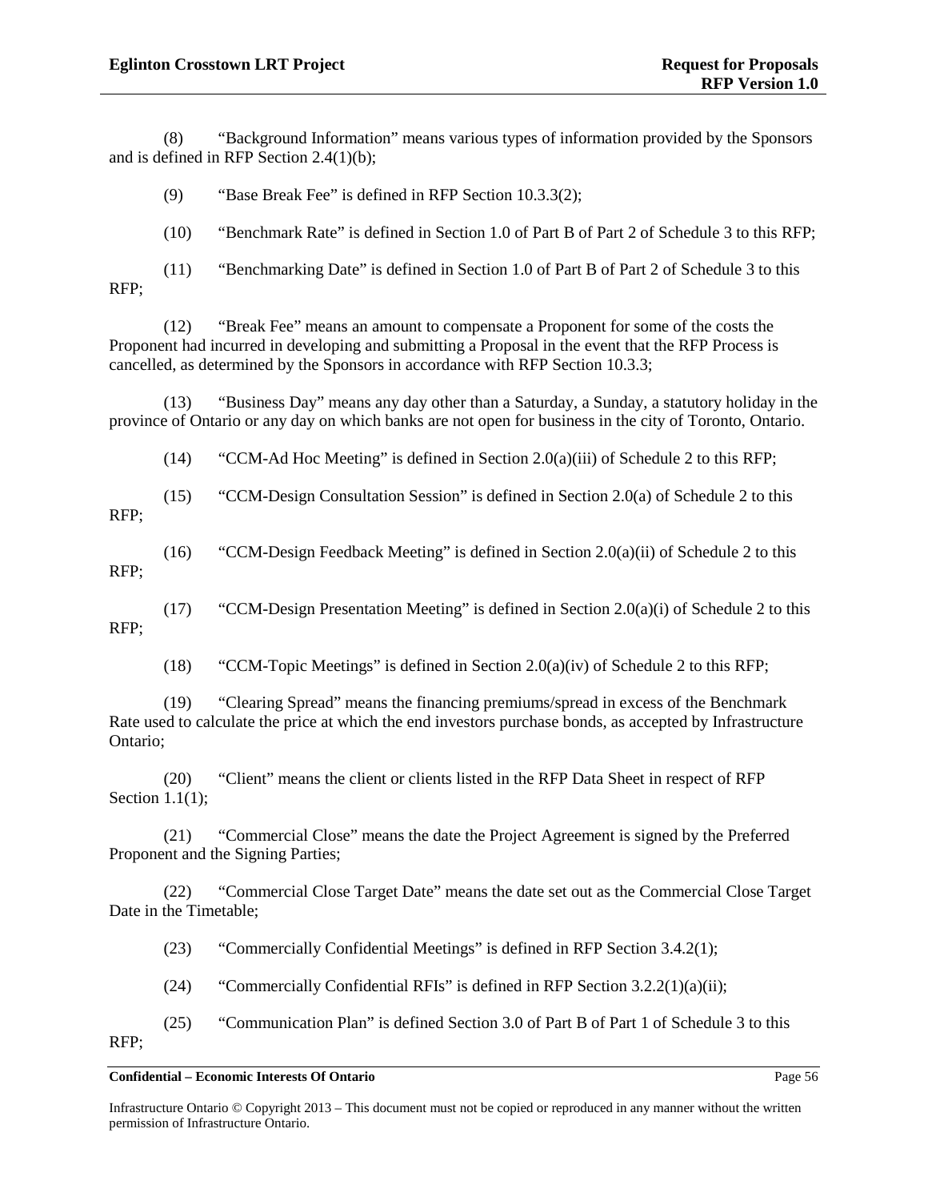(8) “Background Information” means various types of information provided by the Sponsors and is defined in RFP Section 2.4(1)(b);

(9) “Base Break Fee” is defined in RFP Section 10.3.3(2);

(10) “Benchmark Rate” is defined in Section 1.0 of Part B of Part 2 of Schedule 3 to this RFP;

(11) “Benchmarking Date” is defined in Section 1.0 of Part B of Part 2 of Schedule 3 to this RFP;

(12) “Break Fee” means an amount to compensate a Proponent for some of the costs the Proponent had incurred in developing and submitting a Proposal in the event that the RFP Process is cancelled, as determined by the Sponsors in accordance with RFP Section 10.3.3;

(13) “Business Day” means any day other than a Saturday, a Sunday, a statutory holiday in the province of Ontario or any day on which banks are not open for business in the city of Toronto, Ontario.

(14) “CCM-Ad Hoc Meeting” is defined in Section 2.0(a)(iii) of Schedule 2 to this RFP;

(15) “CCM-Design Consultation Session” is defined in Section 2.0(a) of Schedule 2 to this RFP;

(16) “CCM-Design Feedback Meeting” is defined in Section 2.0(a)(ii) of Schedule 2 to this RFP;

(17) “CCM-Design Presentation Meeting” is defined in Section 2.0(a)(i) of Schedule 2 to this RFP;

(18) “CCM-Topic Meetings” is defined in Section 2.0(a)(iv) of Schedule 2 to this RFP;

(19) “Clearing Spread” means the financing premiums/spread in excess of the Benchmark Rate used to calculate the price at which the end investors purchase bonds, as accepted by Infrastructure Ontario;

(20) “Client” means the client or clients listed in the RFP Data Sheet in respect of RFP Section 1.1(1);

(21) “Commercial Close” means the date the Project Agreement is signed by the Preferred Proponent and the Signing Parties;

(22) “Commercial Close Target Date” means the date set out as the Commercial Close Target Date in the Timetable;

(23) “Commercially Confidential Meetings” is defined in RFP Section 3.4.2(1);

(24) “Commercially Confidential RFIs” is defined in RFP Section 3.2.2(1)(a)(ii);

(25) “Communication Plan” is defined Section 3.0 of Part B of Part 1 of Schedule 3 to this RFP;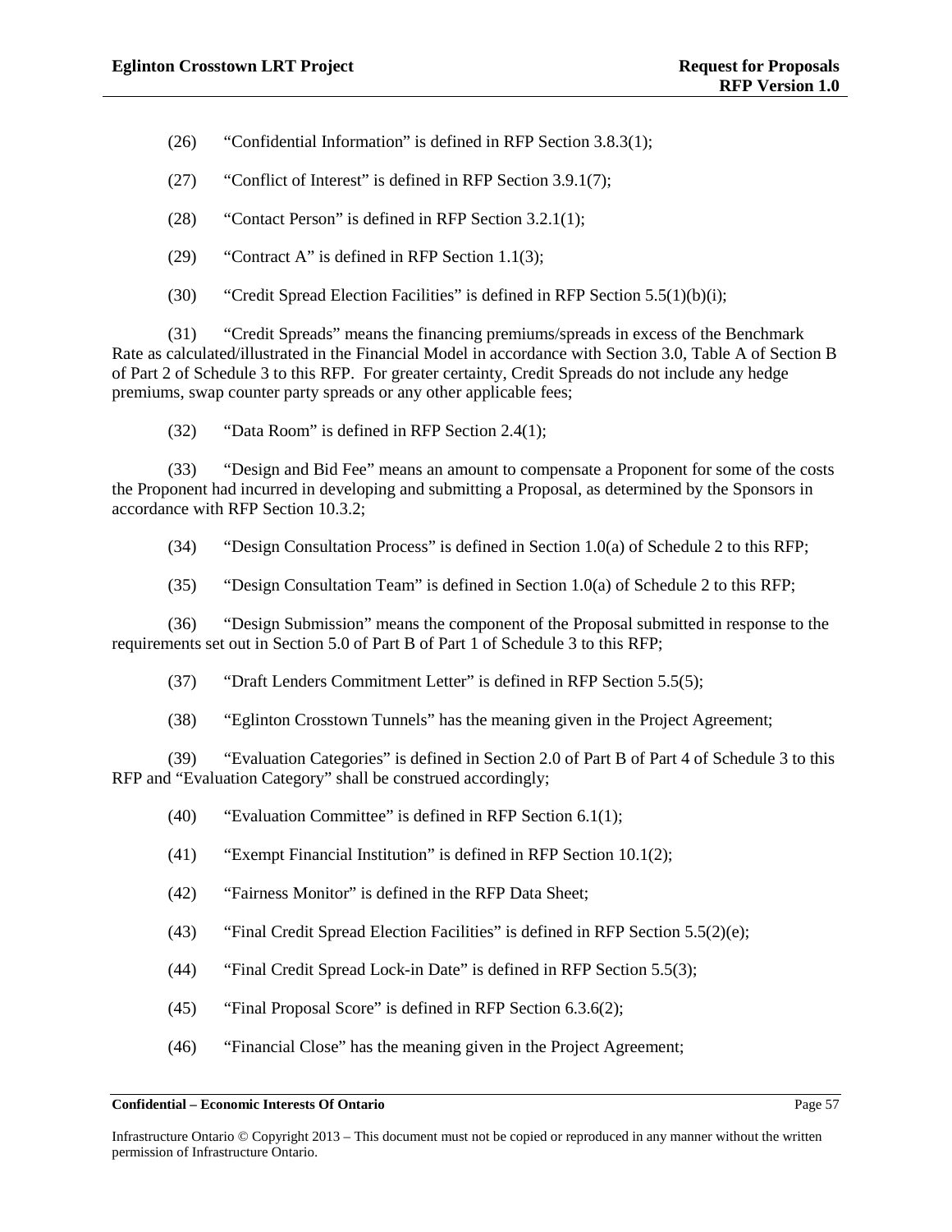(26) “Confidential Information” is defined in RFP Section 3.8.3(1);

(27) “Conflict of Interest” is defined in RFP Section 3.9.1(7);

(28) “Contact Person” is defined in RFP Section 3.2.1(1);

(29) “Contract A” is defined in RFP Section 1.1(3);

(30) “Credit Spread Election Facilities” is defined in RFP Section 5.5(1)(b)(i);

(31) “Credit Spreads” means the financing premiums/spreads in excess of the Benchmark Rate as calculated/illustrated in the Financial Model in accordance with Section 3.0, Table A of Section B of Part 2 of Schedule 3 to this RFP. For greater certainty, Credit Spreads do not include any hedge premiums, swap counter party spreads or any other applicable fees;

(32) “Data Room” is defined in RFP Section 2.4(1);

(33) “Design and Bid Fee” means an amount to compensate a Proponent for some of the costs the Proponent had incurred in developing and submitting a Proposal, as determined by the Sponsors in accordance with RFP Section 10.3.2;

(34) “Design Consultation Process” is defined in Section 1.0(a) of Schedule 2 to this RFP;

(35) “Design Consultation Team” is defined in Section 1.0(a) of Schedule 2 to this RFP;

(36) “Design Submission” means the component of the Proposal submitted in response to the requirements set out in Section 5.0 of Part B of Part 1 of Schedule 3 to this RFP;

(37) “Draft Lenders Commitment Letter” is defined in RFP Section 5.5(5);

(38) “Eglinton Crosstown Tunnels” has the meaning given in the Project Agreement;

(39) “Evaluation Categories” is defined in Section 2.0 of Part B of Part 4 of Schedule 3 to this RFP and “Evaluation Category” shall be construed accordingly;

(40) “Evaluation Committee” is defined in RFP Section 6.1(1);

(41) “Exempt Financial Institution” is defined in RFP Section 10.1(2);

(42) “Fairness Monitor” is defined in the RFP Data Sheet;

(43) “Final Credit Spread Election Facilities” is defined in RFP Section 5.5(2)(e);

(44) “Final Credit Spread Lock-in Date” is defined in RFP Section 5.5(3);

(45) “Final Proposal Score” is defined in RFP Section 6.3.6(2);

(46) “Financial Close” has the meaning given in the Project Agreement;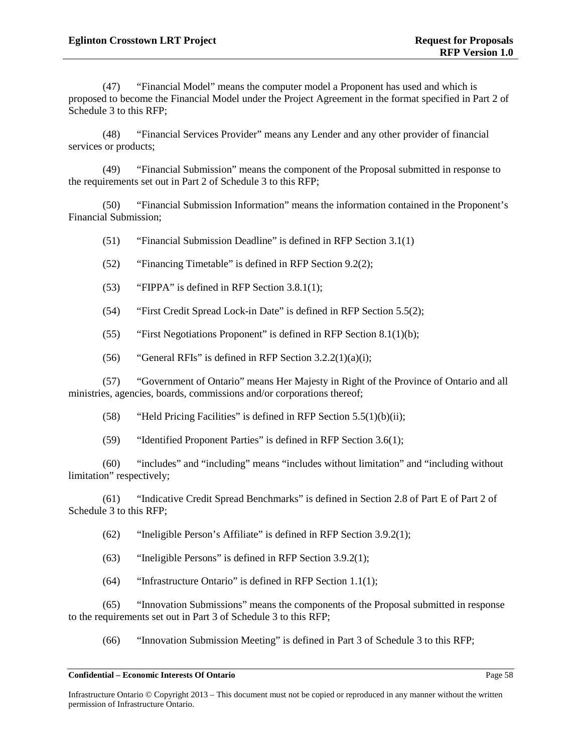(47) “Financial Model” means the computer model a Proponent has used and which is proposed to become the Financial Model under the Project Agreement in the format specified in Part 2 of Schedule 3 to this RFP;

(48) “Financial Services Provider” means any Lender and any other provider of financial services or products;

(49) “Financial Submission” means the component of the Proposal submitted in response to the requirements set out in Part 2 of Schedule 3 to this RFP;

(50) “Financial Submission Information” means the information contained in the Proponent’s Financial Submission;

(51) “Financial Submission Deadline” is defined in RFP Section 3.1(1)

(52) “Financing Timetable” is defined in RFP Section 9.2(2);

(53) “FIPPA” is defined in RFP Section 3.8.1(1);

(54) “First Credit Spread Lock-in Date” is defined in RFP Section 5.5(2);

(55) “First Negotiations Proponent” is defined in RFP Section 8.1(1)(b);

(56) “General RFIs” is defined in RFP Section 3.2.2(1)(a)(i);

(57) “Government of Ontario” means Her Majesty in Right of the Province of Ontario and all ministries, agencies, boards, commissions and/or corporations thereof;

(58) “Held Pricing Facilities” is defined in RFP Section 5.5(1)(b)(ii);

(59) “Identified Proponent Parties” is defined in RFP Section 3.6(1);

(60) “includes” and “including” means “includes without limitation” and “including without limitation” respectively;

(61) “Indicative Credit Spread Benchmarks” is defined in Section 2.8 of Part E of Part 2 of Schedule 3 to this RFP;

(62) “Ineligible Person’s Affiliate” is defined in RFP Section 3.9.2(1);

(63) “Ineligible Persons” is defined in RFP Section 3.9.2(1);

(64) “Infrastructure Ontario” is defined in RFP Section 1.1(1);

(65) “Innovation Submissions” means the components of the Proposal submitted in response to the requirements set out in Part 3 of Schedule 3 to this RFP;

(66) “Innovation Submission Meeting” is defined in Part 3 of Schedule 3 to this RFP;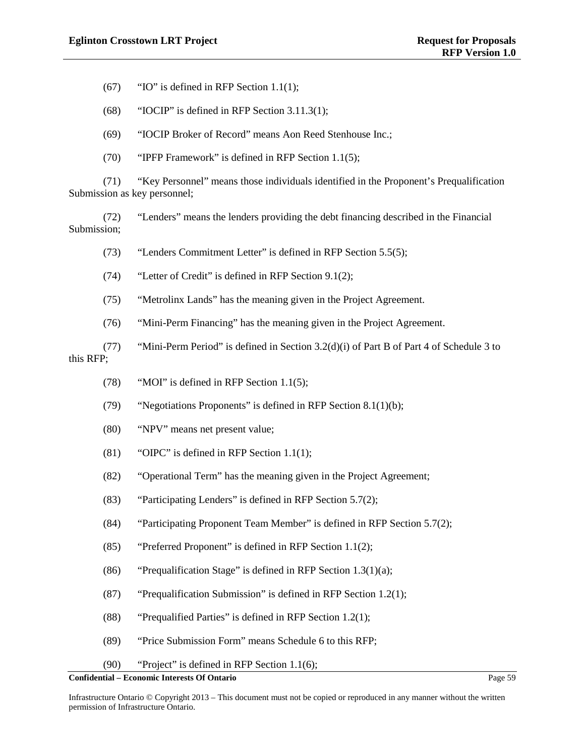(67) “IO” is defined in RFP Section 1.1(1);

(68) “IOCIP” is defined in RFP Section 3.11.3(1);

(69) “IOCIP Broker of Record” means Aon Reed Stenhouse Inc.;

(70) “IPFP Framework” is defined in RFP Section 1.1(5);

(71) “Key Personnel” means those individuals identified in the Proponent’s Prequalification Submission as key personnel;

(72) “Lenders” means the lenders providing the debt financing described in the Financial Submission;

(73) “Lenders Commitment Letter” is defined in RFP Section 5.5(5);

(74) “Letter of Credit” is defined in RFP Section 9.1(2);

(75) “Metrolinx Lands” has the meaning given in the Project Agreement.

(76) “Mini-Perm Financing” has the meaning given in the Project Agreement.

(77) “Mini-Perm Period” is defined in Section 3.2(d)(i) of Part B of Part 4 of Schedule 3 to this RFP;

(78) “MOI” is defined in RFP Section 1.1(5);

(79) “Negotiations Proponents” is defined in RFP Section 8.1(1)(b);

(80) “NPV” means net present value;

(81) “OIPC” is defined in RFP Section 1.1(1);

(82) “Operational Term” has the meaning given in the Project Agreement;

(83) “Participating Lenders” is defined in RFP Section 5.7(2);

(84) “Participating Proponent Team Member” is defined in RFP Section 5.7(2);

(85) “Preferred Proponent” is defined in RFP Section 1.1(2);

(86) “Prequalification Stage” is defined in RFP Section 1.3(1)(a);

(87) “Prequalification Submission” is defined in RFP Section 1.2(1);

(88) “Prequalified Parties” is defined in RFP Section 1.2(1);

(89) “Price Submission Form” means Schedule 6 to this RFP;

(90) “Project” is defined in RFP Section 1.1(6);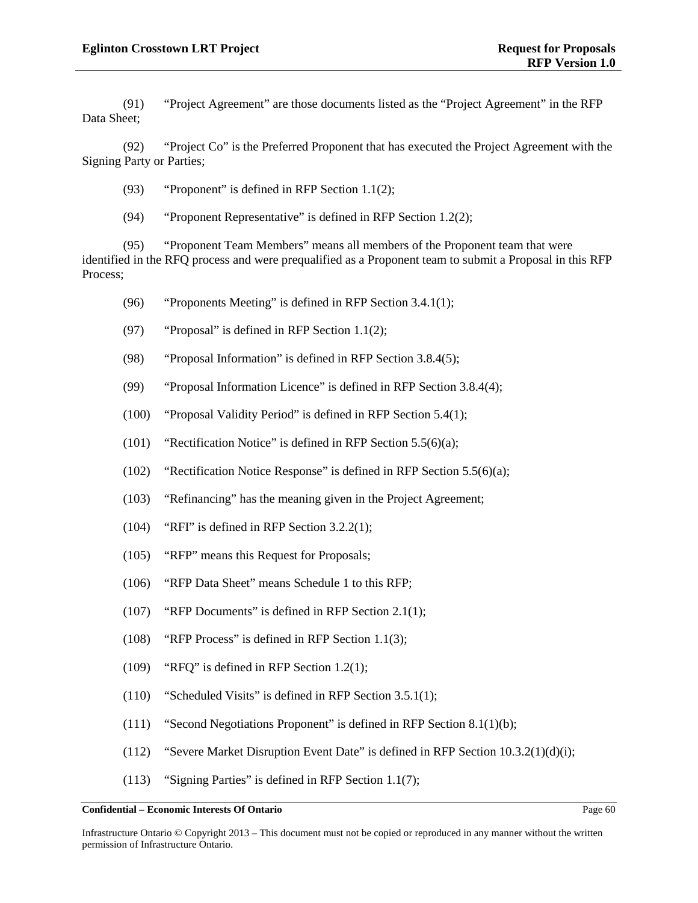(91) "Project Agreement" are those documents listed as the "Project Agreement" in the RFP Data Sheet;

(92) "Project Co" is the Preferred Proponent that has executed the Project Agreement with the Signing Party or Parties;

(93) "Proponent" is defined in RFP Section 1.1(2);

(94) "Proponent Representative" is defined in RFP Section 1.2(2);

(95) "Proponent Team Members" means all members of the Proponent team that were identified in the RFQ process and were prequalified as a Proponent team to submit a Proposal in this RFP Process;

(96) "Proponents Meeting" is defined in RFP Section 3.4.1(1);

(97) "Proposal" is defined in RFP Section 1.1(2);

(98) "Proposal Information" is defined in RFP Section 3.8.4(5);

(99) "Proposal Information Licence" is defined in RFP Section 3.8.4(4);

(100) "Proposal Validity Period" is defined in RFP Section 5.4(1);

(101) "Rectification Notice" is defined in RFP Section 5.5(6)(a);

(102) "Rectification Notice Response" is defined in RFP Section 5.5(6)(a);

(103) "Refinancing" has the meaning given in the Project Agreement;

(104) "RFI" is defined in RFP Section 3.2.2(1);

(105) "RFP" means this Request for Proposals;

(106) "RFP Data Sheet" means Schedule 1 to this RFP;

(107) "RFP Documents" is defined in RFP Section 2.1(1);

(108) "RFP Process" is defined in RFP Section 1.1(3);

(109) "RFQ" is defined in RFP Section 1.2(1);

(110) "Scheduled Visits" is defined in RFP Section 3.5.1(1);

(111) "Second Negotiations Proponent" is defined in RFP Section 8.1(1)(b);

(112) "Severe Market Disruption Event Date" is defined in RFP Section 10.3.2(1)(d)(i);

(113) "Signing Parties" is defined in RFP Section 1.1(7);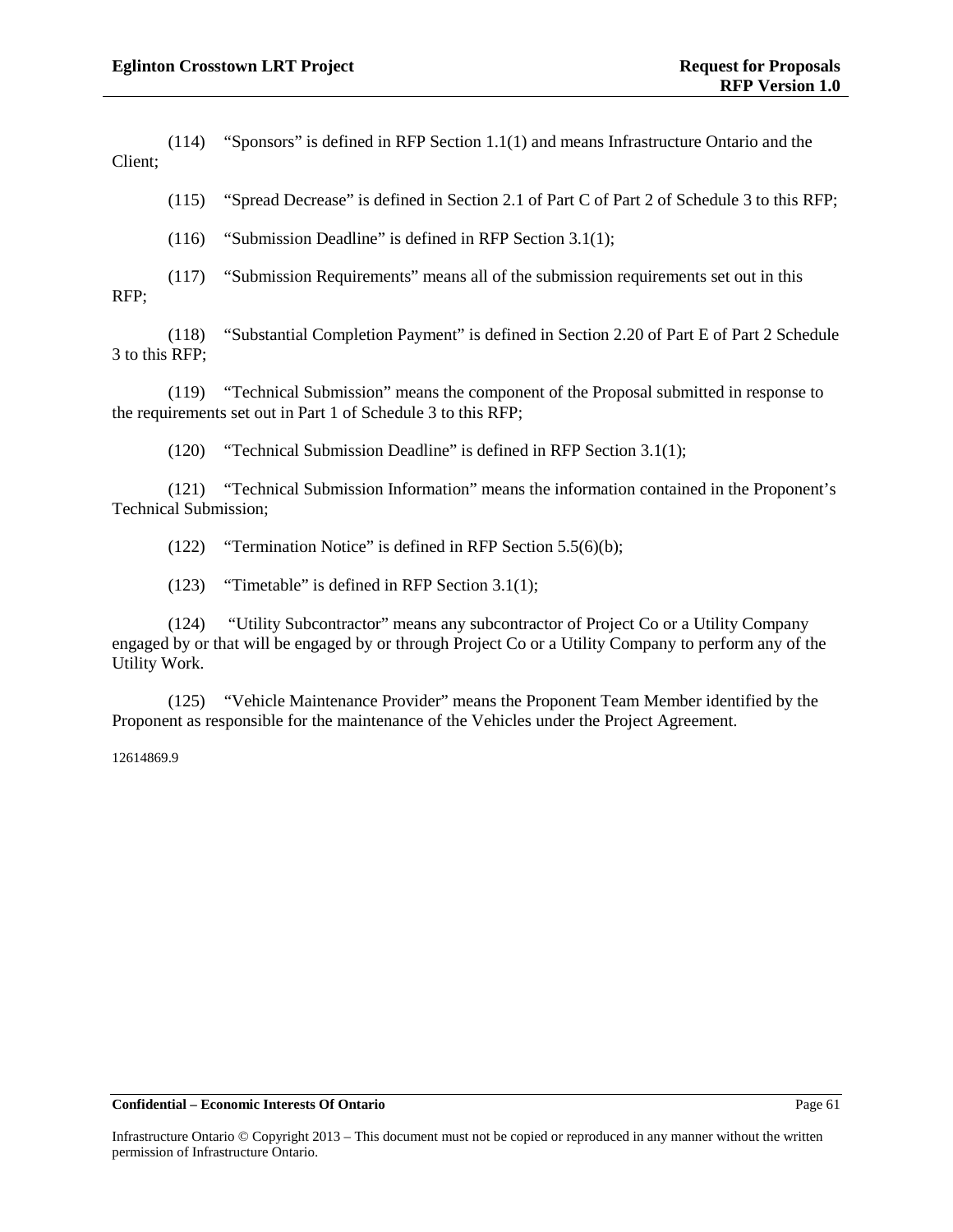(114) “Sponsors” is defined in RFP Section 1.1(1) and means Infrastructure Ontario and the Client;

(115) “Spread Decrease” is defined in Section 2.1 of Part C of Part 2 of Schedule 3 to this RFP;

(116) “Submission Deadline” is defined in RFP Section 3.1(1);

(117) “Submission Requirements” means all of the submission requirements set out in this RFP;

(118) “Substantial Completion Payment” is defined in Section 2.20 of Part E of Part 2 Schedule 3 to this RFP;

(119) “Technical Submission” means the component of the Proposal submitted in response to the requirements set out in Part 1 of Schedule 3 to this RFP;

(120) “Technical Submission Deadline” is defined in RFP Section 3.1(1);

(121) “Technical Submission Information” means the information contained in the Proponent’s Technical Submission;

(122) “Termination Notice” is defined in RFP Section 5.5(6)(b);

(123) “Timetable” is defined in RFP Section 3.1(1);

(124) “Utility Subcontractor” means any subcontractor of Project Co or a Utility Company engaged by or that will be engaged by or through Project Co or a Utility Company to perform any of the Utility Work.

(125) “Vehicle Maintenance Provider” means the Proponent Team Member identified by the Proponent as responsible for the maintenance of the Vehicles under the Project Agreement.

12614869.9